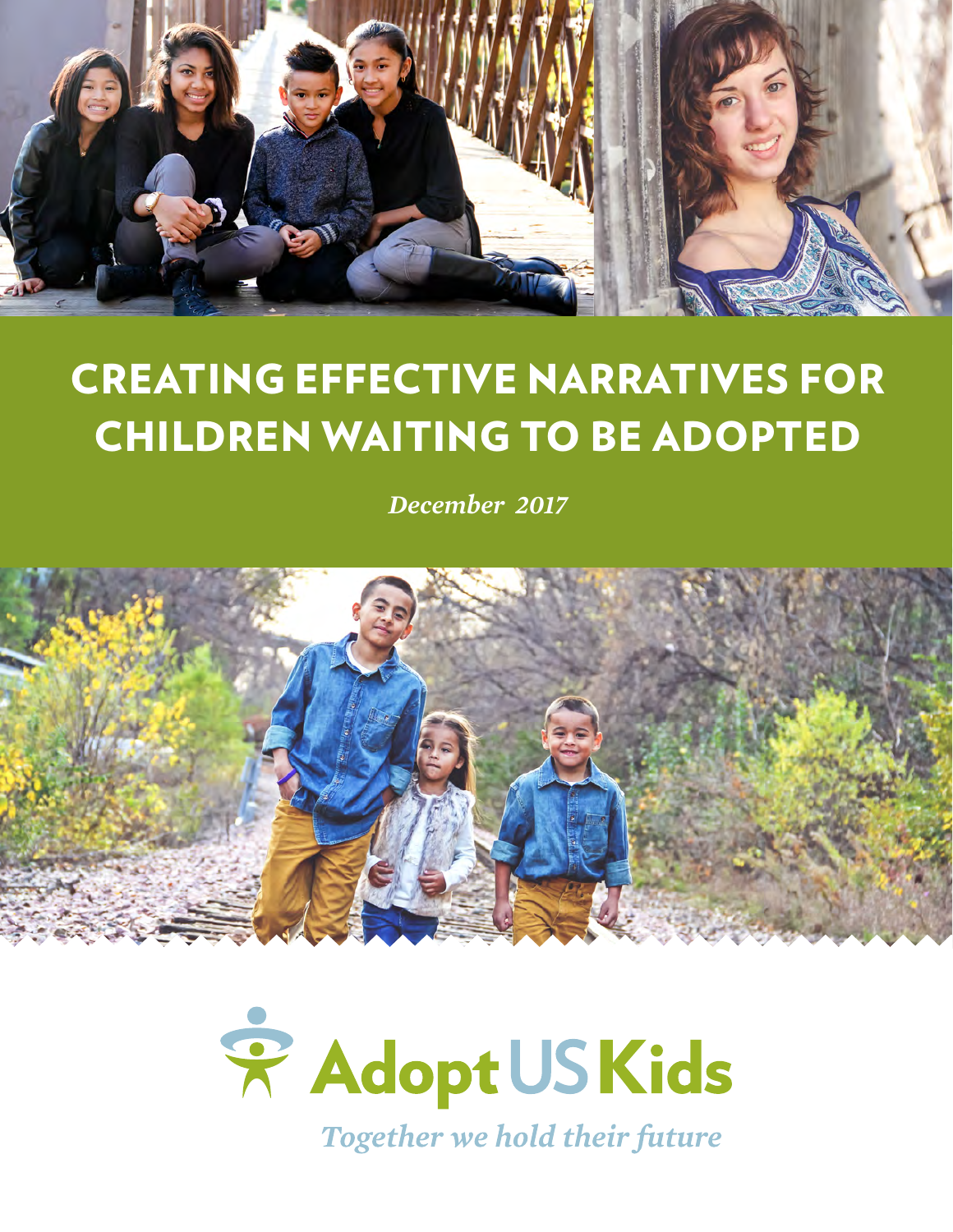# CREATING EFFECTIVE NARRATIVES FOR CHILDREN WAITING TO BE ADOPTED

*December 2017*

AdoptUSKids

*Together we hold their future*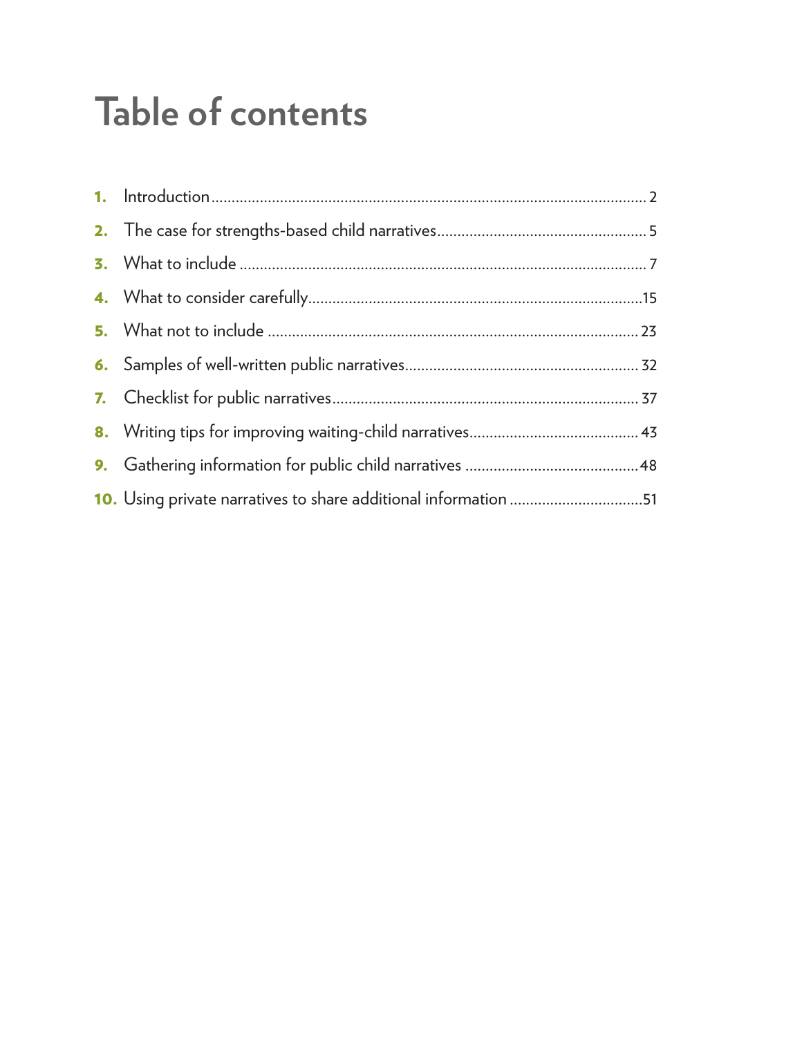# Table of contents

1. Introduction ........ 2
2. The case for strengths-based child narratives ........ 5
3. What to include ........ 7
4. What to consider carefully ........ 15
5. What not to include ........ 23
6. Samples of well-written public narratives ........ 32
7. Checklist for public narratives ........ 37
8. Writing tips for improving waiting-child narratives ........ 43
9. Gathering information for public child narratives ........ 48
10. Using private narratives to share additional information ........ 51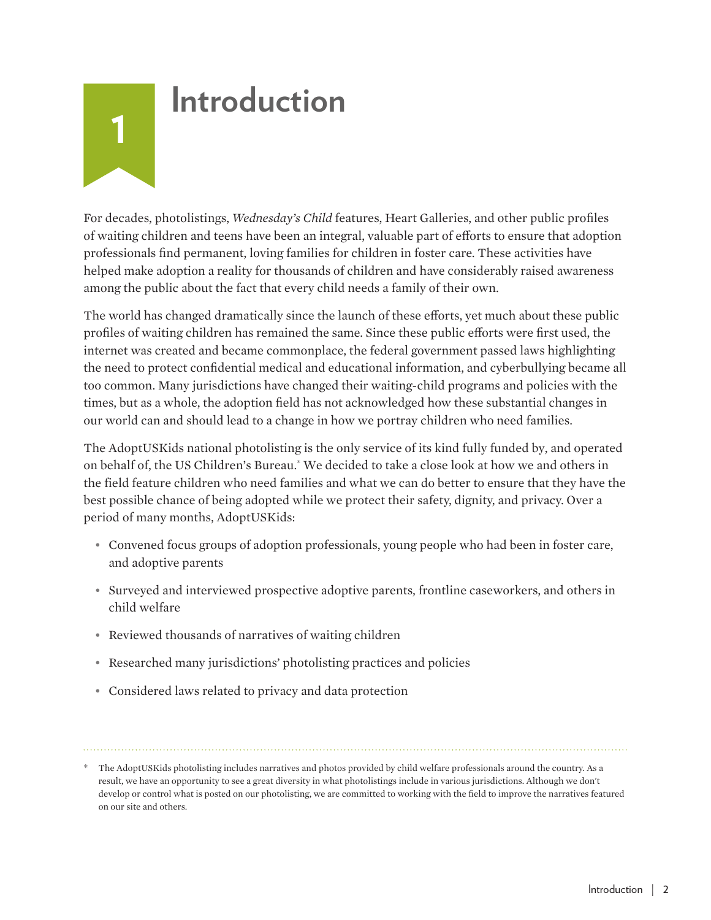# 1 Introduction

For decades, photolistings, *Wednesday's Child* features, Heart Galleries, and other public profiles of waiting children and teens have been an integral, valuable part of efforts to ensure that adoption professionals find permanent, loving families for children in foster care. These activities have helped make adoption a reality for thousands of children and have considerably raised awareness among the public about the fact that every child needs a family of their own.

The world has changed dramatically since the launch of these efforts, yet much about these public profiles of waiting children has remained the same. Since these public efforts were first used, the internet was created and became commonplace, the federal government passed laws highlighting the need to protect confidential medical and educational information, and cyberbullying became all too common. Many jurisdictions have changed their waiting-child programs and policies with the times, but as a whole, the adoption field has not acknowledged how these substantial changes in our world can and should lead to a change in how we portray children who need families.

The AdoptUSKids national photolisting is the only service of its kind fully funded by, and operated on behalf of, the US Children's Bureau.* We decided to take a close look at how we and others in the field feature children who need families and what we can do better to ensure that they have the best possible chance of being adopted while we protect their safety, dignity, and privacy. Over a period of many months, AdoptUSKids:

- Convened focus groups of adoption professionals, young people who had been in foster care, and adoptive parents
- Surveyed and interviewed prospective adoptive parents, frontline caseworkers, and others in child welfare
- Reviewed thousands of narratives of waiting children
- Researched many jurisdictions' photolisting practices and policies
- Considered laws related to privacy and data protection

---

\* The AdoptUSKids photolisting includes narratives and photos provided by child welfare professionals around the country. As a result, we have an opportunity to see a great diversity in what photolistings include in various jurisdictions. Although we don't develop or control what is posted on our photolisting, we are committed to working with the field to improve the narratives featured on our site and others.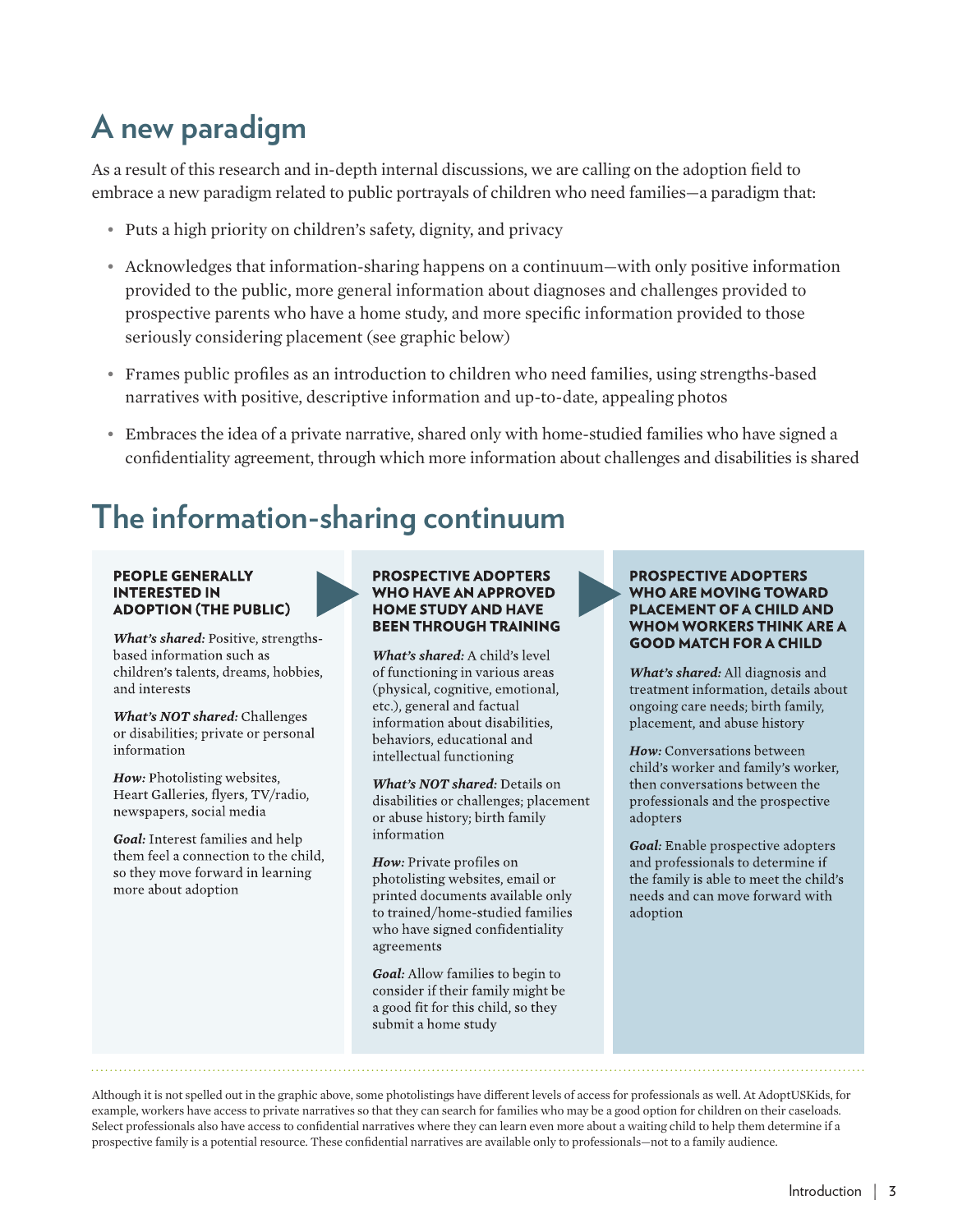## A new paradigm

As a result of this research and in-depth internal discussions, we are calling on the adoption field to embrace a new paradigm related to public portrayals of children who need families—a paradigm that:

- Puts a high priority on children's safety, dignity, and privacy
- Acknowledges that information-sharing happens on a continuum—with only positive information provided to the public, more general information about diagnoses and challenges provided to prospective parents who have a home study, and more specific information provided to those seriously considering placement (see graphic below)
- Frames public profiles as an introduction to children who need families, using strengths-based narratives with positive, descriptive information and up-to-date, appealing photos
- Embraces the idea of a private narrative, shared only with home-studied families who have signed a confidentiality agreement, through which more information about challenges and disabilities is shared

## The information-sharing continuum

### PEOPLE GENERALLY INTERESTED IN ADOPTION (THE PUBLIC)

***What's shared:*** Positive, strengths-based information such as children's talents, dreams, hobbies, and interests

***What's NOT shared:*** Challenges or disabilities; private or personal information

***How:*** Photolisting websites, Heart Galleries, flyers, TV/radio, newspapers, social media

***Goal:*** Interest families and help them feel a connection to the child, so they move forward in learning more about adoption

### PROSPECTIVE ADOPTERS WHO HAVE AN APPROVED HOME STUDY AND HAVE BEEN THROUGH TRAINING

***What's shared:*** A child's level of functioning in various areas (physical, cognitive, emotional, etc.), general and factual information about disabilities, behaviors, educational and intellectual functioning

***What's NOT shared:*** Details on disabilities or challenges; placement or abuse history; birth family information

***How:*** Private profiles on photolisting websites, email or printed documents available only to trained/home-studied families who have signed confidentiality agreements

***Goal:*** Allow families to begin to consider if their family might be a good fit for this child, so they submit a home study

### PROSPECTIVE ADOPTERS WHO ARE MOVING TOWARD PLACEMENT OF A CHILD AND WHOM WORKERS THINK ARE A GOOD MATCH FOR A CHILD

***What's shared:*** All diagnosis and treatment information, details about ongoing care needs; birth family, placement, and abuse history

***How:*** Conversations between child's worker and family's worker, then conversations between the professionals and the prospective adopters

***Goal:*** Enable prospective adopters and professionals to determine if the family is able to meet the child's needs and can move forward with adoption

---

Although it is not spelled out in the graphic above, some photolistings have different levels of access for professionals as well. At AdoptUSKids, for example, workers have access to private narratives so that they can search for families who may be a good option for children on their caseloads. Select professionals also have access to confidential narratives where they can learn even more about a waiting child to help them determine if a prospective family is a potential resource. These confidential narratives are available only to professionals—not to a family audience.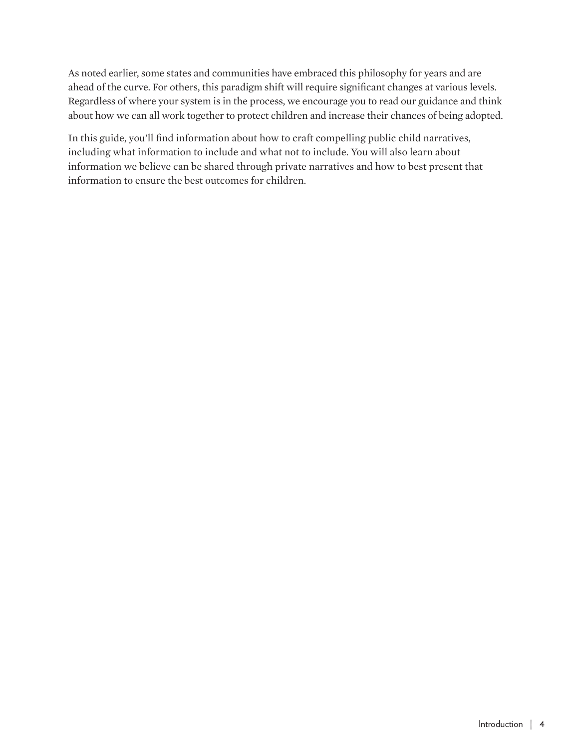As noted earlier, some states and communities have embraced this philosophy for years and are ahead of the curve. For others, this paradigm shift will require significant changes at various levels. Regardless of where your system is in the process, we encourage you to read our guidance and think about how we can all work together to protect children and increase their chances of being adopted.

In this guide, you'll find information about how to craft compelling public child narratives, including what information to include and what not to include. You will also learn about information we believe can be shared through private narratives and how to best present that information to ensure the best outcomes for children.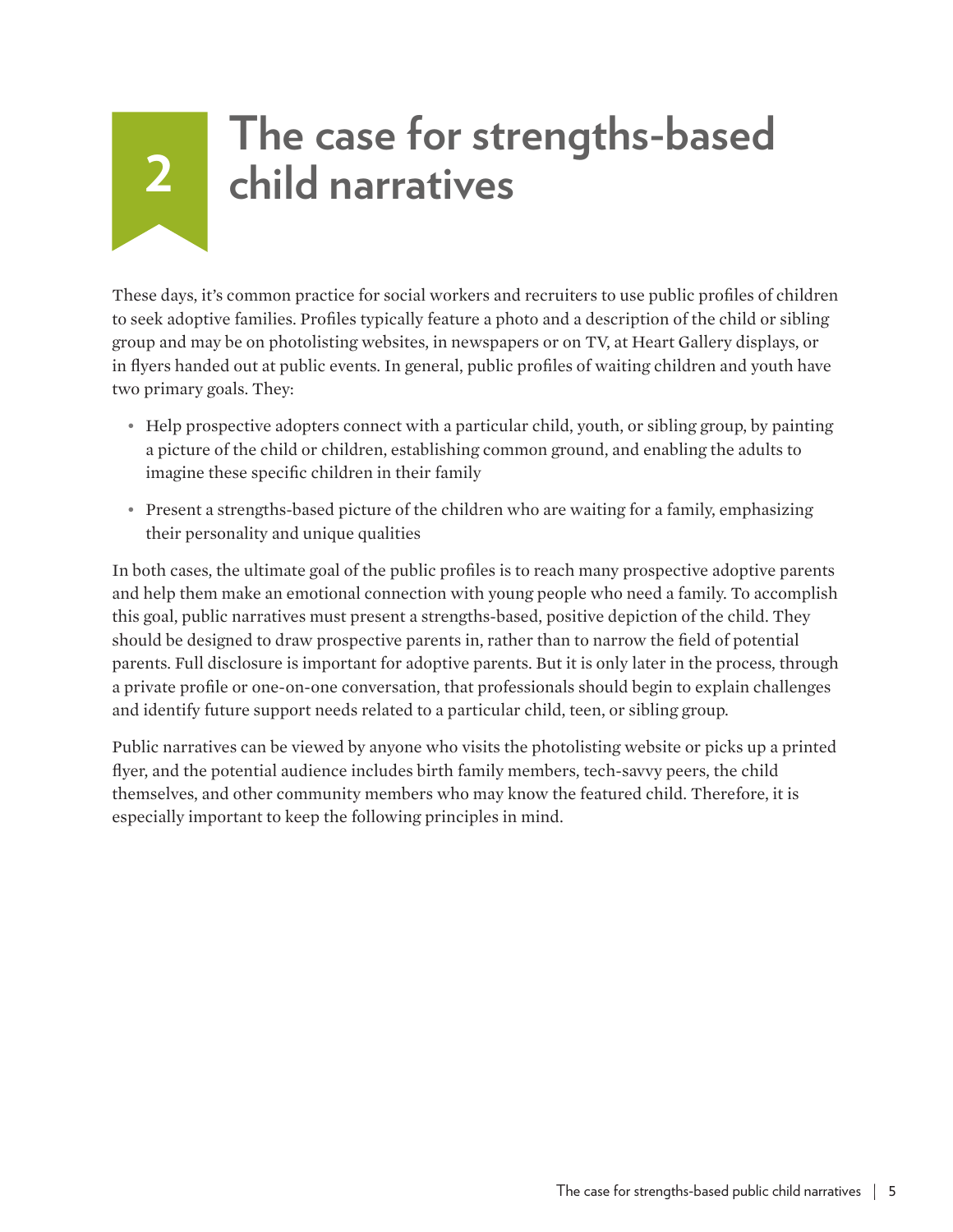# 2 The case for strengths-based child narratives

These days, it's common practice for social workers and recruiters to use public profiles of children to seek adoptive families. Profiles typically feature a photo and a description of the child or sibling group and may be on photolisting websites, in newspapers or on TV, at Heart Gallery displays, or in flyers handed out at public events. In general, public profiles of waiting children and youth have two primary goals. They:

- Help prospective adopters connect with a particular child, youth, or sibling group, by painting a picture of the child or children, establishing common ground, and enabling the adults to imagine these specific children in their family
- Present a strengths-based picture of the children who are waiting for a family, emphasizing their personality and unique qualities

In both cases, the ultimate goal of the public profiles is to reach many prospective adoptive parents and help them make an emotional connection with young people who need a family. To accomplish this goal, public narratives must present a strengths-based, positive depiction of the child. They should be designed to draw prospective parents in, rather than to narrow the field of potential parents. Full disclosure is important for adoptive parents. But it is only later in the process, through a private profile or one-on-one conversation, that professionals should begin to explain challenges and identify future support needs related to a particular child, teen, or sibling group.

Public narratives can be viewed by anyone who visits the photolisting website or picks up a printed flyer, and the potential audience includes birth family members, tech-savvy peers, the child themselves, and other community members who may know the featured child. Therefore, it is especially important to keep the following principles in mind.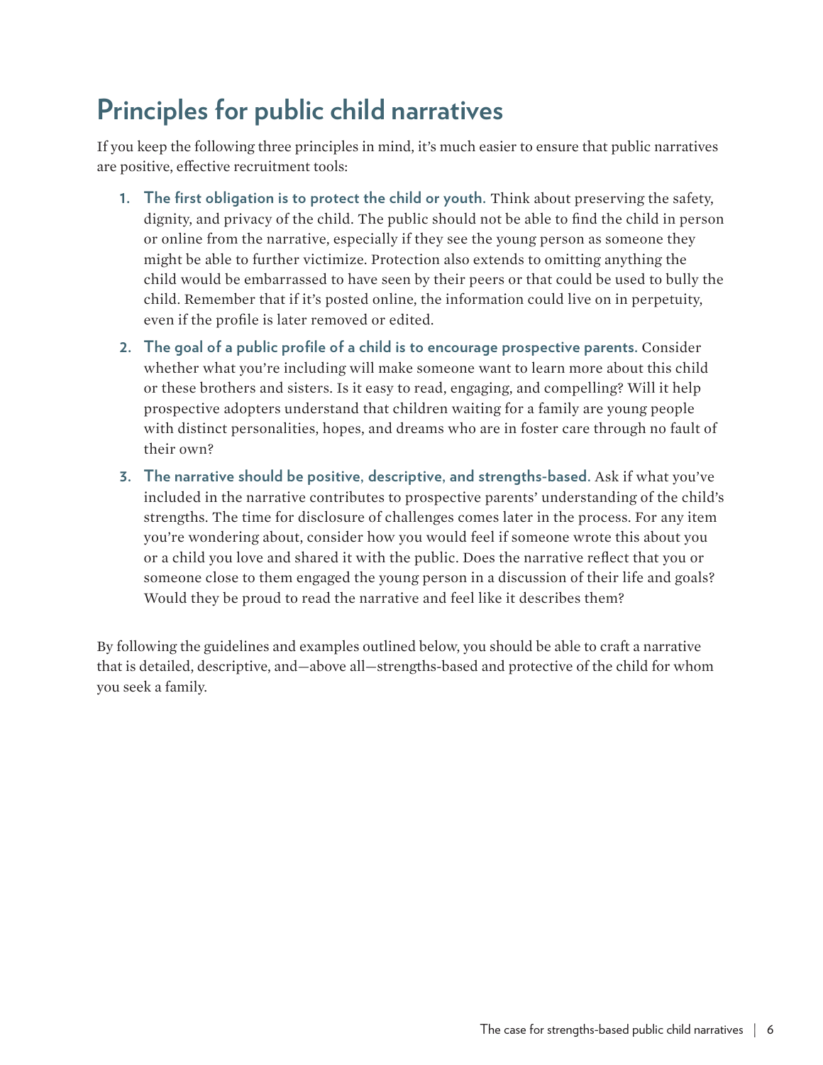# Principles for public child narratives

If you keep the following three principles in mind, it's much easier to ensure that public narratives are positive, effective recruitment tools:

1. **The first obligation is to protect the child or youth.** Think about preserving the safety, dignity, and privacy of the child. The public should not be able to find the child in person or online from the narrative, especially if they see the young person as someone they might be able to further victimize. Protection also extends to omitting anything the child would be embarrassed to have seen by their peers or that could be used to bully the child. Remember that if it's posted online, the information could live on in perpetuity, even if the profile is later removed or edited.
2. **The goal of a public profile of a child is to encourage prospective parents.** Consider whether what you're including will make someone want to learn more about this child or these brothers and sisters. Is it easy to read, engaging, and compelling? Will it help prospective adopters understand that children waiting for a family are young people with distinct personalities, hopes, and dreams who are in foster care through no fault of their own?
3. **The narrative should be positive, descriptive, and strengths-based.** Ask if what you've included in the narrative contributes to prospective parents' understanding of the child's strengths. The time for disclosure of challenges comes later in the process. For any item you're wondering about, consider how you would feel if someone wrote this about you or a child you love and shared it with the public. Does the narrative reflect that you or someone close to them engaged the young person in a discussion of their life and goals? Would they be proud to read the narrative and feel like it describes them?

By following the guidelines and examples outlined below, you should be able to craft a narrative that is detailed, descriptive, and—above all—strengths-based and protective of the child for whom you seek a family.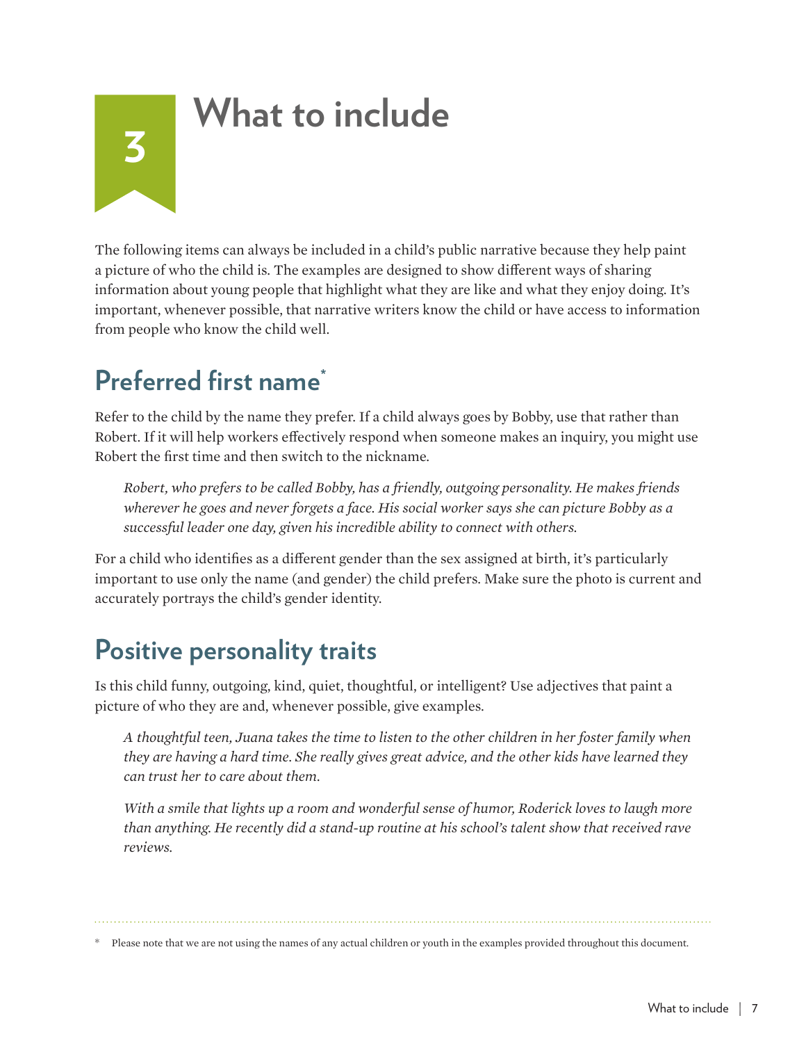# 3 What to include

The following items can always be included in a child's public narrative because they help paint a picture of who the child is. The examples are designed to show different ways of sharing information about young people that highlight what they are like and what they enjoy doing. It's important, whenever possible, that narrative writers know the child or have access to information from people who know the child well.

## Preferred first name*

Refer to the child by the name they prefer. If a child always goes by Bobby, use that rather than Robert. If it will help workers effectively respond when someone makes an inquiry, you might use Robert the first time and then switch to the nickname.

> *Robert, who prefers to be called Bobby, has a friendly, outgoing personality. He makes friends wherever he goes and never forgets a face. His social worker says she can picture Bobby as a successful leader one day, given his incredible ability to connect with others.*

For a child who identifies as a different gender than the sex assigned at birth, it's particularly important to use only the name (and gender) the child prefers. Make sure the photo is current and accurately portrays the child's gender identity.

## Positive personality traits

Is this child funny, outgoing, kind, quiet, thoughtful, or intelligent? Use adjectives that paint a picture of who they are and, whenever possible, give examples.

> *A thoughtful teen, Juana takes the time to listen to the other children in her foster family when they are having a hard time. She really gives great advice, and the other kids have learned they can trust her to care about them.*

> *With a smile that lights up a room and wonderful sense of humor, Roderick loves to laugh more than anything. He recently did a stand-up routine at his school's talent show that received rave reviews.*

---

* Please note that we are not using the names of any actual children or youth in the examples provided throughout this document.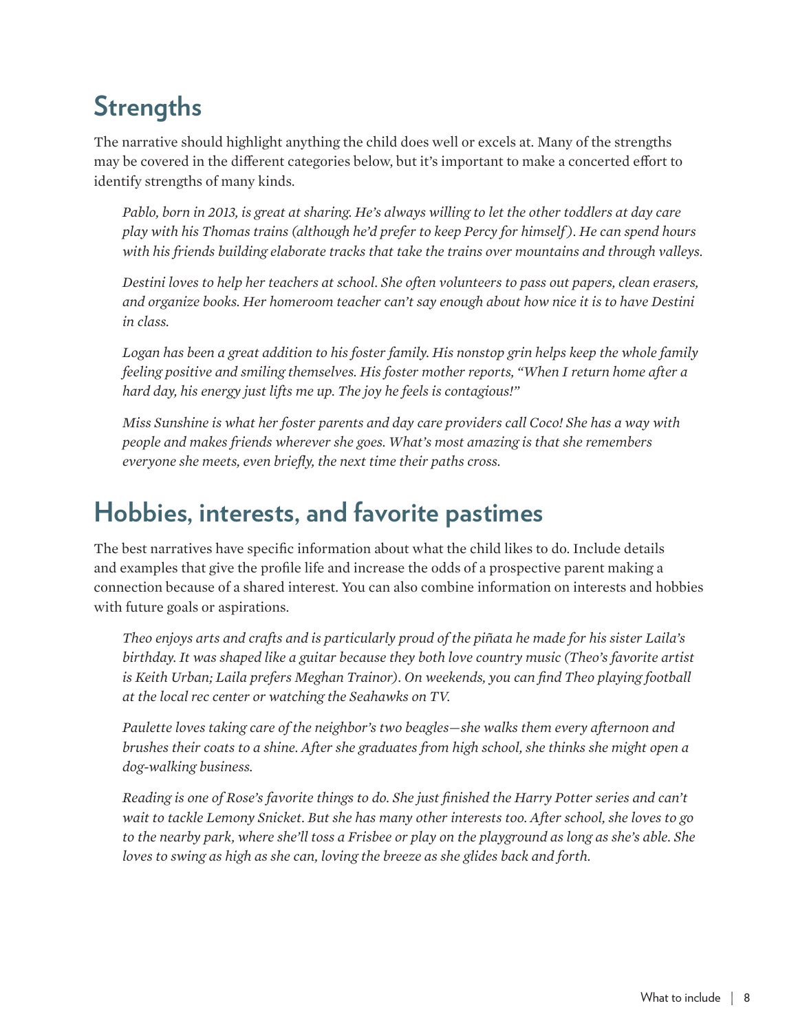## Strengths

The narrative should highlight anything the child does well or excels at. Many of the strengths may be covered in the different categories below, but it's important to make a concerted effort to identify strengths of many kinds.

*Pablo, born in 2013, is great at sharing. He's always willing to let the other toddlers at day care play with his Thomas trains (although he'd prefer to keep Percy for himself). He can spend hours with his friends building elaborate tracks that take the trains over mountains and through valleys.*

*Destini loves to help her teachers at school. She often volunteers to pass out papers, clean erasers, and organize books. Her homeroom teacher can't say enough about how nice it is to have Destini in class.*

*Logan has been a great addition to his foster family. His nonstop grin helps keep the whole family feeling positive and smiling themselves. His foster mother reports, "When I return home after a hard day, his energy just lifts me up. The joy he feels is contagious!"*

*Miss Sunshine is what her foster parents and day care providers call Coco! She has a way with people and makes friends wherever she goes. What's most amazing is that she remembers everyone she meets, even briefly, the next time their paths cross.*

## Hobbies, interests, and favorite pastimes

The best narratives have specific information about what the child likes to do. Include details and examples that give the profile life and increase the odds of a prospective parent making a connection because of a shared interest. You can also combine information on interests and hobbies with future goals or aspirations.

*Theo enjoys arts and crafts and is particularly proud of the piñata he made for his sister Laila's birthday. It was shaped like a guitar because they both love country music (Theo's favorite artist is Keith Urban; Laila prefers Meghan Trainor). On weekends, you can find Theo playing football at the local rec center or watching the Seahawks on TV.*

*Paulette loves taking care of the neighbor's two beagles—she walks them every afternoon and brushes their coats to a shine. After she graduates from high school, she thinks she might open a dog-walking business.*

*Reading is one of Rose's favorite things to do. She just finished the Harry Potter series and can't wait to tackle Lemony Snicket. But she has many other interests too. After school, she loves to go to the nearby park, where she'll toss a Frisbee or play on the playground as long as she's able. She loves to swing as high as she can, loving the breeze as she glides back and forth.*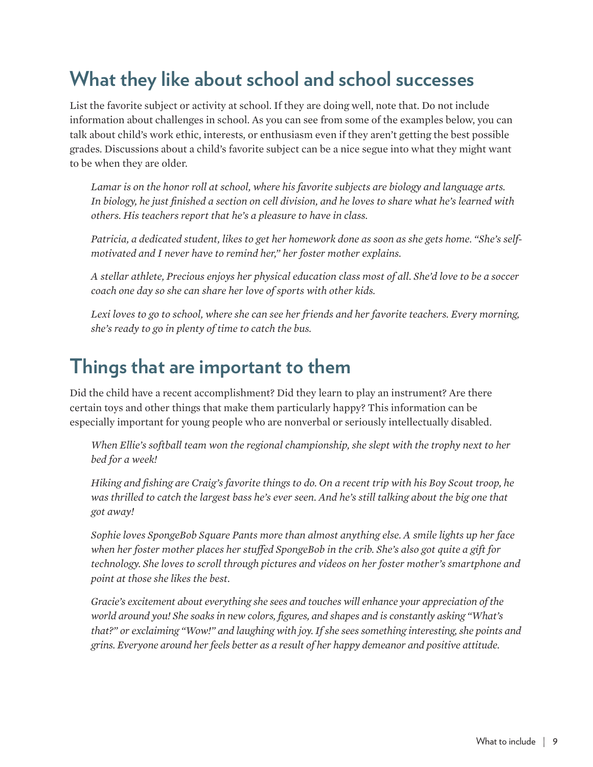## What they like about school and school successes

List the favorite subject or activity at school. If they are doing well, note that. Do not include information about challenges in school. As you can see from some of the examples below, you can talk about child's work ethic, interests, or enthusiasm even if they aren't getting the best possible grades. Discussions about a child's favorite subject can be a nice segue into what they might want to be when they are older.

*Lamar is on the honor roll at school, where his favorite subjects are biology and language arts. In biology, he just finished a section on cell division, and he loves to share what he's learned with others. His teachers report that he's a pleasure to have in class.*

*Patricia, a dedicated student, likes to get her homework done as soon as she gets home. "She's self-motivated and I never have to remind her," her foster mother explains.*

*A stellar athlete, Precious enjoys her physical education class most of all. She'd love to be a soccer coach one day so she can share her love of sports with other kids.*

*Lexi loves to go to school, where she can see her friends and her favorite teachers. Every morning, she's ready to go in plenty of time to catch the bus.*

## Things that are important to them

Did the child have a recent accomplishment? Did they learn to play an instrument? Are there certain toys and other things that make them particularly happy? This information can be especially important for young people who are nonverbal or seriously intellectually disabled.

*When Ellie's softball team won the regional championship, she slept with the trophy next to her bed for a week!*

*Hiking and fishing are Craig's favorite things to do. On a recent trip with his Boy Scout troop, he was thrilled to catch the largest bass he's ever seen. And he's still talking about the big one that got away!*

*Sophie loves SpongeBob Square Pants more than almost anything else. A smile lights up her face when her foster mother places her stuffed SpongeBob in the crib. She's also got quite a gift for technology. She loves to scroll through pictures and videos on her foster mother's smartphone and point at those she likes the best.*

*Gracie's excitement about everything she sees and touches will enhance your appreciation of the world around you! She soaks in new colors, figures, and shapes and is constantly asking "What's that?" or exclaiming "Wow!" and laughing with joy. If she sees something interesting, she points and grins. Everyone around her feels better as a result of her happy demeanor and positive attitude.*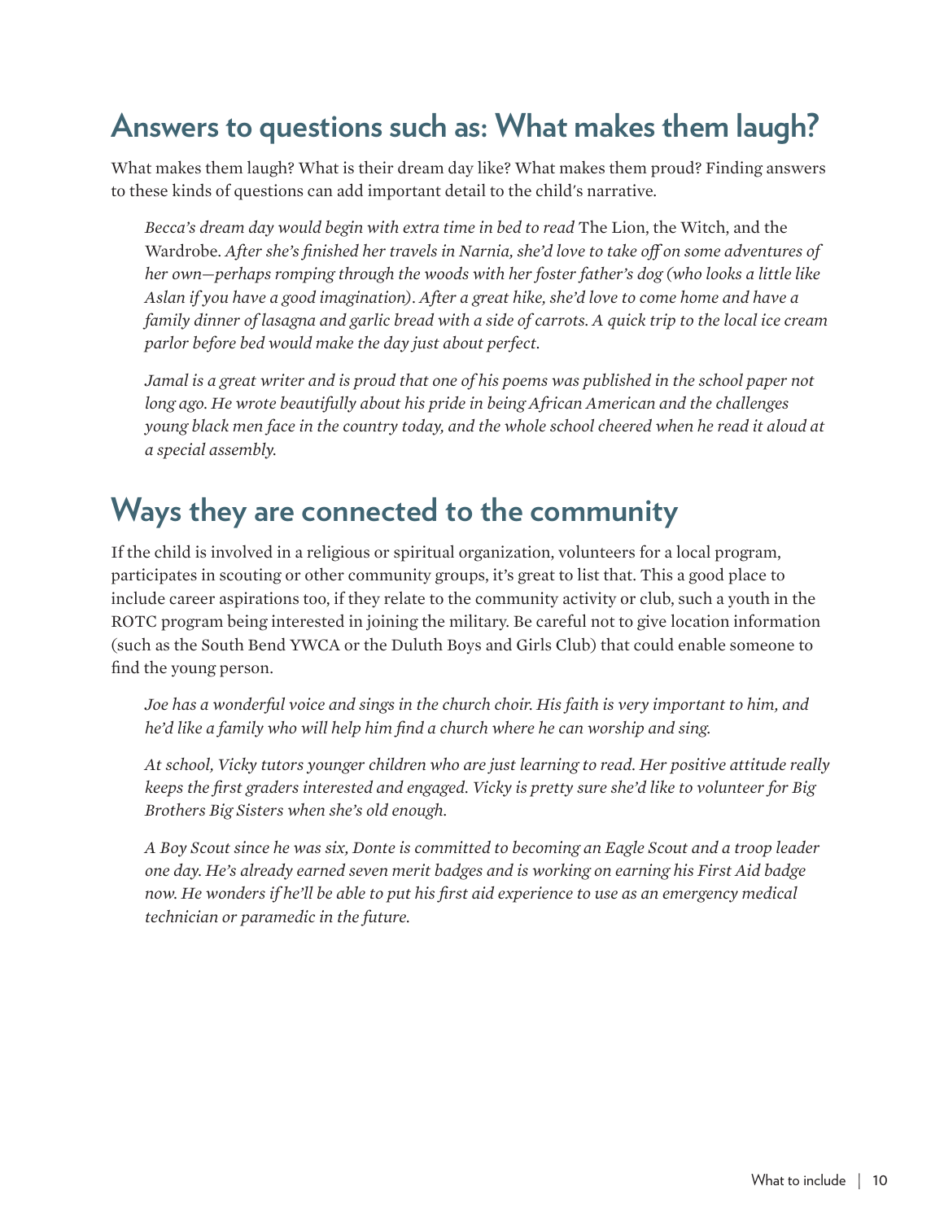## Answers to questions such as: What makes them laugh?

What makes them laugh? What is their dream day like? What makes them proud? Finding answers to these kinds of questions can add important detail to the child's narrative.

> *Becca's dream day would begin with extra time in bed to read* The Lion, the Witch, and the Wardrobe. *After she's finished her travels in Narnia, she'd love to take off on some adventures of her own—perhaps romping through the woods with her foster father's dog (who looks a little like Aslan if you have a good imagination). After a great hike, she'd love to come home and have a family dinner of lasagna and garlic bread with a side of carrots. A quick trip to the local ice cream parlor before bed would make the day just about perfect.*

> *Jamal is a great writer and is proud that one of his poems was published in the school paper not long ago. He wrote beautifully about his pride in being African American and the challenges young black men face in the country today, and the whole school cheered when he read it aloud at a special assembly.*

## Ways they are connected to the community

If the child is involved in a religious or spiritual organization, volunteers for a local program, participates in scouting or other community groups, it's great to list that. This a good place to include career aspirations too, if they relate to the community activity or club, such a youth in the ROTC program being interested in joining the military. Be careful not to give location information (such as the South Bend YWCA or the Duluth Boys and Girls Club) that could enable someone to find the young person.

> *Joe has a wonderful voice and sings in the church choir. His faith is very important to him, and he'd like a family who will help him find a church where he can worship and sing.*

> *At school, Vicky tutors younger children who are just learning to read. Her positive attitude really keeps the first graders interested and engaged. Vicky is pretty sure she'd like to volunteer for Big Brothers Big Sisters when she's old enough.*

> *A Boy Scout since he was six, Donte is committed to becoming an Eagle Scout and a troop leader one day. He's already earned seven merit badges and is working on earning his First Aid badge now. He wonders if he'll be able to put his first aid experience to use as an emergency medical technician or paramedic in the future.*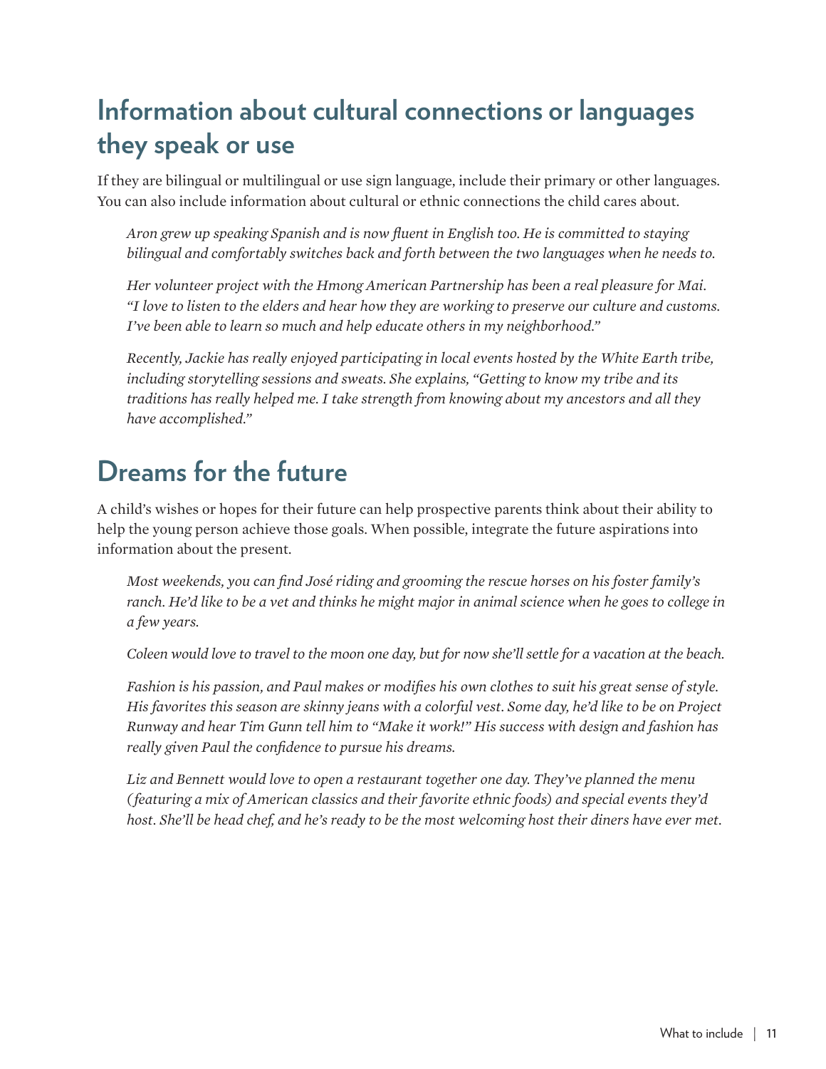## Information about cultural connections or languages they speak or use

If they are bilingual or multilingual or use sign language, include their primary or other languages. You can also include information about cultural or ethnic connections the child cares about.

> *Aron grew up speaking Spanish and is now fluent in English too. He is committed to staying bilingual and comfortably switches back and forth between the two languages when he needs to.*
>
> *Her volunteer project with the Hmong American Partnership has been a real pleasure for Mai. "I love to listen to the elders and hear how they are working to preserve our culture and customs. I've been able to learn so much and help educate others in my neighborhood."*
>
> *Recently, Jackie has really enjoyed participating in local events hosted by the White Earth tribe, including storytelling sessions and sweats. She explains, "Getting to know my tribe and its traditions has really helped me. I take strength from knowing about my ancestors and all they have accomplished."*

## Dreams for the future

A child's wishes or hopes for their future can help prospective parents think about their ability to help the young person achieve those goals. When possible, integrate the future aspirations into information about the present.

> *Most weekends, you can find José riding and grooming the rescue horses on his foster family's ranch. He'd like to be a vet and thinks he might major in animal science when he goes to college in a few years.*
>
> *Coleen would love to travel to the moon one day, but for now she'll settle for a vacation at the beach.*
>
> *Fashion is his passion, and Paul makes or modifies his own clothes to suit his great sense of style. His favorites this season are skinny jeans with a colorful vest. Some day, he'd like to be on Project Runway and hear Tim Gunn tell him to "Make it work!" His success with design and fashion has really given Paul the confidence to pursue his dreams.*
>
> *Liz and Bennett would love to open a restaurant together one day. They've planned the menu (featuring a mix of American classics and their favorite ethnic foods) and special events they'd host. She'll be head chef, and he's ready to be the most welcoming host their diners have ever met.*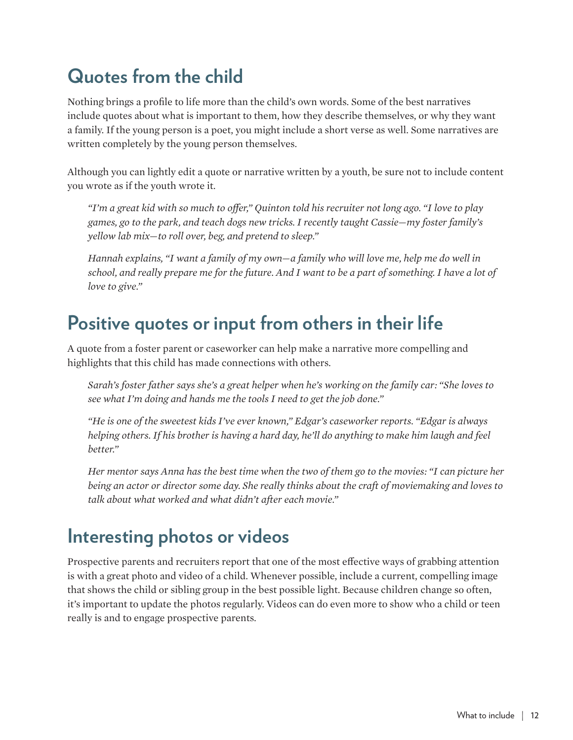## Quotes from the child

Nothing brings a profile to life more than the child's own words. Some of the best narratives include quotes about what is important to them, how they describe themselves, or why they want a family. If the young person is a poet, you might include a short verse as well. Some narratives are written completely by the young person themselves.

Although you can lightly edit a quote or narrative written by a youth, be sure not to include content you wrote as if the youth wrote it.

> *"I'm a great kid with so much to offer," Quinton told his recruiter not long ago. "I love to play games, go to the park, and teach dogs new tricks. I recently taught Cassie—my foster family's yellow lab mix—to roll over, beg, and pretend to sleep."*
>
> *Hannah explains, "I want a family of my own—a family who will love me, help me do well in school, and really prepare me for the future. And I want to be a part of something. I have a lot of love to give."*

## Positive quotes or input from others in their life

A quote from a foster parent or caseworker can help make a narrative more compelling and highlights that this child has made connections with others.

> *Sarah's foster father says she's a great helper when he's working on the family car: "She loves to see what I'm doing and hands me the tools I need to get the job done."*
>
> *"He is one of the sweetest kids I've ever known," Edgar's caseworker reports. "Edgar is always helping others. If his brother is having a hard day, he'll do anything to make him laugh and feel better."*
>
> *Her mentor says Anna has the best time when the two of them go to the movies: "I can picture her being an actor or director some day. She really thinks about the craft of moviemaking and loves to talk about what worked and what didn't after each movie."*

## Interesting photos or videos

Prospective parents and recruiters report that one of the most effective ways of grabbing attention is with a great photo and video of a child. Whenever possible, include a current, compelling image that shows the child or sibling group in the best possible light. Because children change so often, it's important to update the photos regularly. Videos can do even more to show who a child or teen really is and to engage prospective parents.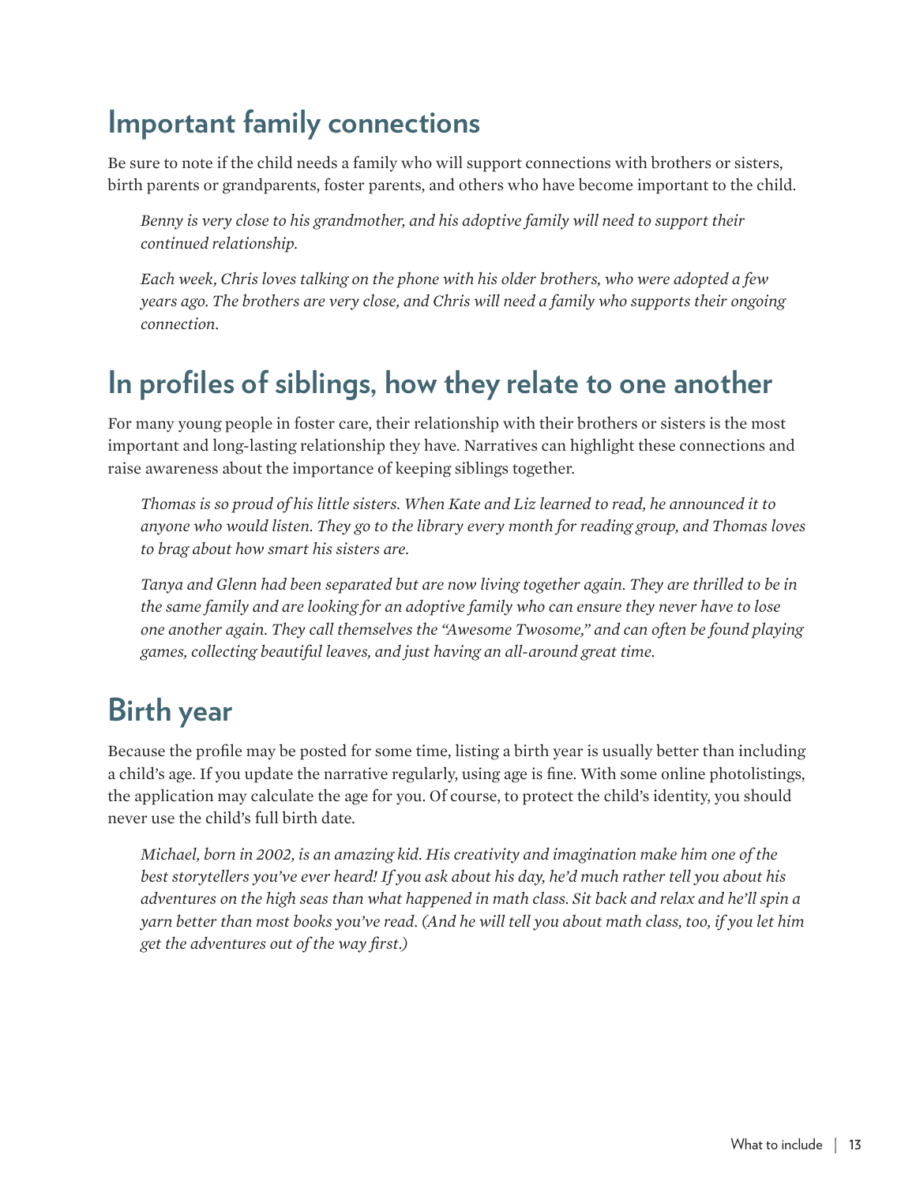## Important family connections

Be sure to note if the child needs a family who will support connections with brothers or sisters, birth parents or grandparents, foster parents, and others who have become important to the child.

> *Benny is very close to his grandmother, and his adoptive family will need to support their continued relationship.*
>
> *Each week, Chris loves talking on the phone with his older brothers, who were adopted a few years ago. The brothers are very close, and Chris will need a family who supports their ongoing connection.*

## In profiles of siblings, how they relate to one another

For many young people in foster care, their relationship with their brothers or sisters is the most important and long-lasting relationship they have. Narratives can highlight these connections and raise awareness about the importance of keeping siblings together.

> *Thomas is so proud of his little sisters. When Kate and Liz learned to read, he announced it to anyone who would listen. They go to the library every month for reading group, and Thomas loves to brag about how smart his sisters are.*
>
> *Tanya and Glenn had been separated but are now living together again. They are thrilled to be in the same family and are looking for an adoptive family who can ensure they never have to lose one another again. They call themselves the "Awesome Twosome," and can often be found playing games, collecting beautiful leaves, and just having an all-around great time.*

## Birth year

Because the profile may be posted for some time, listing a birth year is usually better than including a child's age. If you update the narrative regularly, using age is fine. With some online photolistings, the application may calculate the age for you. Of course, to protect the child's identity, you should never use the child's full birth date.

> *Michael, born in 2002, is an amazing kid. His creativity and imagination make him one of the best storytellers you've ever heard! If you ask about his day, he'd much rather tell you about his adventures on the high seas than what happened in math class. Sit back and relax and he'll spin a yarn better than most books you've read. (And he will tell you about math class, too, if you let him get the adventures out of the way first.)*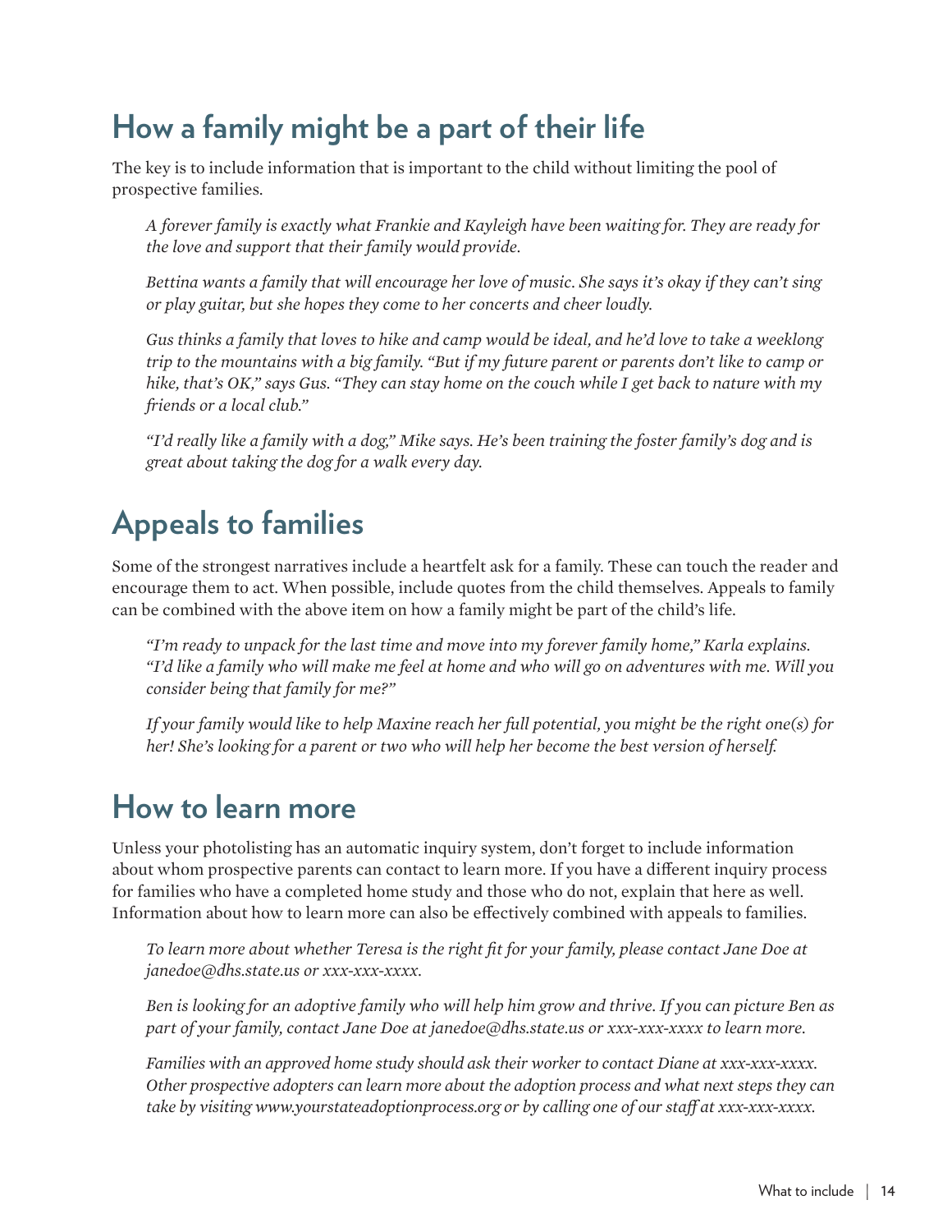## How a family might be a part of their life

The key is to include information that is important to the child without limiting the pool of prospective families.

*A forever family is exactly what Frankie and Kayleigh have been waiting for. They are ready for the love and support that their family would provide.*

*Bettina wants a family that will encourage her love of music. She says it's okay if they can't sing or play guitar, but she hopes they come to her concerts and cheer loudly.*

*Gus thinks a family that loves to hike and camp would be ideal, and he'd love to take a weeklong trip to the mountains with a big family. "But if my future parent or parents don't like to camp or hike, that's OK," says Gus. "They can stay home on the couch while I get back to nature with my friends or a local club."*

*"I'd really like a family with a dog," Mike says. He's been training the foster family's dog and is great about taking the dog for a walk every day.*

## Appeals to families

Some of the strongest narratives include a heartfelt ask for a family. These can touch the reader and encourage them to act. When possible, include quotes from the child themselves. Appeals to family can be combined with the above item on how a family might be part of the child's life.

*"I'm ready to unpack for the last time and move into my forever family home," Karla explains. "I'd like a family who will make me feel at home and who will go on adventures with me. Will you consider being that family for me?"*

*If your family would like to help Maxine reach her full potential, you might be the right one(s) for her! She's looking for a parent or two who will help her become the best version of herself.*

## How to learn more

Unless your photolisting has an automatic inquiry system, don't forget to include information about whom prospective parents can contact to learn more. If you have a different inquiry process for families who have a completed home study and those who do not, explain that here as well. Information about how to learn more can also be effectively combined with appeals to families.

*To learn more about whether Teresa is the right fit for your family, please contact Jane Doe at janedoe@dhs.state.us or xxx-xxx-xxxx.*

*Ben is looking for an adoptive family who will help him grow and thrive. If you can picture Ben as part of your family, contact Jane Doe at janedoe@dhs.state.us or xxx-xxx-xxxx to learn more.*

*Families with an approved home study should ask their worker to contact Diane at xxx-xxx-xxxx. Other prospective adopters can learn more about the adoption process and what next steps they can take by visiting www.yourstateadoptionprocess.org or by calling one of our staff at xxx-xxx-xxxx.*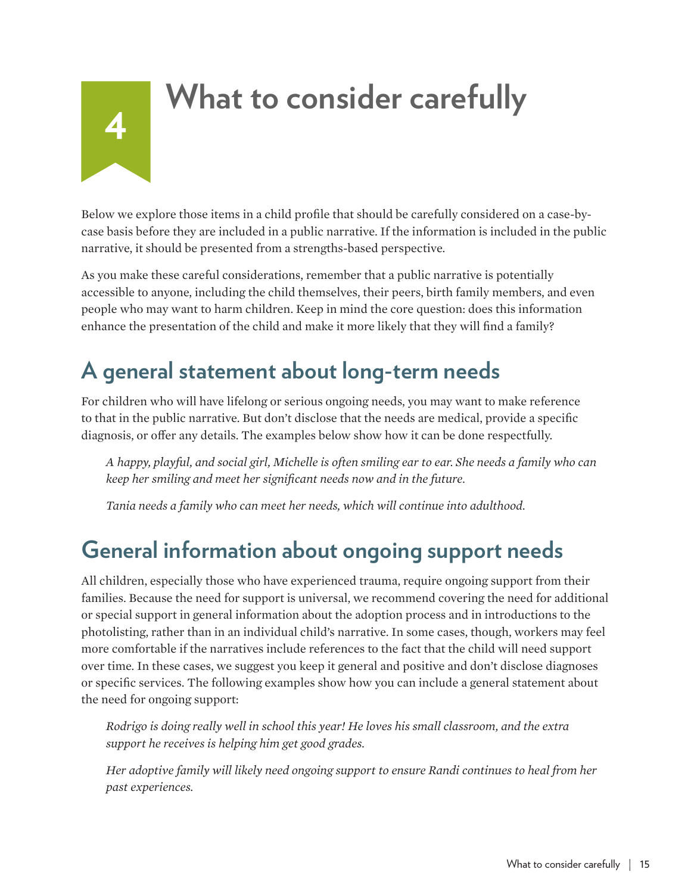# 4 What to consider carefully

Below we explore those items in a child profile that should be carefully considered on a case-by-case basis before they are included in a public narrative. If the information is included in the public narrative, it should be presented from a strengths-based perspective.

As you make these careful considerations, remember that a public narrative is potentially accessible to anyone, including the child themselves, their peers, birth family members, and even people who may want to harm children. Keep in mind the core question: does this information enhance the presentation of the child and make it more likely that they will find a family?

## A general statement about long-term needs

For children who will have lifelong or serious ongoing needs, you may want to make reference to that in the public narrative. But don't disclose that the needs are medical, provide a specific diagnosis, or offer any details. The examples below show how it can be done respectfully.

> *A happy, playful, and social girl, Michelle is often smiling ear to ear. She needs a family who can keep her smiling and meet her significant needs now and in the future.*
>
> *Tania needs a family who can meet her needs, which will continue into adulthood.*

## General information about ongoing support needs

All children, especially those who have experienced trauma, require ongoing support from their families. Because the need for support is universal, we recommend covering the need for additional or special support in general information about the adoption process and in introductions to the photolisting, rather than in an individual child's narrative. In some cases, though, workers may feel more comfortable if the narratives include references to the fact that the child will need support over time. In these cases, we suggest you keep it general and positive and don't disclose diagnoses or specific services. The following examples show how you can include a general statement about the need for ongoing support:

> *Rodrigo is doing really well in school this year! He loves his small classroom, and the extra support he receives is helping him get good grades.*
>
> *Her adoptive family will likely need ongoing support to ensure Randi continues to heal from her past experiences.*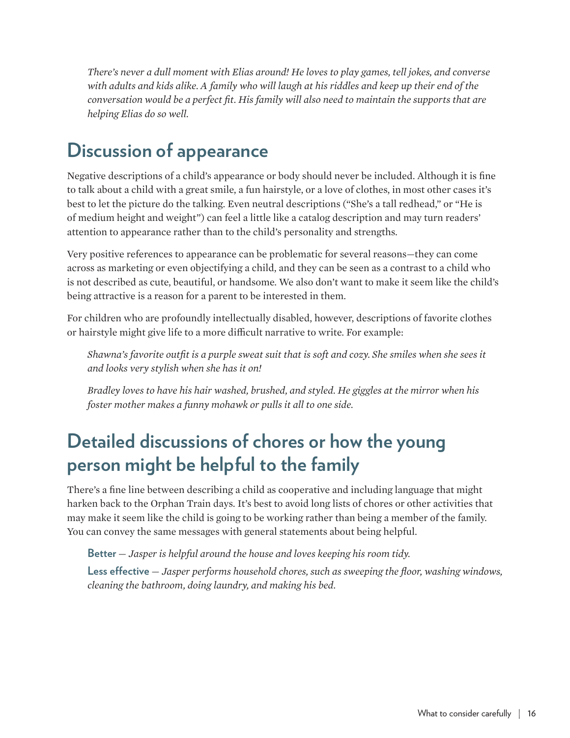*There's never a dull moment with Elias around! He loves to play games, tell jokes, and converse with adults and kids alike. A family who will laugh at his riddles and keep up their end of the conversation would be a perfect fit. His family will also need to maintain the supports that are helping Elias do so well.*

## Discussion of appearance

Negative descriptions of a child's appearance or body should never be included. Although it is fine to talk about a child with a great smile, a fun hairstyle, or a love of clothes, in most other cases it's best to let the picture do the talking. Even neutral descriptions ("She's a tall redhead," or "He is of medium height and weight") can feel a little like a catalog description and may turn readers' attention to appearance rather than to the child's personality and strengths.

Very positive references to appearance can be problematic for several reasons—they can come across as marketing or even objectifying a child, and they can be seen as a contrast to a child who is not described as cute, beautiful, or handsome. We also don't want to make it seem like the child's being attractive is a reason for a parent to be interested in them.

For children who are profoundly intellectually disabled, however, descriptions of favorite clothes or hairstyle might give life to a more difficult narrative to write. For example:

*Shawna's favorite outfit is a purple sweat suit that is soft and cozy. She smiles when she sees it and looks very stylish when she has it on!*

*Bradley loves to have his hair washed, brushed, and styled. He giggles at the mirror when his foster mother makes a funny mohawk or pulls it all to one side.*

## Detailed discussions of chores or how the young person might be helpful to the family

There's a fine line between describing a child as cooperative and including language that might harken back to the Orphan Train days. It's best to avoid long lists of chores or other activities that may make it seem like the child is going to be working rather than being a member of the family. You can convey the same messages with general statements about being helpful.

**Better** — *Jasper is helpful around the house and loves keeping his room tidy.*

**Less effective** — *Jasper performs household chores, such as sweeping the floor, washing windows, cleaning the bathroom, doing laundry, and making his bed.*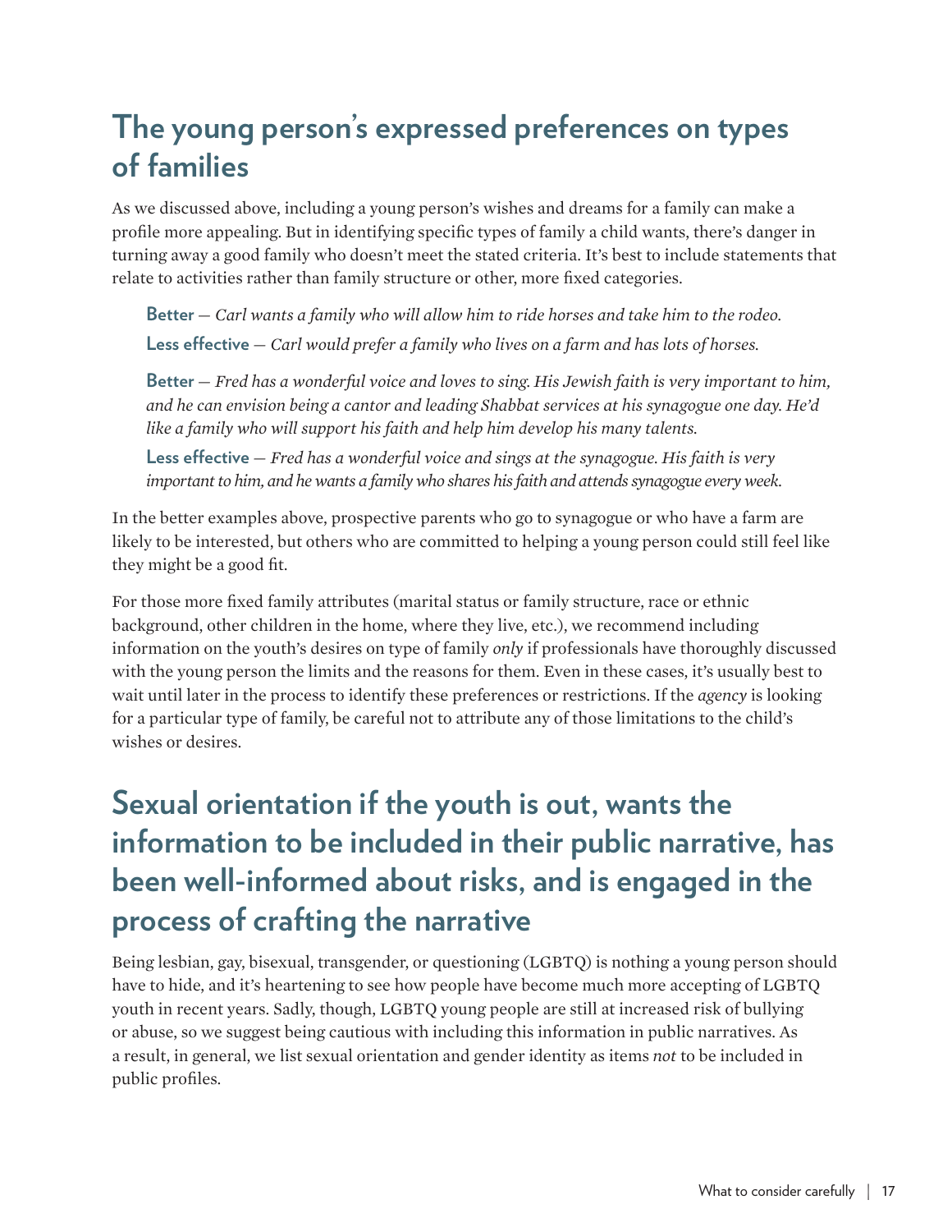## The young person's expressed preferences on types of families

As we discussed above, including a young person's wishes and dreams for a family can make a profile more appealing. But in identifying specific types of family a child wants, there's danger in turning away a good family who doesn't meet the stated criteria. It's best to include statements that relate to activities rather than family structure or other, more fixed categories.

> **Better** — *Carl wants a family who will allow him to ride horses and take him to the rodeo.*
>
> **Less effective** — *Carl would prefer a family who lives on a farm and has lots of horses.*

> **Better** — *Fred has a wonderful voice and loves to sing. His Jewish faith is very important to him, and he can envision being a cantor and leading Shabbat services at his synagogue one day. He'd like a family who will support his faith and help him develop his many talents.*
>
> **Less effective** — *Fred has a wonderful voice and sings at the synagogue. His faith is very important to him, and he wants a family who shares his faith and attends synagogue every week.*

In the better examples above, prospective parents who go to synagogue or who have a farm are likely to be interested, but others who are committed to helping a young person could still feel like they might be a good fit.

For those more fixed family attributes (marital status or family structure, race or ethnic background, other children in the home, where they live, etc.), we recommend including information on the youth's desires on type of family *only* if professionals have thoroughly discussed with the young person the limits and the reasons for them. Even in these cases, it's usually best to wait until later in the process to identify these preferences or restrictions. If the *agency* is looking for a particular type of family, be careful not to attribute any of those limitations to the child's wishes or desires.

## Sexual orientation if the youth is out, wants the information to be included in their public narrative, has been well-informed about risks, and is engaged in the process of crafting the narrative

Being lesbian, gay, bisexual, transgender, or questioning (LGBTQ) is nothing a young person should have to hide, and it's heartening to see how people have become much more accepting of LGBTQ youth in recent years. Sadly, though, LGBTQ young people are still at increased risk of bullying or abuse, so we suggest being cautious with including this information in public narratives. As a result, in general, we list sexual orientation and gender identity as items *not* to be included in public profiles.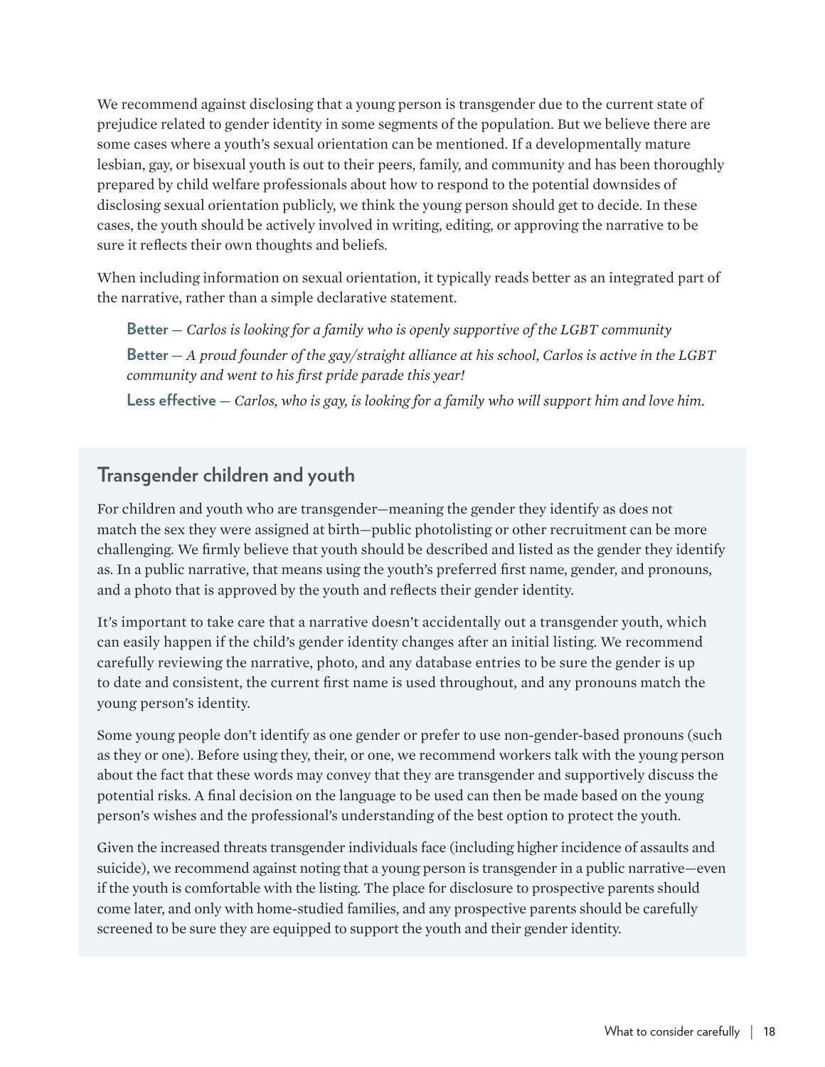We recommend against disclosing that a young person is transgender due to the current state of prejudice related to gender identity in some segments of the population. But we believe there are some cases where a youth's sexual orientation can be mentioned. If a developmentally mature lesbian, gay, or bisexual youth is out to their peers, family, and community and has been thoroughly prepared by child welfare professionals about how to respond to the potential downsides of disclosing sexual orientation publicly, we think the young person should get to decide. In these cases, the youth should be actively involved in writing, editing, or approving the narrative to be sure it reflects their own thoughts and beliefs.

When including information on sexual orientation, it typically reads better as an integrated part of the narrative, rather than a simple declarative statement.

**Better** — *Carlos is looking for a family who is openly supportive of the LGBT community*

**Better** — *A proud founder of the gay/straight alliance at his school, Carlos is active in the LGBT community and went to his first pride parade this year!*

**Less effective** — *Carlos, who is gay, is looking for a family who will support him and love him.*

## Transgender children and youth

For children and youth who are transgender—meaning the gender they identify as does not match the sex they were assigned at birth—public photolisting or other recruitment can be more challenging. We firmly believe that youth should be described and listed as the gender they identify as. In a public narrative, that means using the youth's preferred first name, gender, and pronouns, and a photo that is approved by the youth and reflects their gender identity.

It's important to take care that a narrative doesn't accidentally out a transgender youth, which can easily happen if the child's gender identity changes after an initial listing. We recommend carefully reviewing the narrative, photo, and any database entries to be sure the gender is up to date and consistent, the current first name is used throughout, and any pronouns match the young person's identity.

Some young people don't identify as one gender or prefer to use non-gender-based pronouns (such as they or one). Before using they, their, or one, we recommend workers talk with the young person about the fact that these words may convey that they are transgender and supportively discuss the potential risks. A final decision on the language to be used can then be made based on the young person's wishes and the professional's understanding of the best option to protect the youth.

Given the increased threats transgender individuals face (including higher incidence of assaults and suicide), we recommend against noting that a young person is transgender in a public narrative—even if the youth is comfortable with the listing. The place for disclosure to prospective parents should come later, and only with home-studied families, and any prospective parents should be carefully screened to be sure they are equipped to support the youth and their gender identity.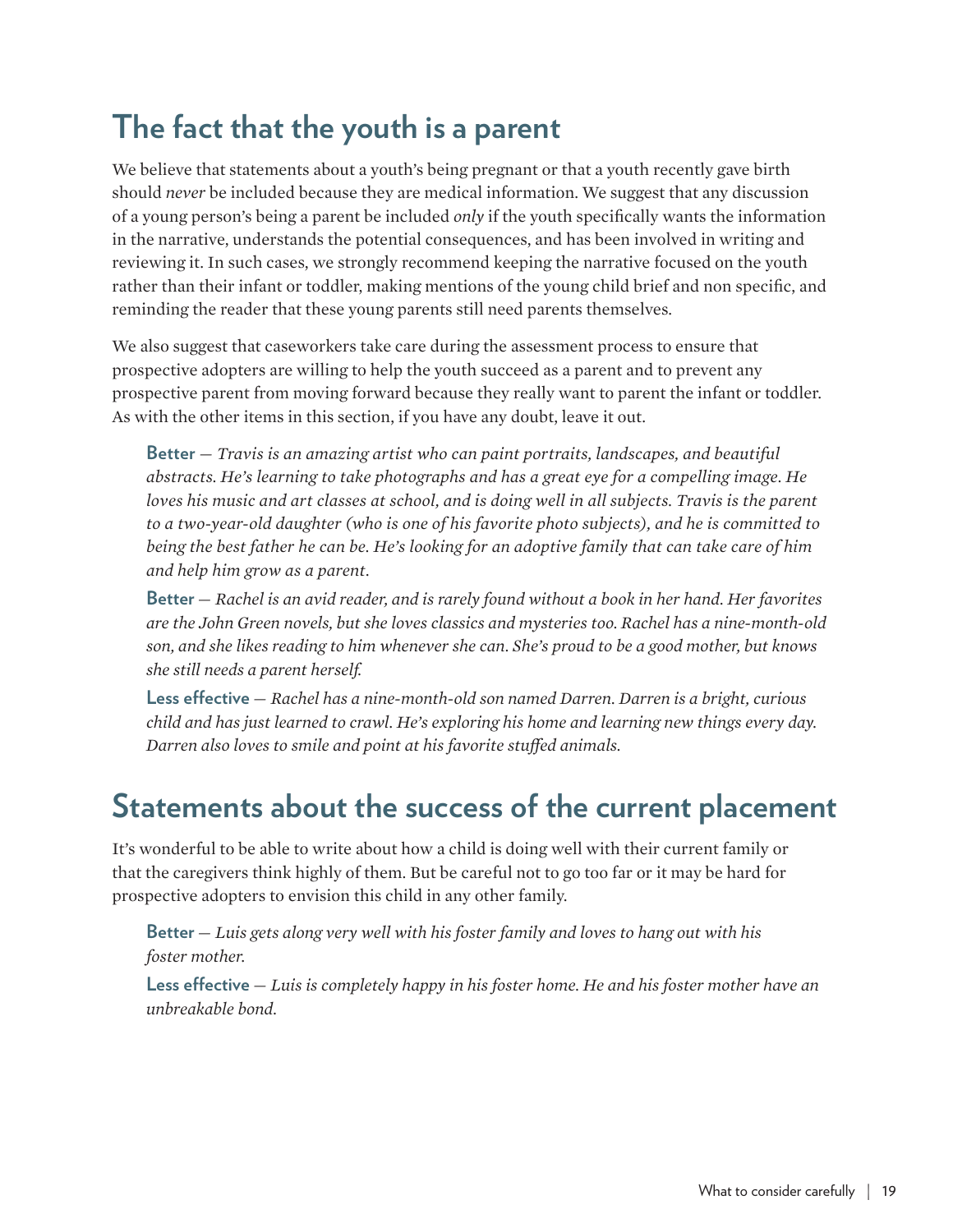## The fact that the youth is a parent

We believe that statements about a youth's being pregnant or that a youth recently gave birth should *never* be included because they are medical information. We suggest that any discussion of a young person's being a parent be included *only* if the youth specifically wants the information in the narrative, understands the potential consequences, and has been involved in writing and reviewing it. In such cases, we strongly recommend keeping the narrative focused on the youth rather than their infant or toddler, making mentions of the young child brief and non specific, and reminding the reader that these young parents still need parents themselves.

We also suggest that caseworkers take care during the assessment process to ensure that prospective adopters are willing to help the youth succeed as a parent and to prevent any prospective parent from moving forward because they really want to parent the infant or toddler. As with the other items in this section, if you have any doubt, leave it out.

> **Better** — *Travis is an amazing artist who can paint portraits, landscapes, and beautiful abstracts. He's learning to take photographs and has a great eye for a compelling image. He loves his music and art classes at school, and is doing well in all subjects. Travis is the parent to a two-year-old daughter (who is one of his favorite photo subjects), and he is committed to being the best father he can be. He's looking for an adoptive family that can take care of him and help him grow as a parent.*
>
> **Better** — *Rachel is an avid reader, and is rarely found without a book in her hand. Her favorites are the John Green novels, but she loves classics and mysteries too. Rachel has a nine-month-old son, and she likes reading to him whenever she can. She's proud to be a good mother, but knows she still needs a parent herself.*
>
> **Less effective** — *Rachel has a nine-month-old son named Darren. Darren is a bright, curious child and has just learned to crawl. He's exploring his home and learning new things every day. Darren also loves to smile and point at his favorite stuffed animals.*

## Statements about the success of the current placement

It's wonderful to be able to write about how a child is doing well with their current family or that the caregivers think highly of them. But be careful not to go too far or it may be hard for prospective adopters to envision this child in any other family.

> **Better** — *Luis gets along very well with his foster family and loves to hang out with his foster mother.*
>
> **Less effective** — *Luis is completely happy in his foster home. He and his foster mother have an unbreakable bond.*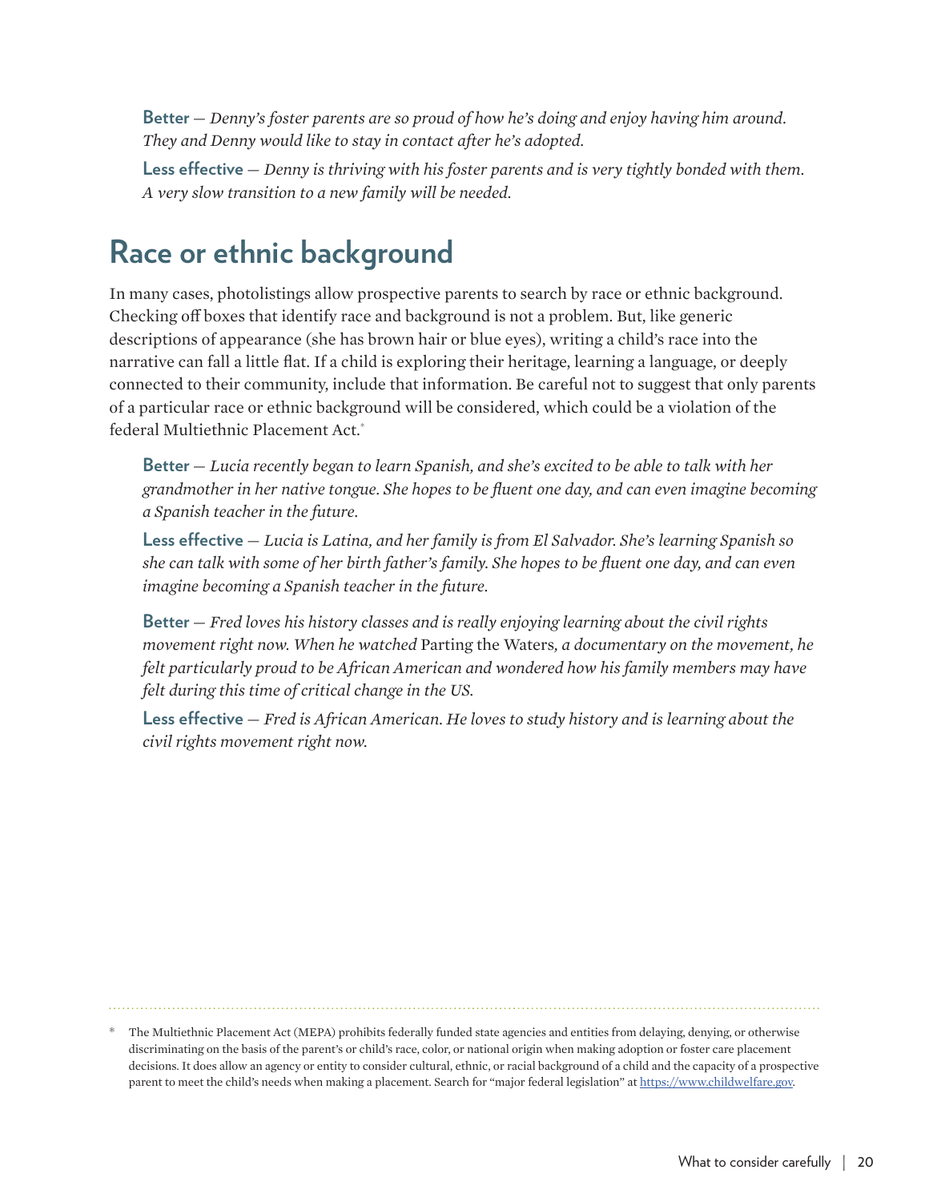**Better** — *Denny's foster parents are so proud of how he's doing and enjoy having him around. They and Denny would like to stay in contact after he's adopted.*

**Less effective** — *Denny is thriving with his foster parents and is very tightly bonded with them. A very slow transition to a new family will be needed.*

## Race or ethnic background

In many cases, photolistings allow prospective parents to search by race or ethnic background. Checking off boxes that identify race and background is not a problem. But, like generic descriptions of appearance (she has brown hair or blue eyes), writing a child's race into the narrative can fall a little flat. If a child is exploring their heritage, learning a language, or deeply connected to their community, include that information. Be careful not to suggest that only parents of a particular race or ethnic background will be considered, which could be a violation of the federal Multiethnic Placement Act.*

**Better** — *Lucia recently began to learn Spanish, and she's excited to be able to talk with her grandmother in her native tongue. She hopes to be fluent one day, and can even imagine becoming a Spanish teacher in the future.*

**Less effective** — *Lucia is Latina, and her family is from El Salvador. She's learning Spanish so she can talk with some of her birth father's family. She hopes to be fluent one day, and can even imagine becoming a Spanish teacher in the future.*

**Better** — *Fred loves his history classes and is really enjoying learning about the civil rights movement right now. When he watched* Parting the Waters*, a documentary on the movement, he felt particularly proud to be African American and wondered how his family members may have felt during this time of critical change in the US.*

**Less effective** — *Fred is African American. He loves to study history and is learning about the civil rights movement right now.*

---

\* The Multiethnic Placement Act (MEPA) prohibits federally funded state agencies and entities from delaying, denying, or otherwise discriminating on the basis of the parent's or child's race, color, or national origin when making adoption or foster care placement decisions. It does allow an agency or entity to consider cultural, ethnic, or racial background of a child and the capacity of a prospective parent to meet the child's needs when making a placement. Search for "major federal legislation" at https://www.childwelfare.gov.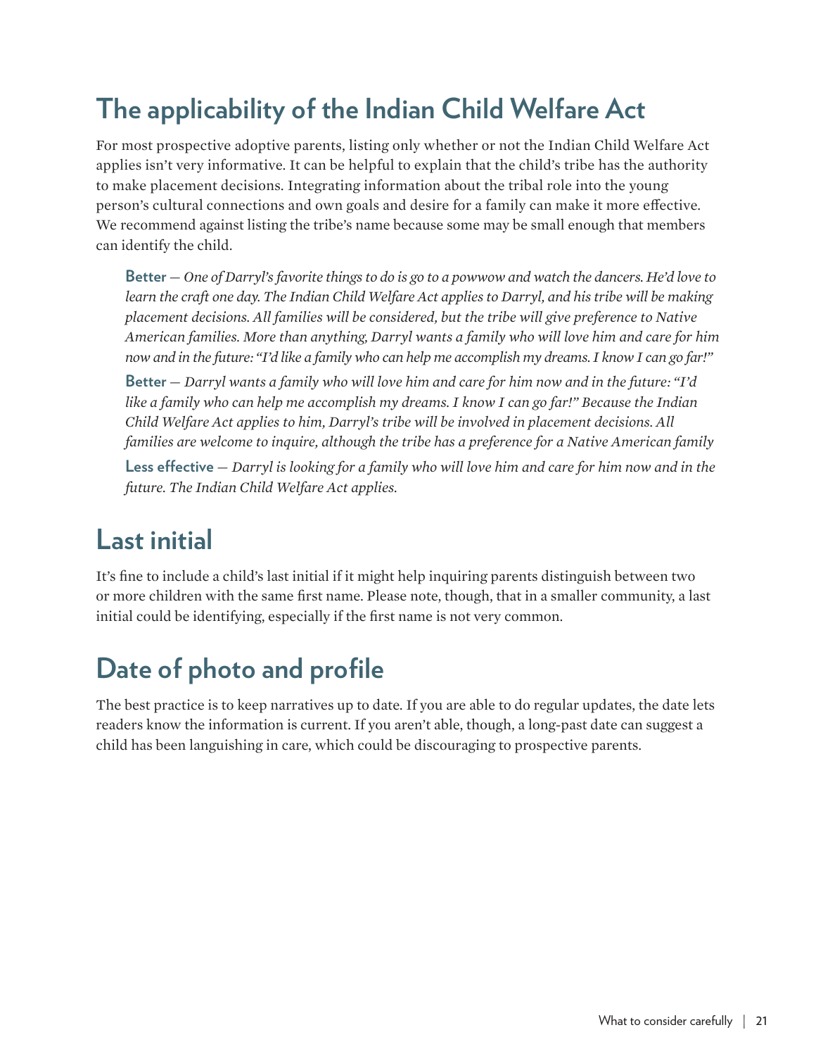## The applicability of the Indian Child Welfare Act

For most prospective adoptive parents, listing only whether or not the Indian Child Welfare Act applies isn't very informative. It can be helpful to explain that the child's tribe has the authority to make placement decisions. Integrating information about the tribal role into the young person's cultural connections and own goals and desire for a family can make it more effective. We recommend against listing the tribe's name because some may be small enough that members can identify the child.

> **Better** — *One of Darryl's favorite things to do is go to a powwow and watch the dancers. He'd love to learn the craft one day. The Indian Child Welfare Act applies to Darryl, and his tribe will be making placement decisions. All families will be considered, but the tribe will give preference to Native American families. More than anything, Darryl wants a family who will love him and care for him now and in the future: "I'd like a family who can help me accomplish my dreams. I know I can go far!"*
>
> **Better** — *Darryl wants a family who will love him and care for him now and in the future: "I'd like a family who can help me accomplish my dreams. I know I can go far!" Because the Indian Child Welfare Act applies to him, Darryl's tribe will be involved in placement decisions. All families are welcome to inquire, although the tribe has a preference for a Native American family*
>
> **Less effective** — *Darryl is looking for a family who will love him and care for him now and in the future. The Indian Child Welfare Act applies.*

## Last initial

It's fine to include a child's last initial if it might help inquiring parents distinguish between two or more children with the same first name. Please note, though, that in a smaller community, a last initial could be identifying, especially if the first name is not very common.

## Date of photo and profile

The best practice is to keep narratives up to date. If you are able to do regular updates, the date lets readers know the information is current. If you aren't able, though, a long-past date can suggest a child has been languishing in care, which could be discouraging to prospective parents.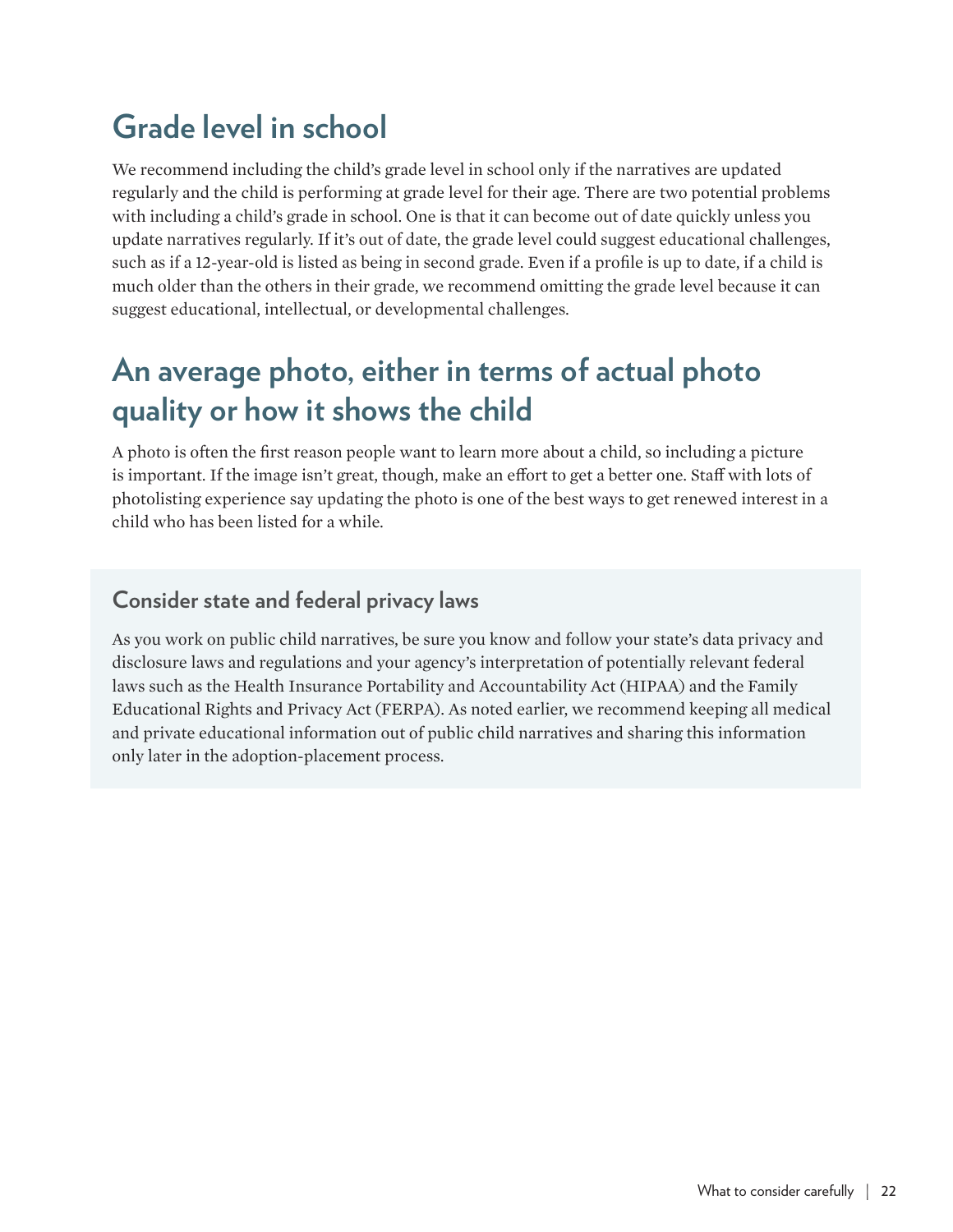## Grade level in school

We recommend including the child's grade level in school only if the narratives are updated regularly and the child is performing at grade level for their age. There are two potential problems with including a child's grade in school. One is that it can become out of date quickly unless you update narratives regularly. If it's out of date, the grade level could suggest educational challenges, such as if a 12-year-old is listed as being in second grade. Even if a profile is up to date, if a child is much older than the others in their grade, we recommend omitting the grade level because it can suggest educational, intellectual, or developmental challenges.

## An average photo, either in terms of actual photo quality or how it shows the child

A photo is often the first reason people want to learn more about a child, so including a picture is important. If the image isn't great, though, make an effort to get a better one. Staff with lots of photolisting experience say updating the photo is one of the best ways to get renewed interest in a child who has been listed for a while.

### Consider state and federal privacy laws

As you work on public child narratives, be sure you know and follow your state's data privacy and disclosure laws and regulations and your agency's interpretation of potentially relevant federal laws such as the Health Insurance Portability and Accountability Act (HIPAA) and the Family Educational Rights and Privacy Act (FERPA). As noted earlier, we recommend keeping all medical and private educational information out of public child narratives and sharing this information only later in the adoption-placement process.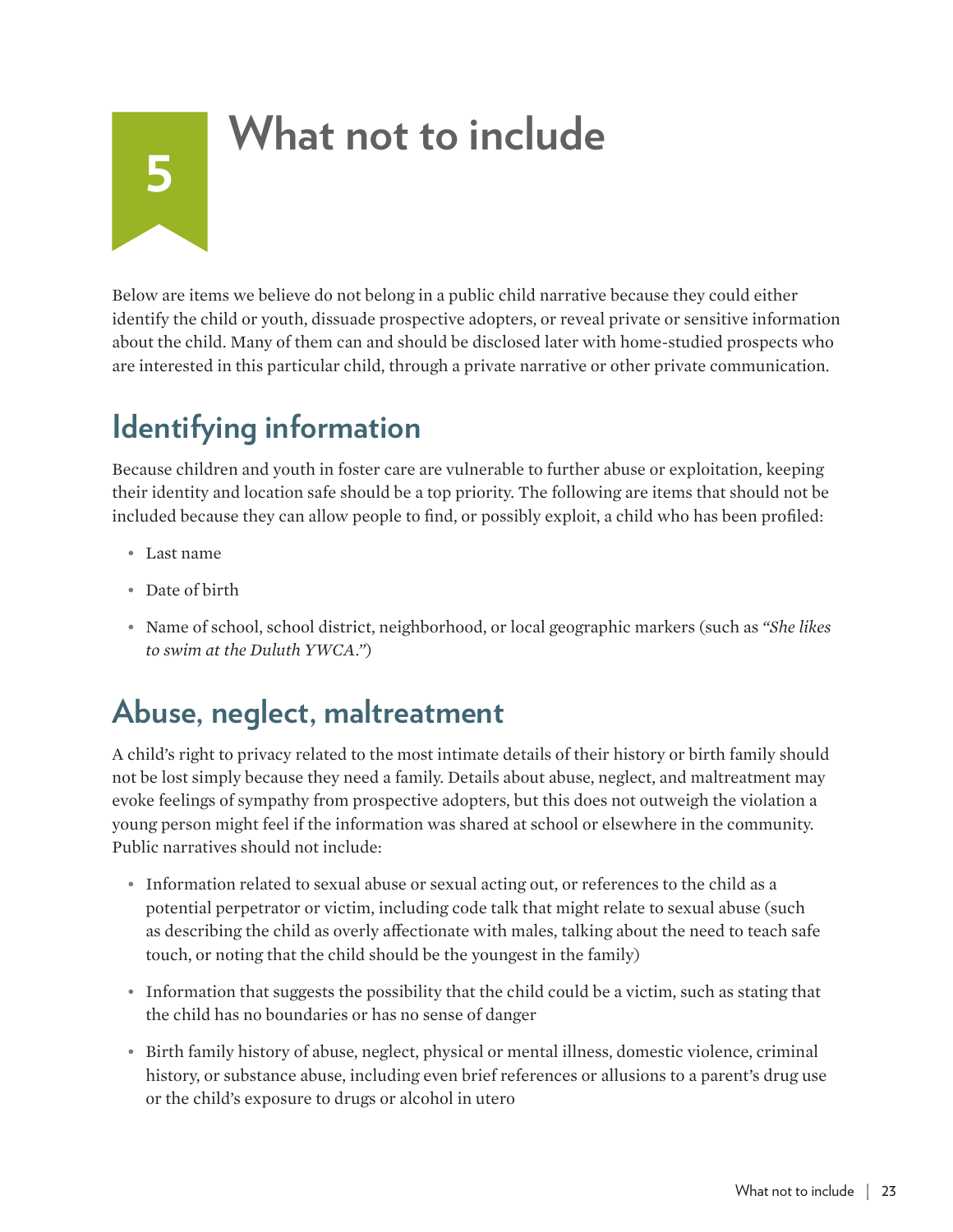# 5 What not to include

Below are items we believe do not belong in a public child narrative because they could either identify the child or youth, dissuade prospective adopters, or reveal private or sensitive information about the child. Many of them can and should be disclosed later with home-studied prospects who are interested in this particular child, through a private narrative or other private communication.

## Identifying information

Because children and youth in foster care are vulnerable to further abuse or exploitation, keeping their identity and location safe should be a top priority. The following are items that should not be included because they can allow people to find, or possibly exploit, a child who has been profiled:

- Last name
- Date of birth
- Name of school, school district, neighborhood, or local geographic markers (such as *"She likes to swim at the Duluth YWCA."*)

## Abuse, neglect, maltreatment

A child's right to privacy related to the most intimate details of their history or birth family should not be lost simply because they need a family. Details about abuse, neglect, and maltreatment may evoke feelings of sympathy from prospective adopters, but this does not outweigh the violation a young person might feel if the information was shared at school or elsewhere in the community. Public narratives should not include:

- Information related to sexual abuse or sexual acting out, or references to the child as a potential perpetrator or victim, including code talk that might relate to sexual abuse (such as describing the child as overly affectionate with males, talking about the need to teach safe touch, or noting that the child should be the youngest in the family)
- Information that suggests the possibility that the child could be a victim, such as stating that the child has no boundaries or has no sense of danger
- Birth family history of abuse, neglect, physical or mental illness, domestic violence, criminal history, or substance abuse, including even brief references or allusions to a parent's drug use or the child's exposure to drugs or alcohol in utero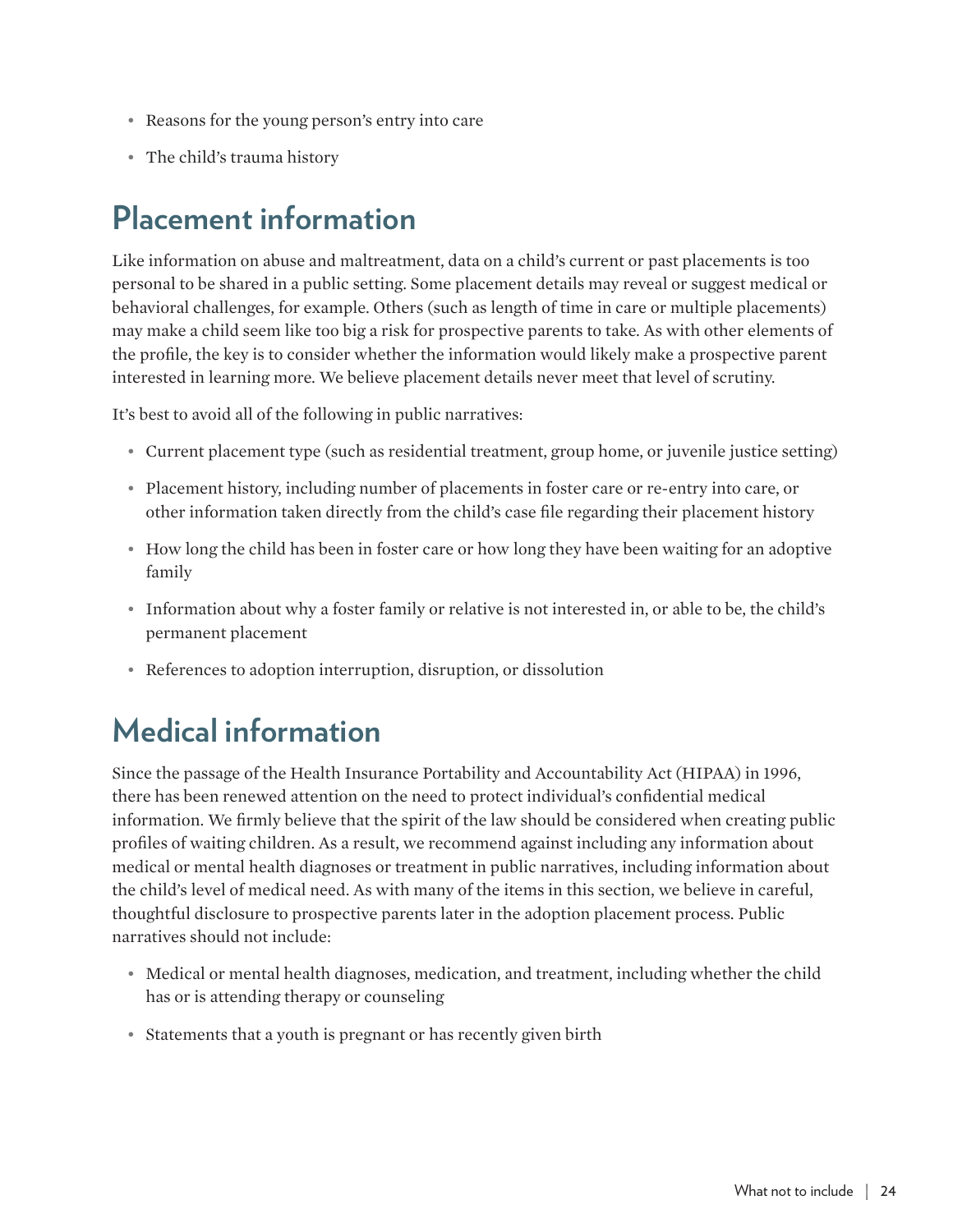- Reasons for the young person's entry into care
- The child's trauma history

## Placement information

Like information on abuse and maltreatment, data on a child's current or past placements is too personal to be shared in a public setting. Some placement details may reveal or suggest medical or behavioral challenges, for example. Others (such as length of time in care or multiple placements) may make a child seem like too big a risk for prospective parents to take. As with other elements of the profile, the key is to consider whether the information would likely make a prospective parent interested in learning more. We believe placement details never meet that level of scrutiny.

It's best to avoid all of the following in public narratives:

- Current placement type (such as residential treatment, group home, or juvenile justice setting)
- Placement history, including number of placements in foster care or re-entry into care, or other information taken directly from the child's case file regarding their placement history
- How long the child has been in foster care or how long they have been waiting for an adoptive family
- Information about why a foster family or relative is not interested in, or able to be, the child's permanent placement
- References to adoption interruption, disruption, or dissolution

## Medical information

Since the passage of the Health Insurance Portability and Accountability Act (HIPAA) in 1996, there has been renewed attention on the need to protect individual's confidential medical information. We firmly believe that the spirit of the law should be considered when creating public profiles of waiting children. As a result, we recommend against including any information about medical or mental health diagnoses or treatment in public narratives, including information about the child's level of medical need. As with many of the items in this section, we believe in careful, thoughtful disclosure to prospective parents later in the adoption placement process. Public narratives should not include:

- Medical or mental health diagnoses, medication, and treatment, including whether the child has or is attending therapy or counseling
- Statements that a youth is pregnant or has recently given birth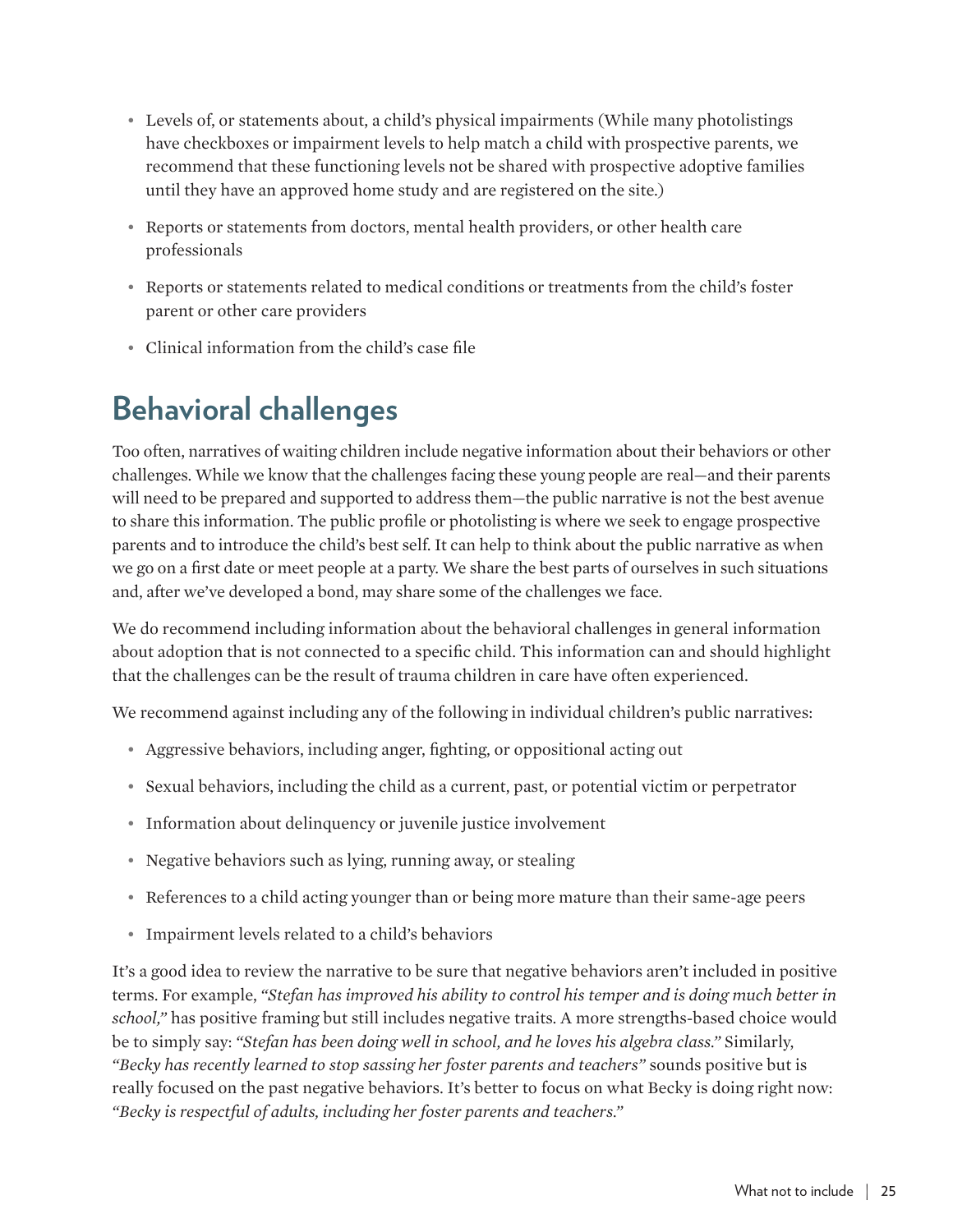- Levels of, or statements about, a child's physical impairments (While many photolistings have checkboxes or impairment levels to help match a child with prospective parents, we recommend that these functioning levels not be shared with prospective adoptive families until they have an approved home study and are registered on the site.)
- Reports or statements from doctors, mental health providers, or other health care professionals
- Reports or statements related to medical conditions or treatments from the child's foster parent or other care providers
- Clinical information from the child's case file

## Behavioral challenges

Too often, narratives of waiting children include negative information about their behaviors or other challenges. While we know that the challenges facing these young people are real—and their parents will need to be prepared and supported to address them—the public narrative is not the best avenue to share this information. The public profile or photolisting is where we seek to engage prospective parents and to introduce the child's best self. It can help to think about the public narrative as when we go on a first date or meet people at a party. We share the best parts of ourselves in such situations and, after we've developed a bond, may share some of the challenges we face.

We do recommend including information about the behavioral challenges in general information about adoption that is not connected to a specific child. This information can and should highlight that the challenges can be the result of trauma children in care have often experienced.

We recommend against including any of the following in individual children's public narratives:

- Aggressive behaviors, including anger, fighting, or oppositional acting out
- Sexual behaviors, including the child as a current, past, or potential victim or perpetrator
- Information about delinquency or juvenile justice involvement
- Negative behaviors such as lying, running away, or stealing
- References to a child acting younger than or being more mature than their same-age peers
- Impairment levels related to a child's behaviors

It's a good idea to review the narrative to be sure that negative behaviors aren't included in positive terms. For example, *"Stefan has improved his ability to control his temper and is doing much better in school,"* has positive framing but still includes negative traits. A more strengths-based choice would be to simply say: *"Stefan has been doing well in school, and he loves his algebra class."* Similarly, *"Becky has recently learned to stop sassing her foster parents and teachers"* sounds positive but is really focused on the past negative behaviors. It's better to focus on what Becky is doing right now: *"Becky is respectful of adults, including her foster parents and teachers."*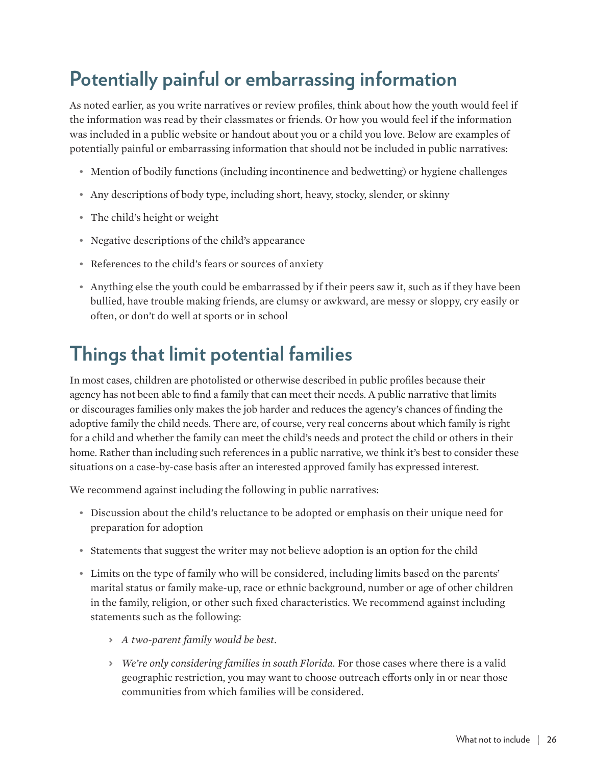## Potentially painful or embarrassing information

As noted earlier, as you write narratives or review profiles, think about how the youth would feel if the information was read by their classmates or friends. Or how you would feel if the information was included in a public website or handout about you or a child you love. Below are examples of potentially painful or embarrassing information that should not be included in public narratives:

- Mention of bodily functions (including incontinence and bedwetting) or hygiene challenges
- Any descriptions of body type, including short, heavy, stocky, slender, or skinny
- The child's height or weight
- Negative descriptions of the child's appearance
- References to the child's fears or sources of anxiety
- Anything else the youth could be embarrassed by if their peers saw it, such as if they have been bullied, have trouble making friends, are clumsy or awkward, are messy or sloppy, cry easily or often, or don't do well at sports or in school

## Things that limit potential families

In most cases, children are photolisted or otherwise described in public profiles because their agency has not been able to find a family that can meet their needs. A public narrative that limits or discourages families only makes the job harder and reduces the agency's chances of finding the adoptive family the child needs. There are, of course, very real concerns about which family is right for a child and whether the family can meet the child's needs and protect the child or others in their home. Rather than including such references in a public narrative, we think it's best to consider these situations on a case-by-case basis after an interested approved family has expressed interest.

We recommend against including the following in public narratives:

- Discussion about the child's reluctance to be adopted or emphasis on their unique need for preparation for adoption
- Statements that suggest the writer may not believe adoption is an option for the child
- Limits on the type of family who will be considered, including limits based on the parents' marital status or family make-up, race or ethnic background, number or age of other children in the family, religion, or other such fixed characteristics. We recommend against including statements such as the following:
  - *A two-parent family would be best.*
  - *We're only considering families in south Florida.* For those cases where there is a valid geographic restriction, you may want to choose outreach efforts only in or near those communities from which families will be considered.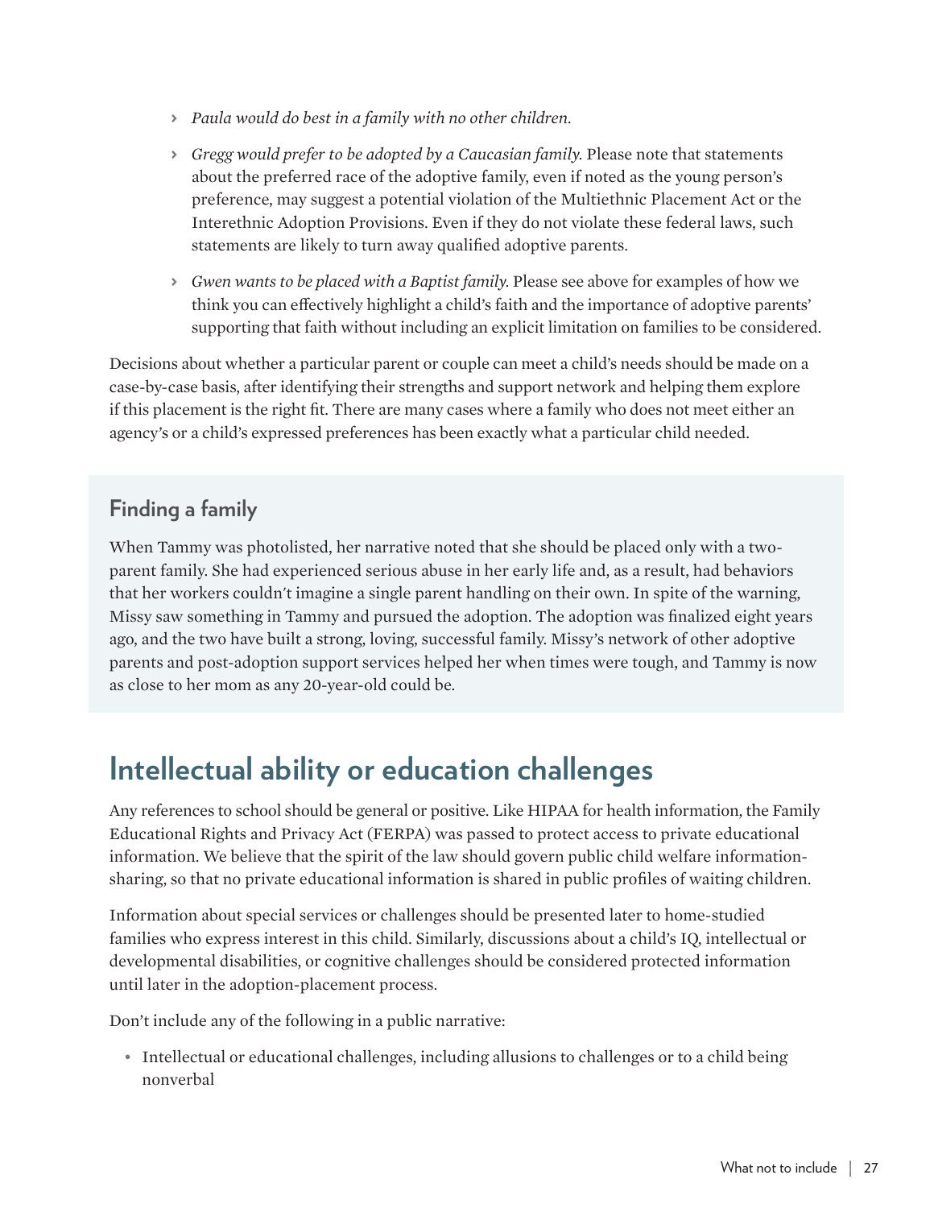- *Paula would do best in a family with no other children.*
- *Gregg would prefer to be adopted by a Caucasian family.* Please note that statements about the preferred race of the adoptive family, even if noted as the young person's preference, may suggest a potential violation of the Multiethnic Placement Act or the Interethnic Adoption Provisions. Even if they do not violate these federal laws, such statements are likely to turn away qualified adoptive parents.
- *Gwen wants to be placed with a Baptist family.* Please see above for examples of how we think you can effectively highlight a child's faith and the importance of adoptive parents' supporting that faith without including an explicit limitation on families to be considered.

Decisions about whether a particular parent or couple can meet a child's needs should be made on a case-by-case basis, after identifying their strengths and support network and helping them explore if this placement is the right fit. There are many cases where a family who does not meet either an agency's or a child's expressed preferences has been exactly what a particular child needed.

### Finding a family

When Tammy was photolisted, her narrative noted that she should be placed only with a two-parent family. She had experienced serious abuse in her early life and, as a result, had behaviors that her workers couldn't imagine a single parent handling on their own. In spite of the warning, Missy saw something in Tammy and pursued the adoption. The adoption was finalized eight years ago, and the two have built a strong, loving, successful family. Missy's network of other adoptive parents and post-adoption support services helped her when times were tough, and Tammy is now as close to her mom as any 20-year-old could be.

## Intellectual ability or education challenges

Any references to school should be general or positive. Like HIPAA for health information, the Family Educational Rights and Privacy Act (FERPA) was passed to protect access to private educational information. We believe that the spirit of the law should govern public child welfare information-sharing, so that no private educational information is shared in public profiles of waiting children.

Information about special services or challenges should be presented later to home-studied families who express interest in this child. Similarly, discussions about a child's IQ, intellectual or developmental disabilities, or cognitive challenges should be considered protected information until later in the adoption-placement process.

Don't include any of the following in a public narrative:

- Intellectual or educational challenges, including allusions to challenges or to a child being nonverbal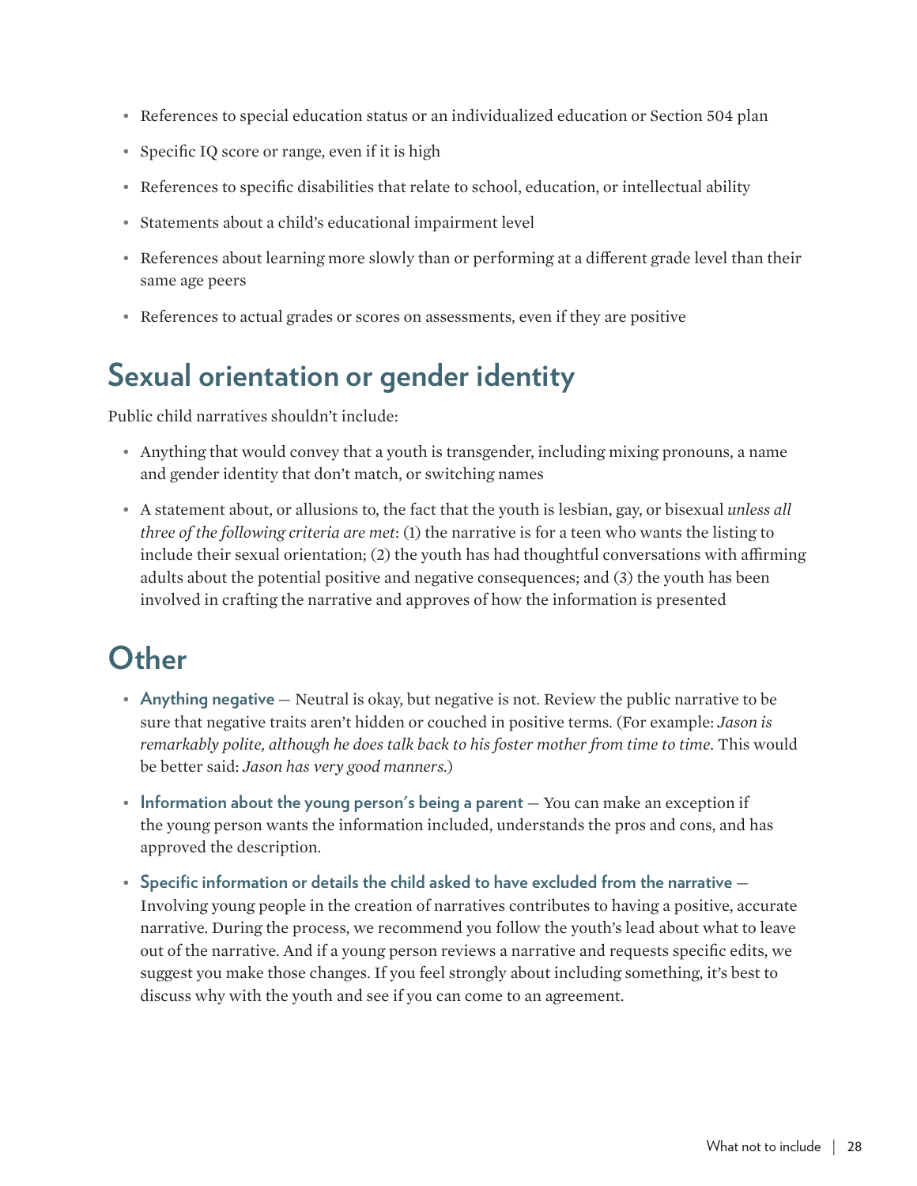- References to special education status or an individualized education or Section 504 plan
- Specific IQ score or range, even if it is high
- References to specific disabilities that relate to school, education, or intellectual ability
- Statements about a child's educational impairment level
- References about learning more slowly than or performing at a different grade level than their same age peers
- References to actual grades or scores on assessments, even if they are positive

## Sexual orientation or gender identity

Public child narratives shouldn't include:

- Anything that would convey that a youth is transgender, including mixing pronouns, a name and gender identity that don't match, or switching names
- A statement about, or allusions to, the fact that the youth is lesbian, gay, or bisexual *unless all three of the following criteria are met*: (1) the narrative is for a teen who wants the listing to include their sexual orientation; (2) the youth has had thoughtful conversations with affirming adults about the potential positive and negative consequences; and (3) the youth has been involved in crafting the narrative and approves of how the information is presented

## Other

- **Anything negative** — Neutral is okay, but negative is not. Review the public narrative to be sure that negative traits aren't hidden or couched in positive terms. (For example: *Jason is remarkably polite, although he does talk back to his foster mother from time to time*. This would be better said: *Jason has very good manners*.)
- **Information about the young person's being a parent** — You can make an exception if the young person wants the information included, understands the pros and cons, and has approved the description.
- **Specific information or details the child asked to have excluded from the narrative** — Involving young people in the creation of narratives contributes to having a positive, accurate narrative. During the process, we recommend you follow the youth's lead about what to leave out of the narrative. And if a young person reviews a narrative and requests specific edits, we suggest you make those changes. If you feel strongly about including something, it's best to discuss why with the youth and see if you can come to an agreement.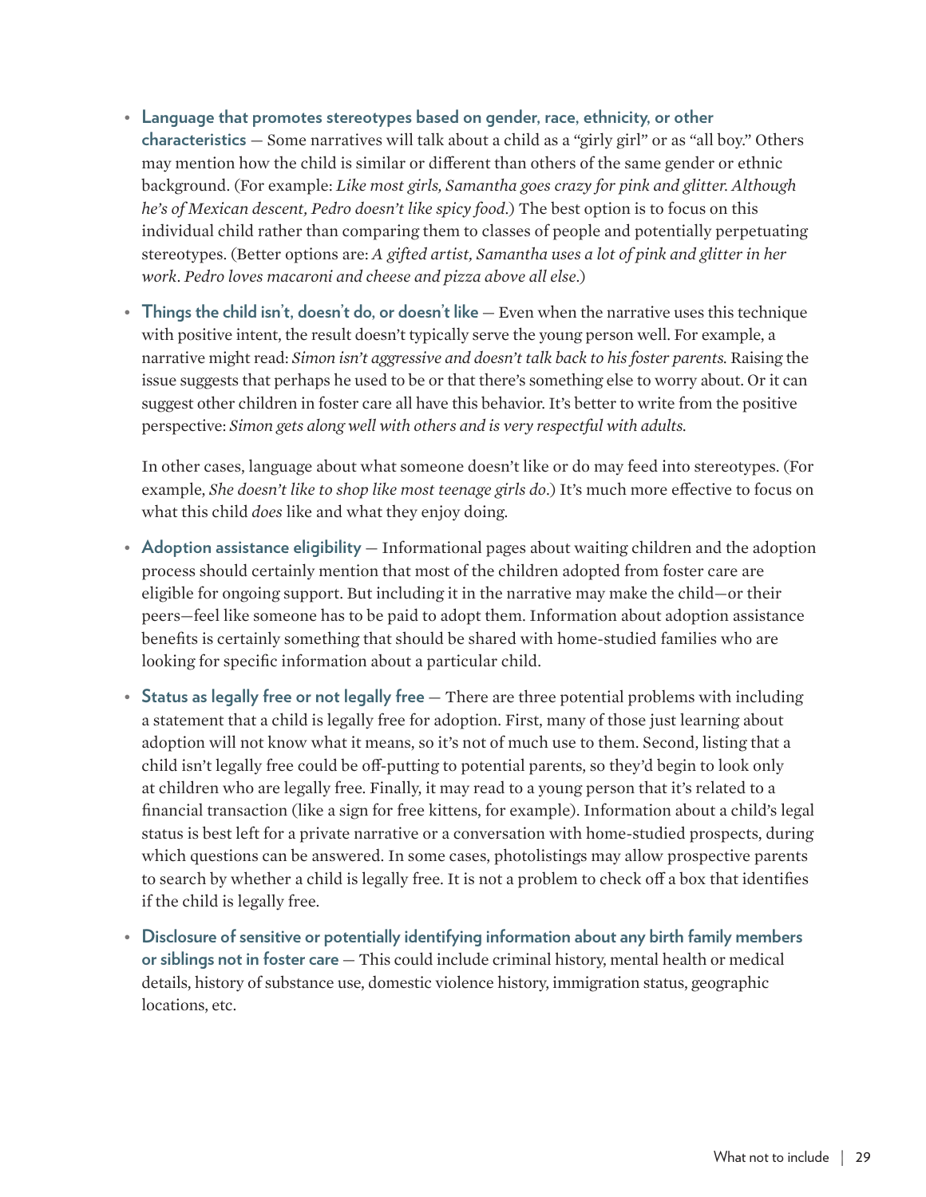- **Language that promotes stereotypes based on gender, race, ethnicity, or other characteristics** — Some narratives will talk about a child as a "girly girl" or as "all boy." Others may mention how the child is similar or different than others of the same gender or ethnic background. (For example: *Like most girls, Samantha goes crazy for pink and glitter. Although he's of Mexican descent, Pedro doesn't like spicy food.*) The best option is to focus on this individual child rather than comparing them to classes of people and potentially perpetuating stereotypes. (Better options are: *A gifted artist, Samantha uses a lot of pink and glitter in her work*. *Pedro loves macaroni and cheese and pizza above all else*.)

- **Things the child isn't, doesn't do, or doesn't like** — Even when the narrative uses this technique with positive intent, the result doesn't typically serve the young person well. For example, a narrative might read: *Simon isn't aggressive and doesn't talk back to his foster parents.* Raising the issue suggests that perhaps he used to be or that there's something else to worry about. Or it can suggest other children in foster care all have this behavior. It's better to write from the positive perspective: *Simon gets along well with others and is very respectful with adults.*

  In other cases, language about what someone doesn't like or do may feed into stereotypes. (For example, *She doesn't like to shop like most teenage girls do*.) It's much more effective to focus on what this child *does* like and what they enjoy doing.

- **Adoption assistance eligibility** — Informational pages about waiting children and the adoption process should certainly mention that most of the children adopted from foster care are eligible for ongoing support. But including it in the narrative may make the child—or their peers—feel like someone has to be paid to adopt them. Information about adoption assistance benefits is certainly something that should be shared with home-studied families who are looking for specific information about a particular child.

- **Status as legally free or not legally free** — There are three potential problems with including a statement that a child is legally free for adoption. First, many of those just learning about adoption will not know what it means, so it's not of much use to them. Second, listing that a child isn't legally free could be off-putting to potential parents, so they'd begin to look only at children who are legally free. Finally, it may read to a young person that it's related to a financial transaction (like a sign for free kittens, for example). Information about a child's legal status is best left for a private narrative or a conversation with home-studied prospects, during which questions can be answered. In some cases, photolistings may allow prospective parents to search by whether a child is legally free. It is not a problem to check off a box that identifies if the child is legally free.

- **Disclosure of sensitive or potentially identifying information about any birth family members or siblings not in foster care** — This could include criminal history, mental health or medical details, history of substance use, domestic violence history, immigration status, geographic locations, etc.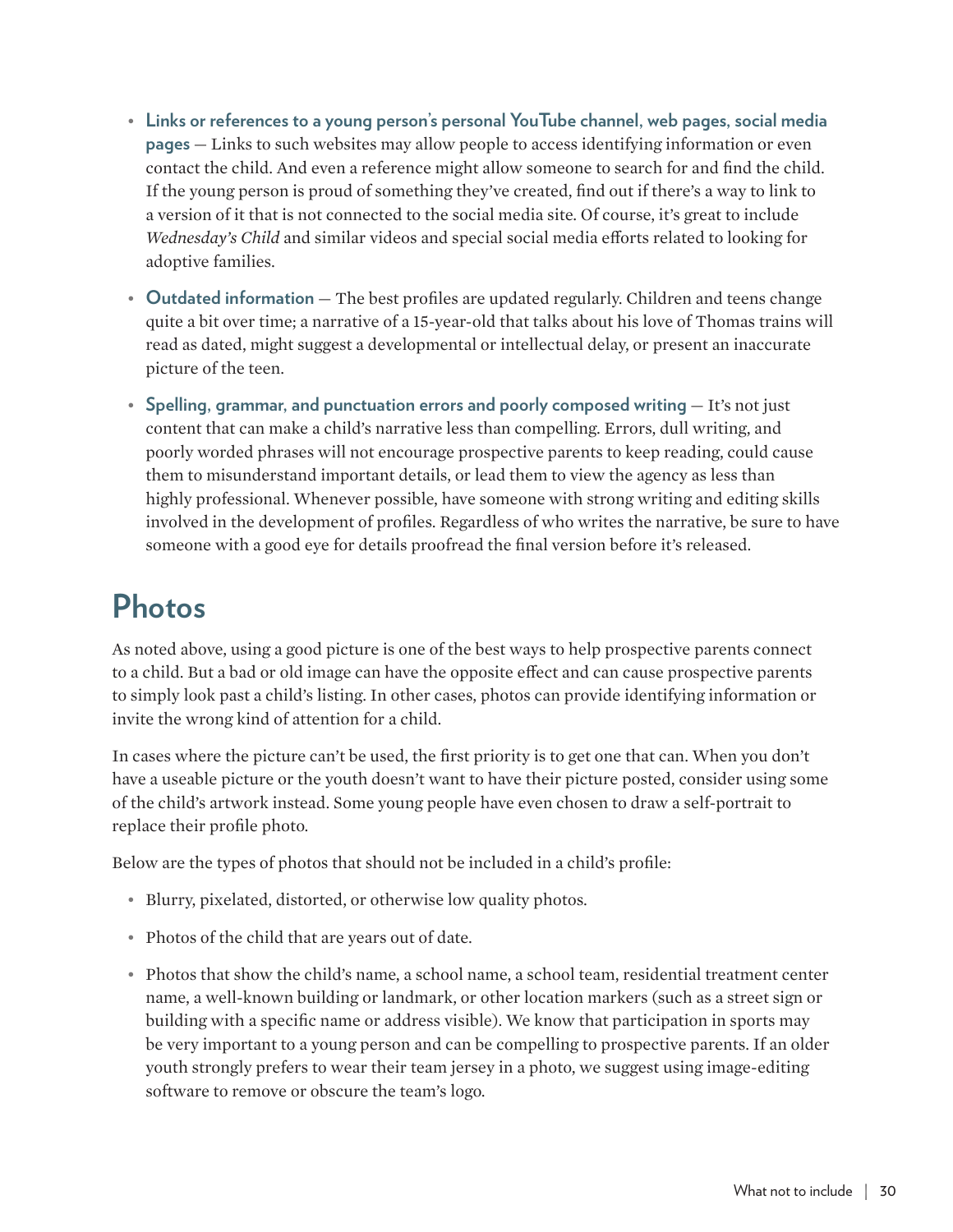- **Links or references to a young person's personal YouTube channel, web pages, social media pages** — Links to such websites may allow people to access identifying information or even contact the child. And even a reference might allow someone to search for and find the child. If the young person is proud of something they've created, find out if there's a way to link to a version of it that is not connected to the social media site. Of course, it's great to include *Wednesday's Child* and similar videos and special social media efforts related to looking for adoptive families.

- **Outdated information** — The best profiles are updated regularly. Children and teens change quite a bit over time; a narrative of a 15-year-old that talks about his love of Thomas trains will read as dated, might suggest a developmental or intellectual delay, or present an inaccurate picture of the teen.

- **Spelling, grammar, and punctuation errors and poorly composed writing** — It's not just content that can make a child's narrative less than compelling. Errors, dull writing, and poorly worded phrases will not encourage prospective parents to keep reading, could cause them to misunderstand important details, or lead them to view the agency as less than highly professional. Whenever possible, have someone with strong writing and editing skills involved in the development of profiles. Regardless of who writes the narrative, be sure to have someone with a good eye for details proofread the final version before it's released.

## Photos

As noted above, using a good picture is one of the best ways to help prospective parents connect to a child. But a bad or old image can have the opposite effect and can cause prospective parents to simply look past a child's listing. In other cases, photos can provide identifying information or invite the wrong kind of attention for a child.

In cases where the picture can't be used, the first priority is to get one that can. When you don't have a useable picture or the youth doesn't want to have their picture posted, consider using some of the child's artwork instead. Some young people have even chosen to draw a self-portrait to replace their profile photo.

Below are the types of photos that should not be included in a child's profile:

- Blurry, pixelated, distorted, or otherwise low quality photos.

- Photos of the child that are years out of date.

- Photos that show the child's name, a school name, a school team, residential treatment center name, a well-known building or landmark, or other location markers (such as a street sign or building with a specific name or address visible). We know that participation in sports may be very important to a young person and can be compelling to prospective parents. If an older youth strongly prefers to wear their team jersey in a photo, we suggest using image-editing software to remove or obscure the team's logo.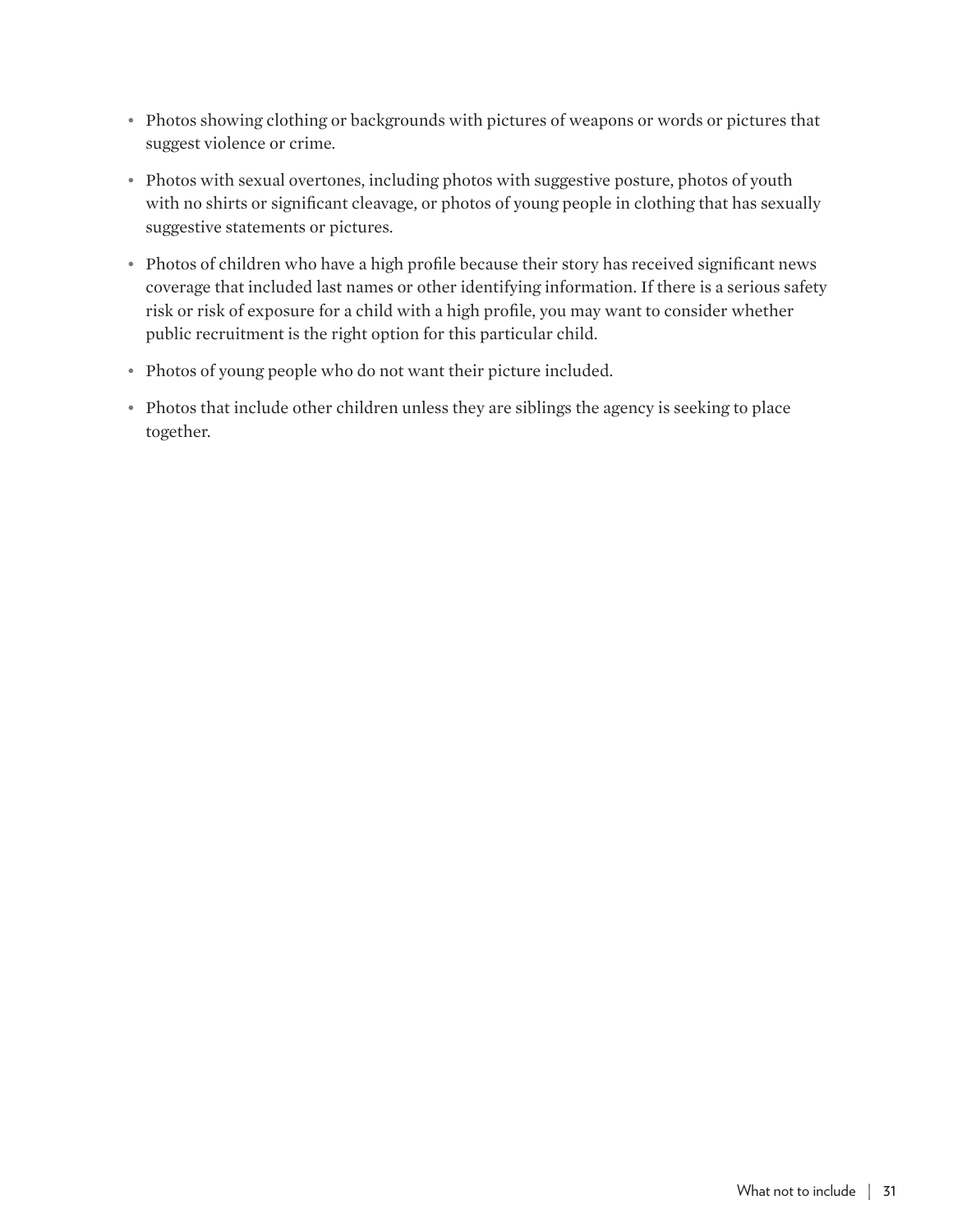- Photos showing clothing or backgrounds with pictures of weapons or words or pictures that suggest violence or crime.
- Photos with sexual overtones, including photos with suggestive posture, photos of youth with no shirts or significant cleavage, or photos of young people in clothing that has sexually suggestive statements or pictures.
- Photos of children who have a high profile because their story has received significant news coverage that included last names or other identifying information. If there is a serious safety risk or risk of exposure for a child with a high profile, you may want to consider whether public recruitment is the right option for this particular child.
- Photos of young people who do not want their picture included.
- Photos that include other children unless they are siblings the agency is seeking to place together.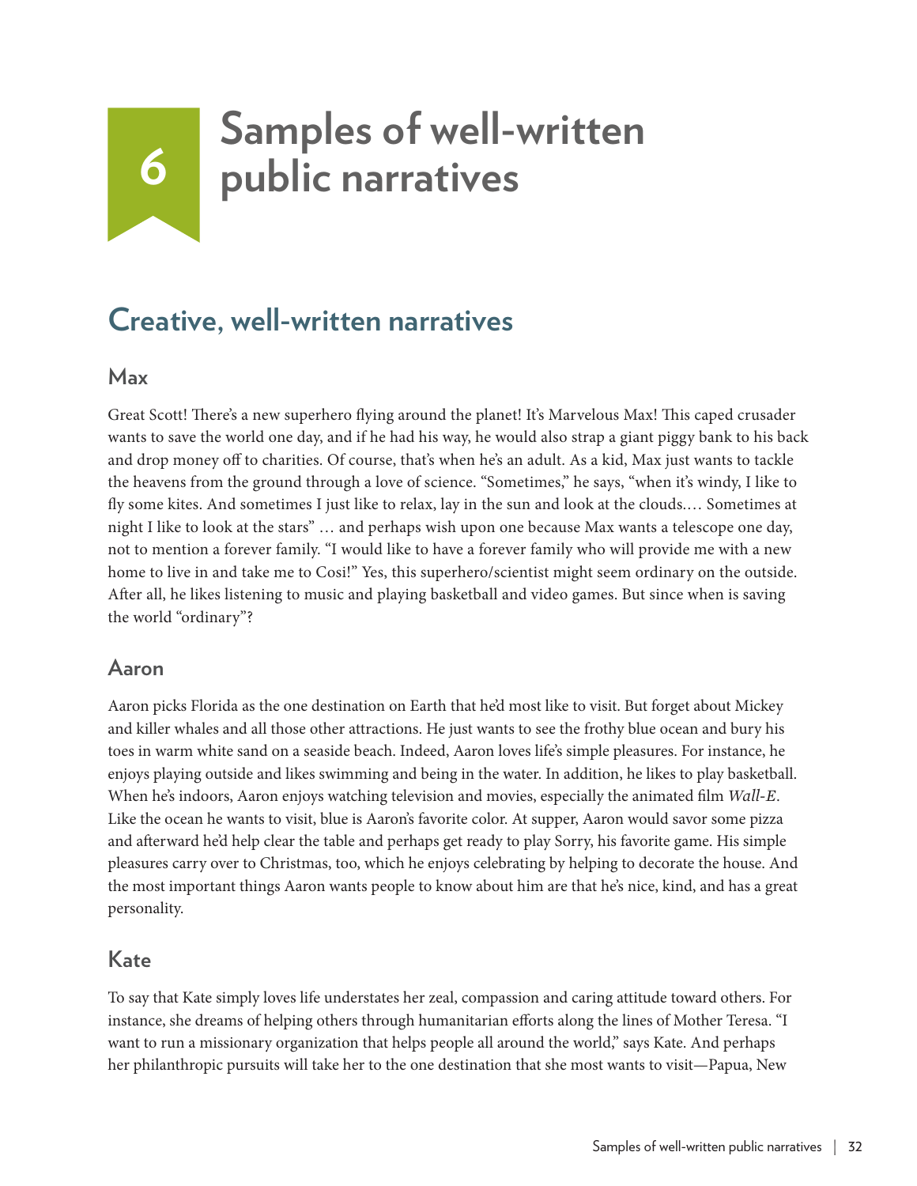# 6 Samples of well-written public narratives

## Creative, well-written narratives

### Max

Great Scott! There's a new superhero flying around the planet! It's Marvelous Max! This caped crusader wants to save the world one day, and if he had his way, he would also strap a giant piggy bank to his back and drop money off to charities. Of course, that's when he's an adult. As a kid, Max just wants to tackle the heavens from the ground through a love of science. "Sometimes," he says, "when it's windy, I like to fly some kites. And sometimes I just like to relax, lay in the sun and look at the clouds.… Sometimes at night I like to look at the stars" … and perhaps wish upon one because Max wants a telescope one day, not to mention a forever family. "I would like to have a forever family who will provide me with a new home to live in and take me to Cosi!" Yes, this superhero/scientist might seem ordinary on the outside. After all, he likes listening to music and playing basketball and video games. But since when is saving the world "ordinary"?

### Aaron

Aaron picks Florida as the one destination on Earth that he'd most like to visit. But forget about Mickey and killer whales and all those other attractions. He just wants to see the frothy blue ocean and bury his toes in warm white sand on a seaside beach. Indeed, Aaron loves life's simple pleasures. For instance, he enjoys playing outside and likes swimming and being in the water. In addition, he likes to play basketball. When he's indoors, Aaron enjoys watching television and movies, especially the animated film *Wall-E*. Like the ocean he wants to visit, blue is Aaron's favorite color. At supper, Aaron would savor some pizza and afterward he'd help clear the table and perhaps get ready to play Sorry, his favorite game. His simple pleasures carry over to Christmas, too, which he enjoys celebrating by helping to decorate the house. And the most important things Aaron wants people to know about him are that he's nice, kind, and has a great personality.

### Kate

To say that Kate simply loves life understates her zeal, compassion and caring attitude toward others. For instance, she dreams of helping others through humanitarian efforts along the lines of Mother Teresa. "I want to run a missionary organization that helps people all around the world," says Kate. And perhaps her philanthropic pursuits will take her to the one destination that she most wants to visit—Papua, New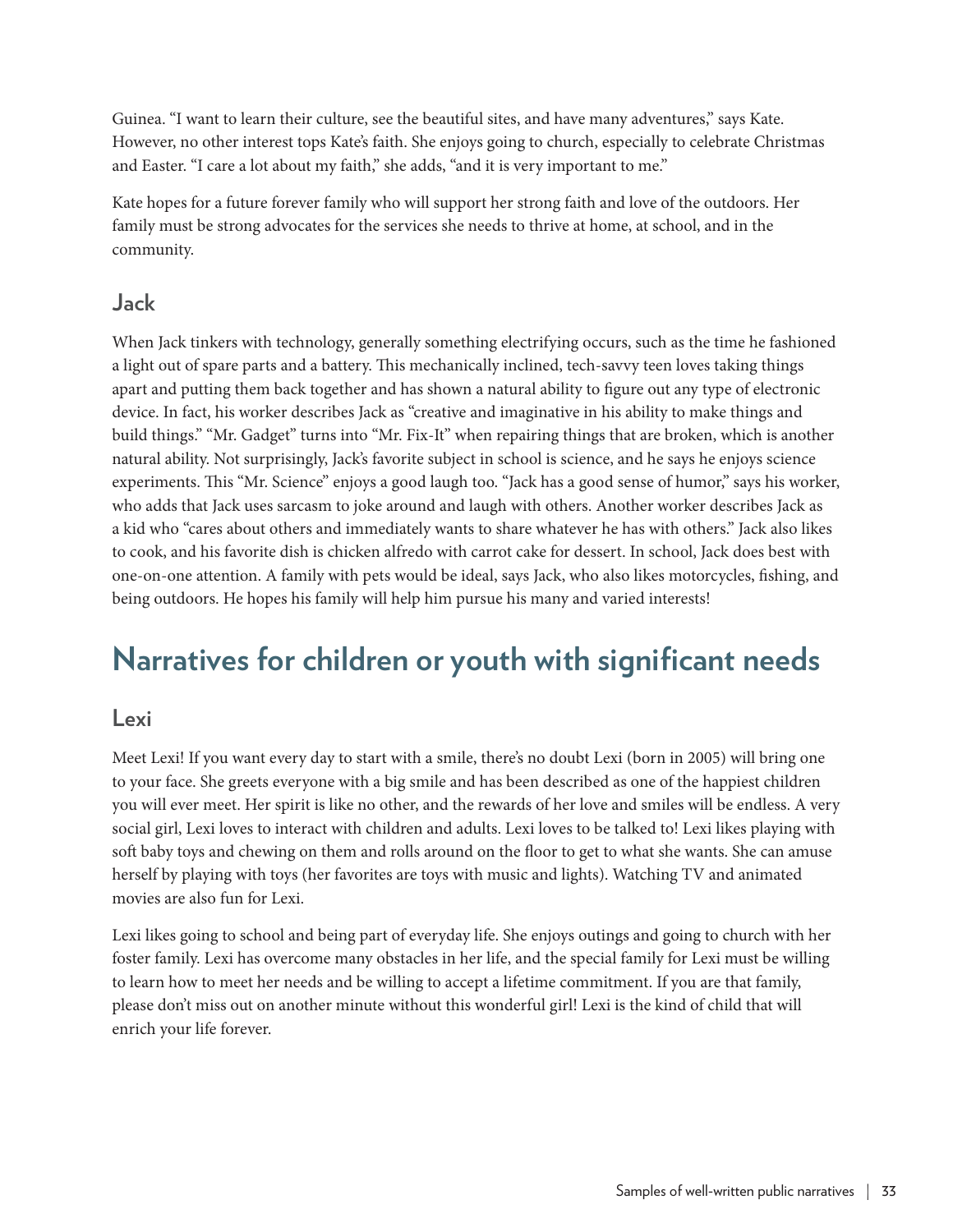Guinea. "I want to learn their culture, see the beautiful sites, and have many adventures," says Kate. However, no other interest tops Kate's faith. She enjoys going to church, especially to celebrate Christmas and Easter. "I care a lot about my faith," she adds, "and it is very important to me."

Kate hopes for a future forever family who will support her strong faith and love of the outdoors. Her family must be strong advocates for the services she needs to thrive at home, at school, and in the community.

### Jack

When Jack tinkers with technology, generally something electrifying occurs, such as the time he fashioned a light out of spare parts and a battery. This mechanically inclined, tech-savvy teen loves taking things apart and putting them back together and has shown a natural ability to figure out any type of electronic device. In fact, his worker describes Jack as "creative and imaginative in his ability to make things and build things." "Mr. Gadget" turns into "Mr. Fix-It" when repairing things that are broken, which is another natural ability. Not surprisingly, Jack's favorite subject in school is science, and he says he enjoys science experiments. This "Mr. Science" enjoys a good laugh too. "Jack has a good sense of humor," says his worker, who adds that Jack uses sarcasm to joke around and laugh with others. Another worker describes Jack as a kid who "cares about others and immediately wants to share whatever he has with others." Jack also likes to cook, and his favorite dish is chicken alfredo with carrot cake for dessert. In school, Jack does best with one-on-one attention. A family with pets would be ideal, says Jack, who also likes motorcycles, fishing, and being outdoors. He hopes his family will help him pursue his many and varied interests!

## Narratives for children or youth with significant needs

### Lexi

Meet Lexi! If you want every day to start with a smile, there's no doubt Lexi (born in 2005) will bring one to your face. She greets everyone with a big smile and has been described as one of the happiest children you will ever meet. Her spirit is like no other, and the rewards of her love and smiles will be endless. A very social girl, Lexi loves to interact with children and adults. Lexi loves to be talked to! Lexi likes playing with soft baby toys and chewing on them and rolls around on the floor to get to what she wants. She can amuse herself by playing with toys (her favorites are toys with music and lights). Watching TV and animated movies are also fun for Lexi.

Lexi likes going to school and being part of everyday life. She enjoys outings and going to church with her foster family. Lexi has overcome many obstacles in her life, and the special family for Lexi must be willing to learn how to meet her needs and be willing to accept a lifetime commitment. If you are that family, please don't miss out on another minute without this wonderful girl! Lexi is the kind of child that will enrich your life forever.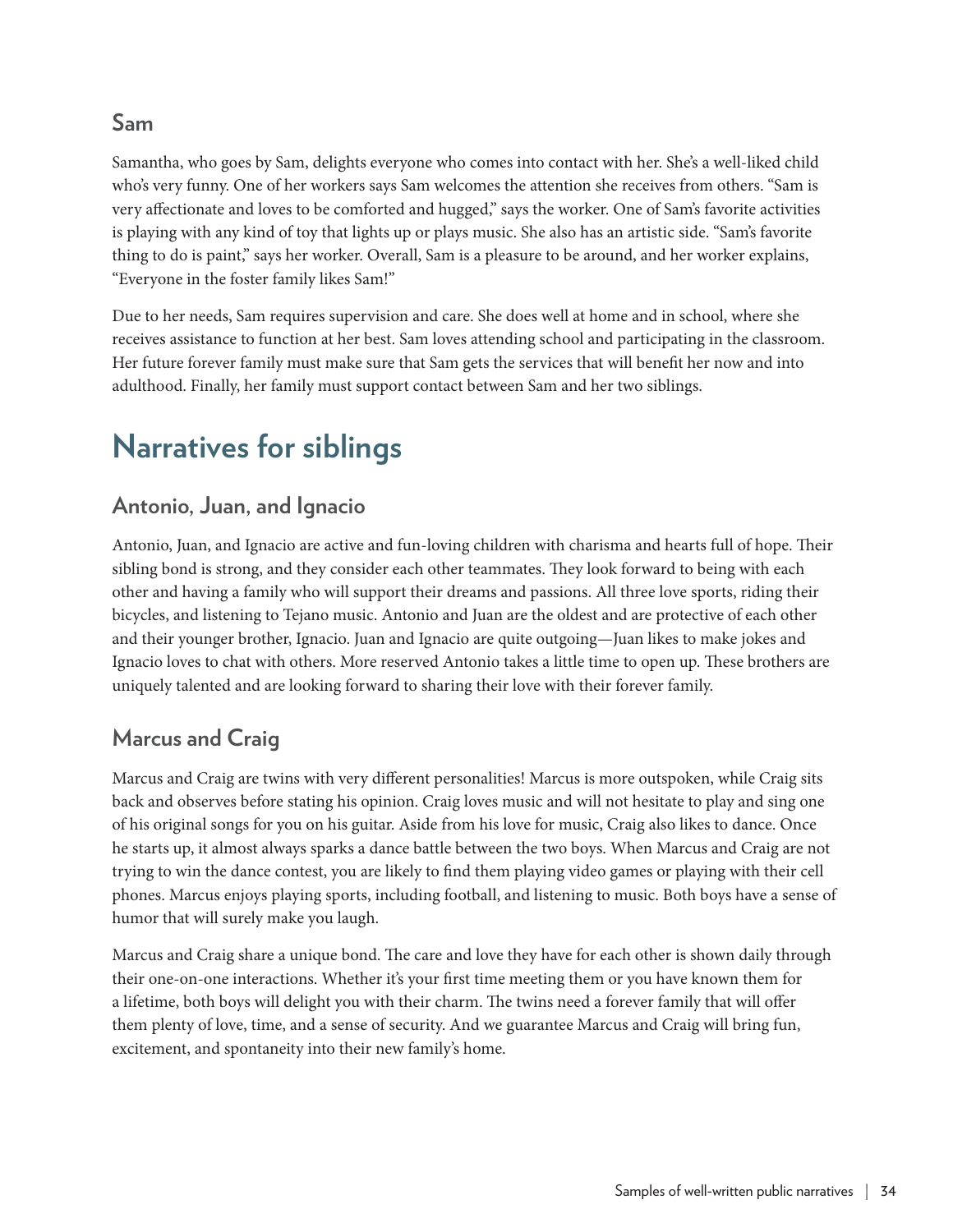### Sam

Samantha, who goes by Sam, delights everyone who comes into contact with her. She's a well-liked child who's very funny. One of her workers says Sam welcomes the attention she receives from others. "Sam is very affectionate and loves to be comforted and hugged," says the worker. One of Sam's favorite activities is playing with any kind of toy that lights up or plays music. She also has an artistic side. "Sam's favorite thing to do is paint," says her worker. Overall, Sam is a pleasure to be around, and her worker explains, "Everyone in the foster family likes Sam!"

Due to her needs, Sam requires supervision and care. She does well at home and in school, where she receives assistance to function at her best. Sam loves attending school and participating in the classroom. Her future forever family must make sure that Sam gets the services that will benefit her now and into adulthood. Finally, her family must support contact between Sam and her two siblings.

## Narratives for siblings

### Antonio, Juan, and Ignacio

Antonio, Juan, and Ignacio are active and fun-loving children with charisma and hearts full of hope. Their sibling bond is strong, and they consider each other teammates. They look forward to being with each other and having a family who will support their dreams and passions. All three love sports, riding their bicycles, and listening to Tejano music. Antonio and Juan are the oldest and are protective of each other and their younger brother, Ignacio. Juan and Ignacio are quite outgoing—Juan likes to make jokes and Ignacio loves to chat with others. More reserved Antonio takes a little time to open up. These brothers are uniquely talented and are looking forward to sharing their love with their forever family.

### Marcus and Craig

Marcus and Craig are twins with very different personalities! Marcus is more outspoken, while Craig sits back and observes before stating his opinion. Craig loves music and will not hesitate to play and sing one of his original songs for you on his guitar. Aside from his love for music, Craig also likes to dance. Once he starts up, it almost always sparks a dance battle between the two boys. When Marcus and Craig are not trying to win the dance contest, you are likely to find them playing video games or playing with their cell phones. Marcus enjoys playing sports, including football, and listening to music. Both boys have a sense of humor that will surely make you laugh.

Marcus and Craig share a unique bond. The care and love they have for each other is shown daily through their one-on-one interactions. Whether it's your first time meeting them or you have known them for a lifetime, both boys will delight you with their charm. The twins need a forever family that will offer them plenty of love, time, and a sense of security. And we guarantee Marcus and Craig will bring fun, excitement, and spontaneity into their new family's home.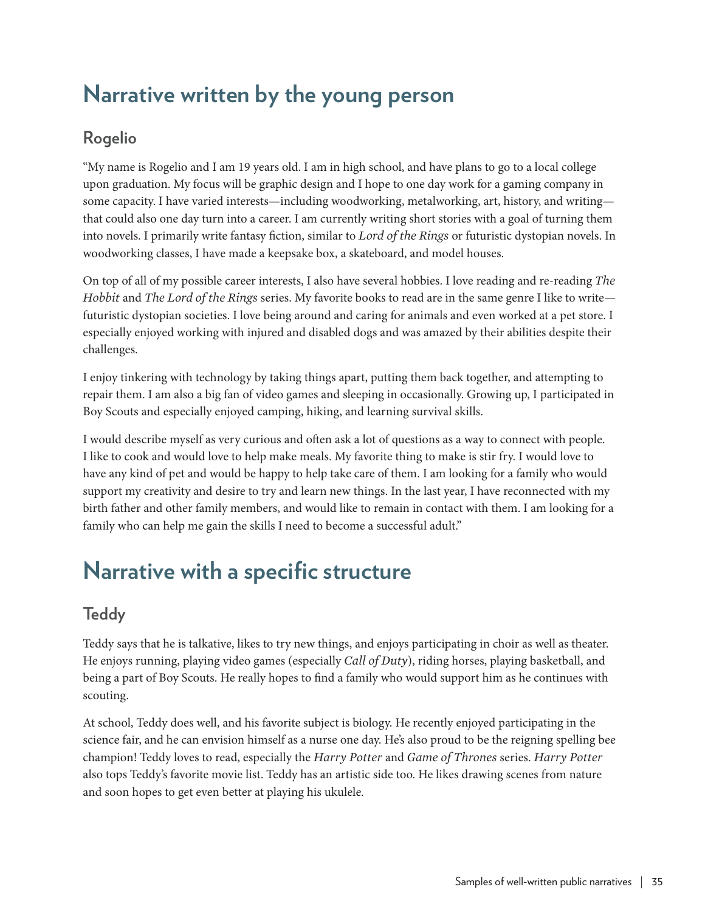# Narrative written by the young person

## Rogelio

"My name is Rogelio and I am 19 years old. I am in high school, and have plans to go to a local college upon graduation. My focus will be graphic design and I hope to one day work for a gaming company in some capacity. I have varied interests—including woodworking, metalworking, art, history, and writing—that could also one day turn into a career. I am currently writing short stories with a goal of turning them into novels. I primarily write fantasy fiction, similar to *Lord of the Rings* or futuristic dystopian novels. In woodworking classes, I have made a keepsake box, a skateboard, and model houses.

On top of all of my possible career interests, I also have several hobbies. I love reading and re-reading *The Hobbit* and *The Lord of the Rings* series. My favorite books to read are in the same genre I like to write—futuristic dystopian societies. I love being around and caring for animals and even worked at a pet store. I especially enjoyed working with injured and disabled dogs and was amazed by their abilities despite their challenges.

I enjoy tinkering with technology by taking things apart, putting them back together, and attempting to repair them. I am also a big fan of video games and sleeping in occasionally. Growing up, I participated in Boy Scouts and especially enjoyed camping, hiking, and learning survival skills.

I would describe myself as very curious and often ask a lot of questions as a way to connect with people. I like to cook and would love to help make meals. My favorite thing to make is stir fry. I would love to have any kind of pet and would be happy to help take care of them. I am looking for a family who would support my creativity and desire to try and learn new things. In the last year, I have reconnected with my birth father and other family members, and would like to remain in contact with them. I am looking for a family who can help me gain the skills I need to become a successful adult."

# Narrative with a specific structure

## Teddy

Teddy says that he is talkative, likes to try new things, and enjoys participating in choir as well as theater. He enjoys running, playing video games (especially *Call of Duty*), riding horses, playing basketball, and being a part of Boy Scouts. He really hopes to find a family who would support him as he continues with scouting.

At school, Teddy does well, and his favorite subject is biology. He recently enjoyed participating in the science fair, and he can envision himself as a nurse one day. He's also proud to be the reigning spelling bee champion! Teddy loves to read, especially the *Harry Potter* and *Game of Thrones* series. *Harry Potter* also tops Teddy's favorite movie list. Teddy has an artistic side too. He likes drawing scenes from nature and soon hopes to get even better at playing his ukulele.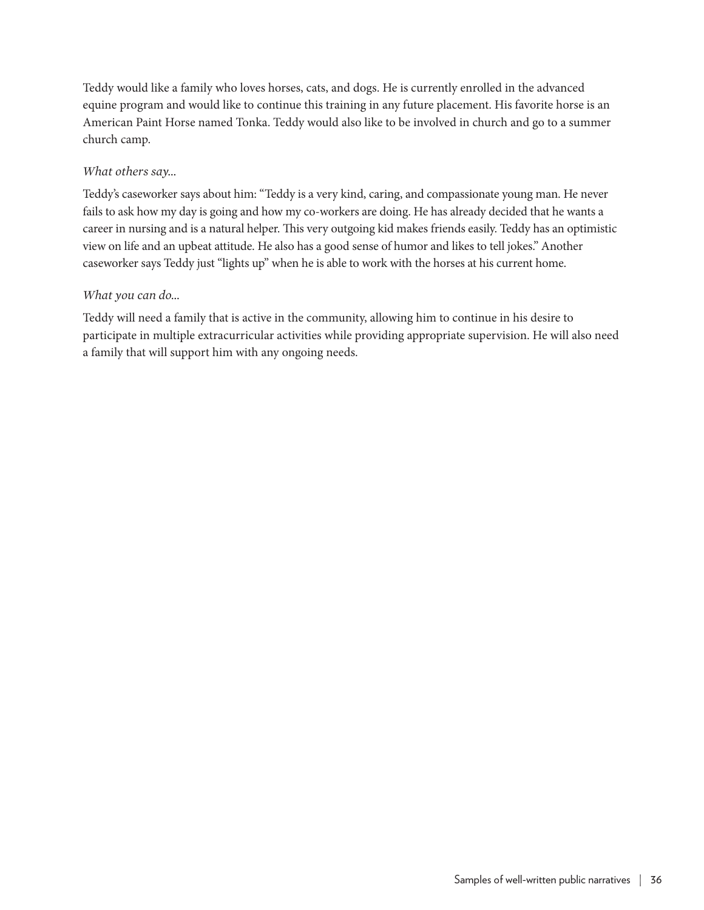Teddy would like a family who loves horses, cats, and dogs. He is currently enrolled in the advanced equine program and would like to continue this training in any future placement. His favorite horse is an American Paint Horse named Tonka. Teddy would also like to be involved in church and go to a summer church camp.

*What others say...*

Teddy's caseworker says about him: "Teddy is a very kind, caring, and compassionate young man. He never fails to ask how my day is going and how my co-workers are doing. He has already decided that he wants a career in nursing and is a natural helper. This very outgoing kid makes friends easily. Teddy has an optimistic view on life and an upbeat attitude. He also has a good sense of humor and likes to tell jokes." Another caseworker says Teddy just "lights up" when he is able to work with the horses at his current home.

*What you can do...*

Teddy will need a family that is active in the community, allowing him to continue in his desire to participate in multiple extracurricular activities while providing appropriate supervision. He will also need a family that will support him with any ongoing needs.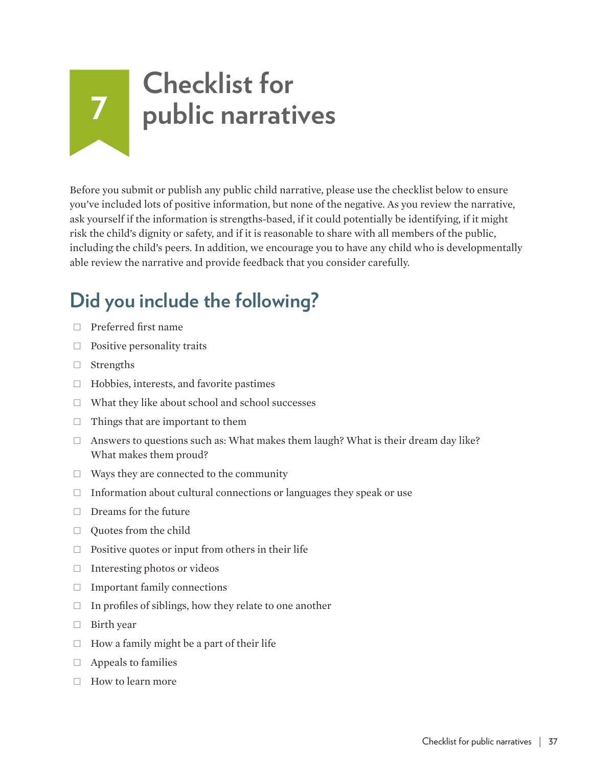# 7 Checklist for public narratives

Before you submit or publish any public child narrative, please use the checklist below to ensure you've included lots of positive information, but none of the negative. As you review the narrative, ask yourself if the information is strengths-based, if it could potentially be identifying, if it might risk the child's dignity or safety, and if it is reasonable to share with all members of the public, including the child's peers. In addition, we encourage you to have any child who is developmentally able review the narrative and provide feedback that you consider carefully.

## Did you include the following?

- ☐ Preferred first name
- ☐ Positive personality traits
- ☐ Strengths
- ☐ Hobbies, interests, and favorite pastimes
- ☐ What they like about school and school successes
- ☐ Things that are important to them
- ☐ Answers to questions such as: What makes them laugh? What is their dream day like? What makes them proud?
- ☐ Ways they are connected to the community
- ☐ Information about cultural connections or languages they speak or use
- ☐ Dreams for the future
- ☐ Quotes from the child
- ☐ Positive quotes or input from others in their life
- ☐ Interesting photos or videos
- ☐ Important family connections
- ☐ In profiles of siblings, how they relate to one another
- ☐ Birth year
- ☐ How a family might be a part of their life
- ☐ Appeals to families
- ☐ How to learn more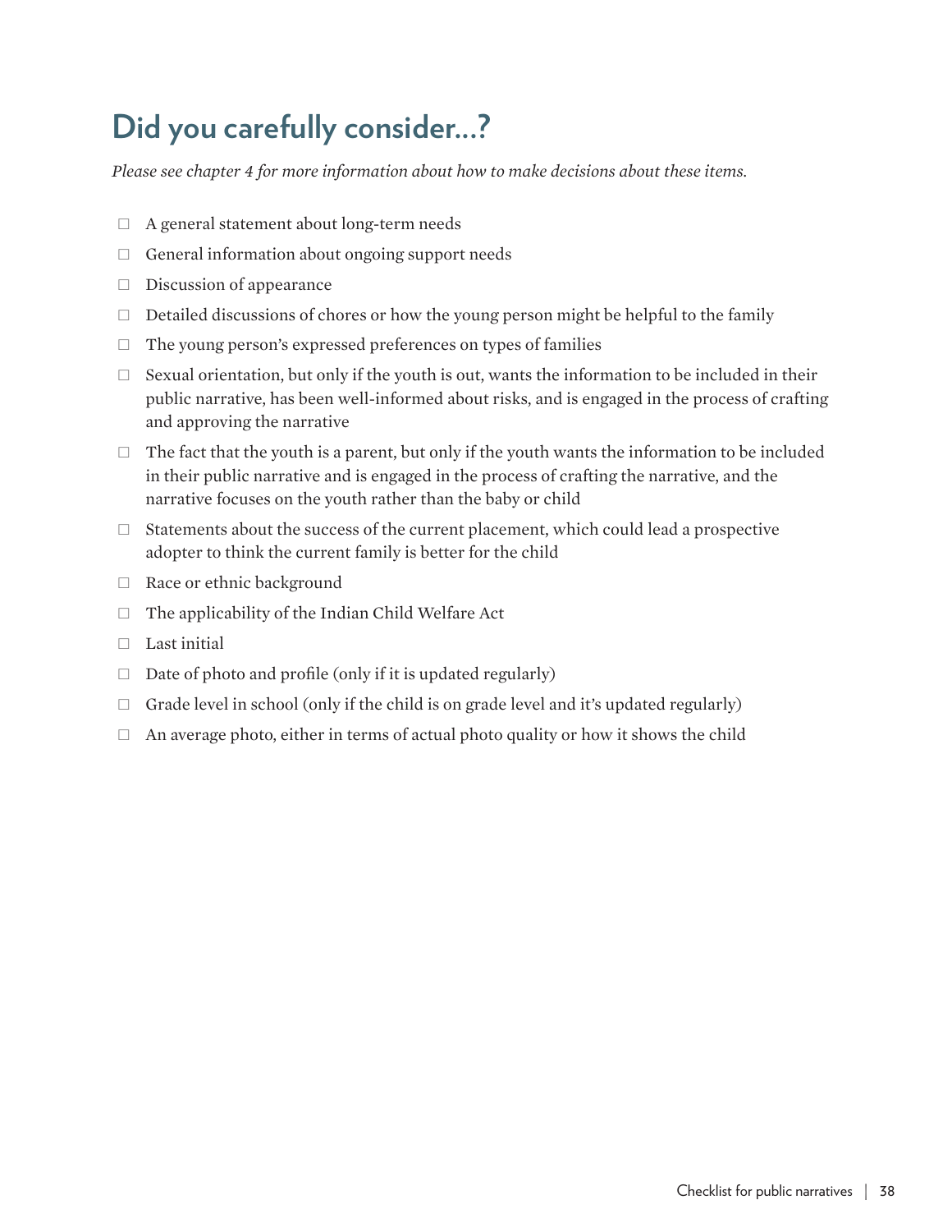## Did you carefully consider...?

*Please see chapter 4 for more information about how to make decisions about these items.*

- ☐ A general statement about long-term needs
- ☐ General information about ongoing support needs
- ☐ Discussion of appearance
- ☐ Detailed discussions of chores or how the young person might be helpful to the family
- ☐ The young person's expressed preferences on types of families
- ☐ Sexual orientation, but only if the youth is out, wants the information to be included in their public narrative, has been well-informed about risks, and is engaged in the process of crafting and approving the narrative
- ☐ The fact that the youth is a parent, but only if the youth wants the information to be included in their public narrative and is engaged in the process of crafting the narrative, and the narrative focuses on the youth rather than the baby or child
- ☐ Statements about the success of the current placement, which could lead a prospective adopter to think the current family is better for the child
- ☐ Race or ethnic background
- ☐ The applicability of the Indian Child Welfare Act
- ☐ Last initial
- ☐ Date of photo and profile (only if it is updated regularly)
- ☐ Grade level in school (only if the child is on grade level and it's updated regularly)
- ☐ An average photo, either in terms of actual photo quality or how it shows the child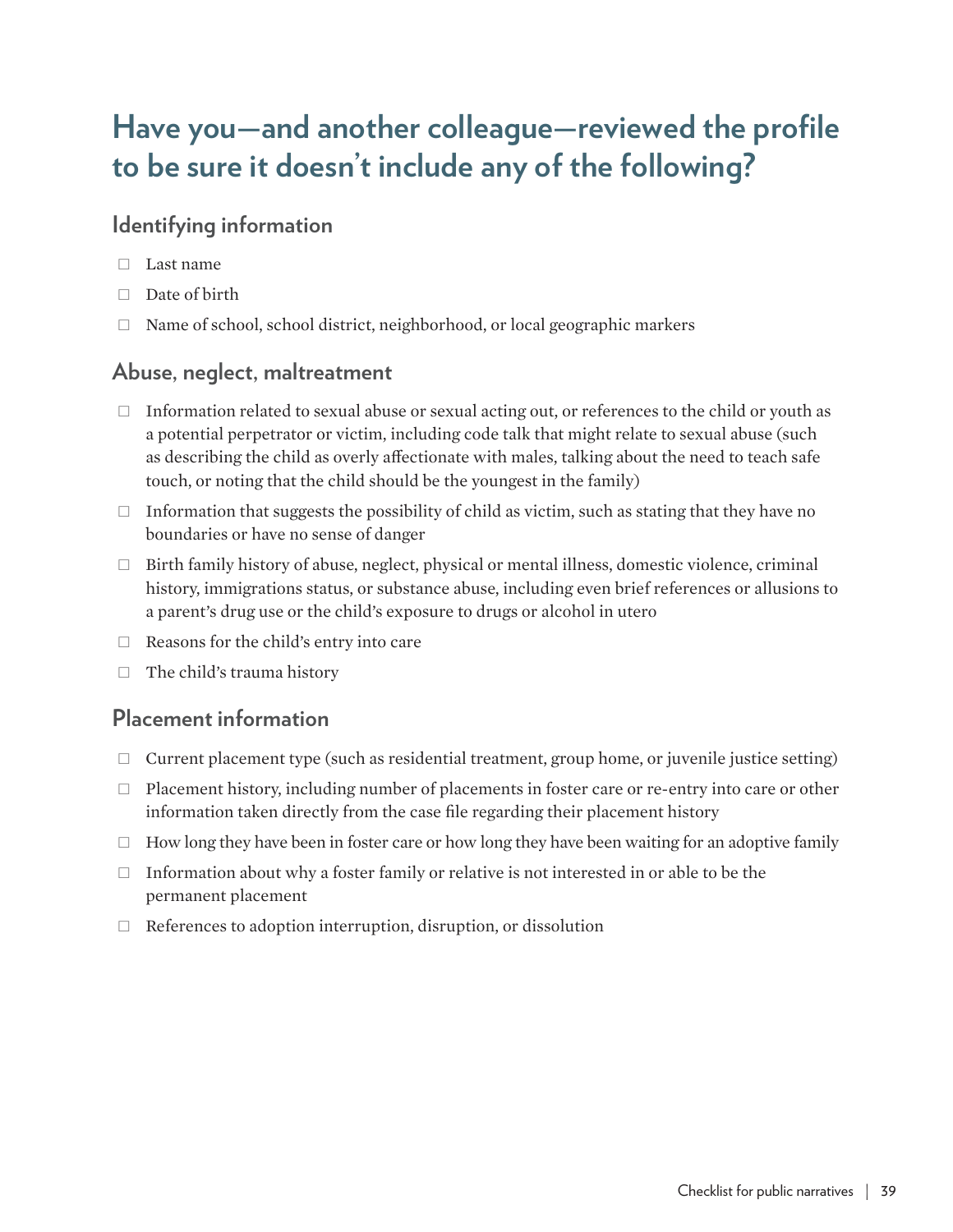# Have you—and another colleague—reviewed the profile to be sure it doesn't include any of the following?

## Identifying information

- ☐ Last name
- ☐ Date of birth
- ☐ Name of school, school district, neighborhood, or local geographic markers

## Abuse, neglect, maltreatment

- ☐ Information related to sexual abuse or sexual acting out, or references to the child or youth as a potential perpetrator or victim, including code talk that might relate to sexual abuse (such as describing the child as overly affectionate with males, talking about the need to teach safe touch, or noting that the child should be the youngest in the family)
- ☐ Information that suggests the possibility of child as victim, such as stating that they have no boundaries or have no sense of danger
- ☐ Birth family history of abuse, neglect, physical or mental illness, domestic violence, criminal history, immigrations status, or substance abuse, including even brief references or allusions to a parent's drug use or the child's exposure to drugs or alcohol in utero
- ☐ Reasons for the child's entry into care
- ☐ The child's trauma history

## Placement information

- ☐ Current placement type (such as residential treatment, group home, or juvenile justice setting)
- ☐ Placement history, including number of placements in foster care or re-entry into care or other information taken directly from the case file regarding their placement history
- ☐ How long they have been in foster care or how long they have been waiting for an adoptive family
- ☐ Information about why a foster family or relative is not interested in or able to be the permanent placement
- ☐ References to adoption interruption, disruption, or dissolution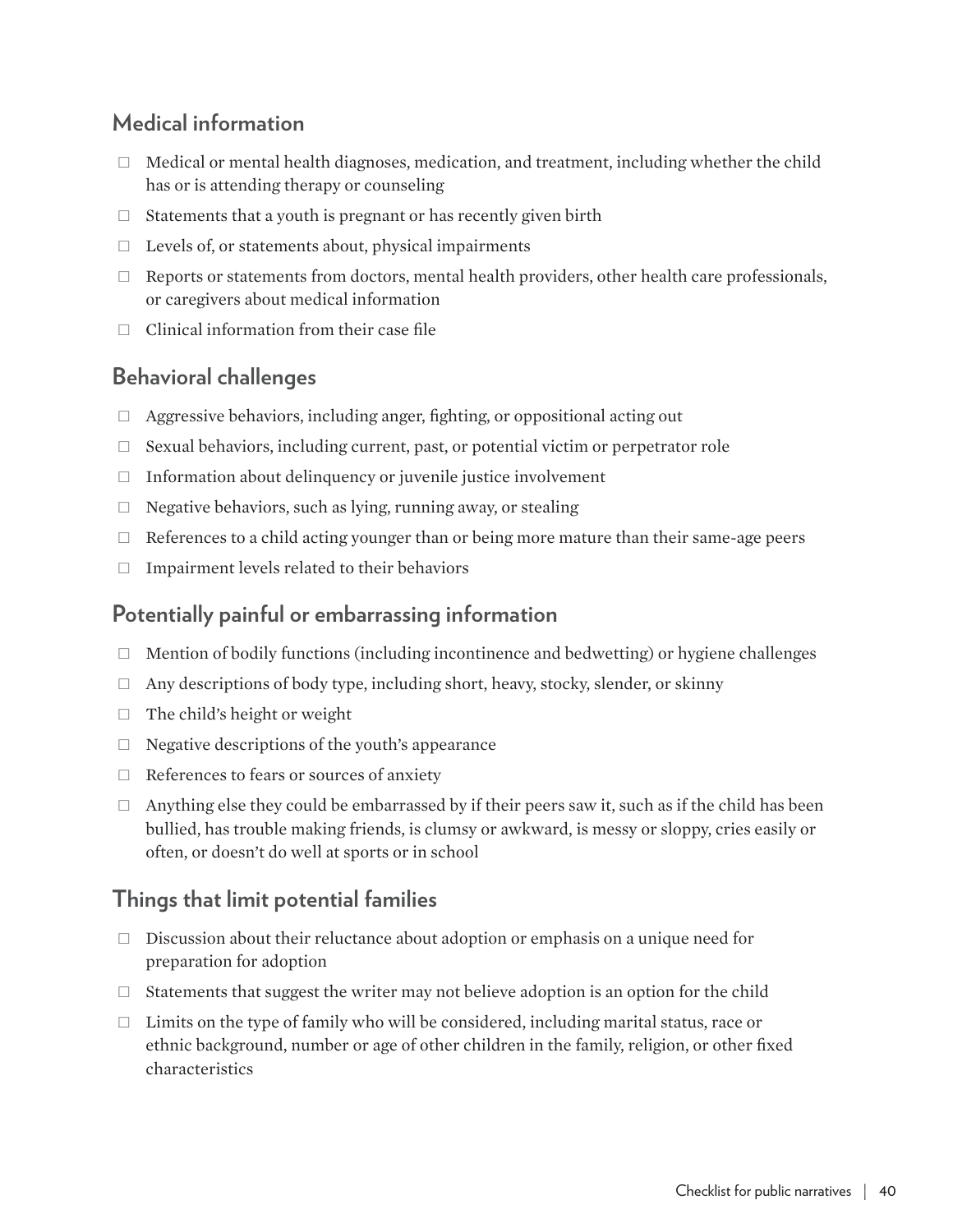## Medical information

- ☐ Medical or mental health diagnoses, medication, and treatment, including whether the child has or is attending therapy or counseling
- ☐ Statements that a youth is pregnant or has recently given birth
- ☐ Levels of, or statements about, physical impairments
- ☐ Reports or statements from doctors, mental health providers, other health care professionals, or caregivers about medical information
- ☐ Clinical information from their case file

## Behavioral challenges

- ☐ Aggressive behaviors, including anger, fighting, or oppositional acting out
- ☐ Sexual behaviors, including current, past, or potential victim or perpetrator role
- ☐ Information about delinquency or juvenile justice involvement
- ☐ Negative behaviors, such as lying, running away, or stealing
- ☐ References to a child acting younger than or being more mature than their same-age peers
- ☐ Impairment levels related to their behaviors

## Potentially painful or embarrassing information

- ☐ Mention of bodily functions (including incontinence and bedwetting) or hygiene challenges
- ☐ Any descriptions of body type, including short, heavy, stocky, slender, or skinny
- ☐ The child's height or weight
- ☐ Negative descriptions of the youth's appearance
- ☐ References to fears or sources of anxiety
- ☐ Anything else they could be embarrassed by if their peers saw it, such as if the child has been bullied, has trouble making friends, is clumsy or awkward, is messy or sloppy, cries easily or often, or doesn't do well at sports or in school

## Things that limit potential families

- ☐ Discussion about their reluctance about adoption or emphasis on a unique need for preparation for adoption
- ☐ Statements that suggest the writer may not believe adoption is an option for the child
- ☐ Limits on the type of family who will be considered, including marital status, race or ethnic background, number or age of other children in the family, religion, or other fixed characteristics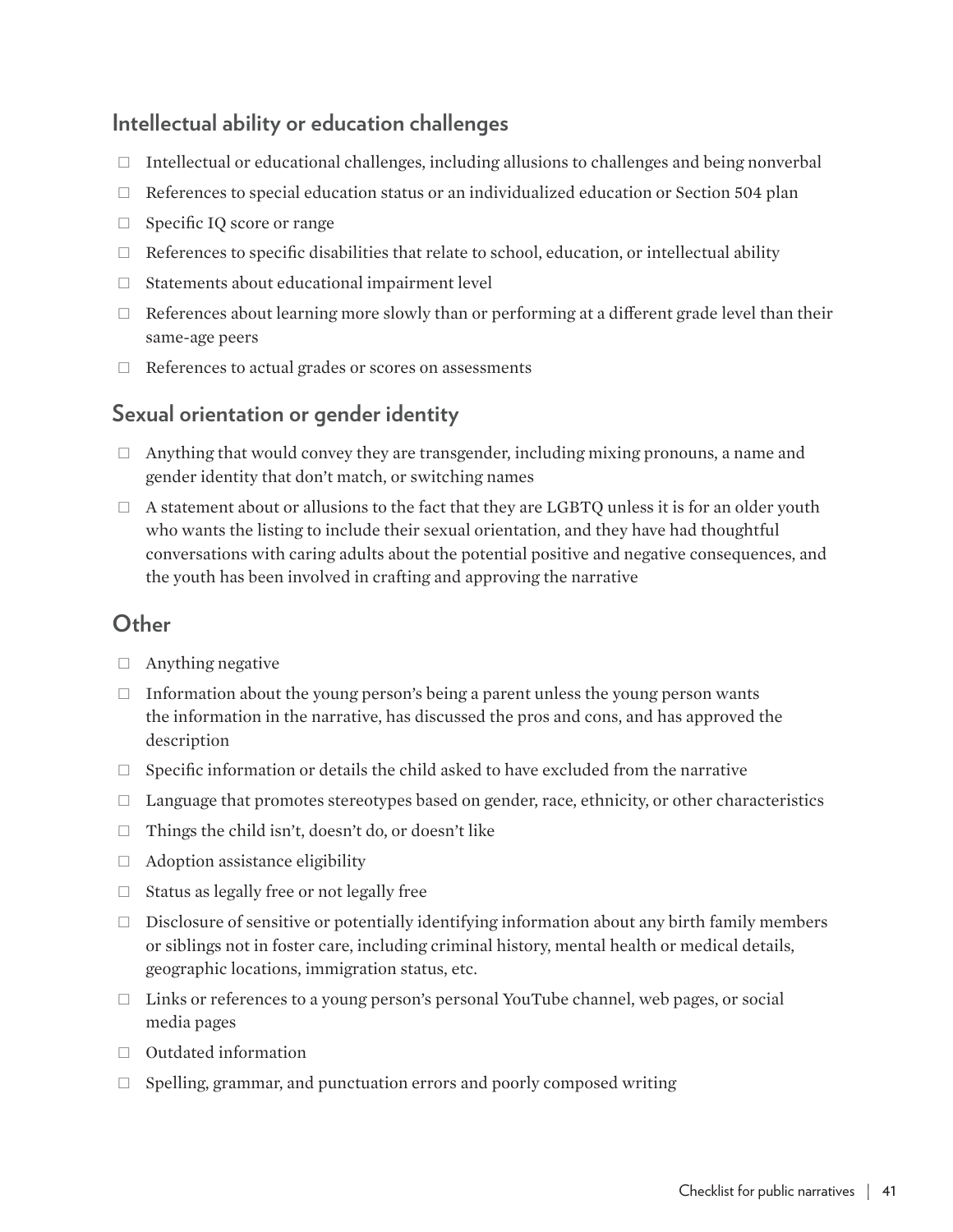## Intellectual ability or education challenges

- ☐ Intellectual or educational challenges, including allusions to challenges and being nonverbal
- ☐ References to special education status or an individualized education or Section 504 plan
- ☐ Specific IQ score or range
- ☐ References to specific disabilities that relate to school, education, or intellectual ability
- ☐ Statements about educational impairment level
- ☐ References about learning more slowly than or performing at a different grade level than their same-age peers
- ☐ References to actual grades or scores on assessments

## Sexual orientation or gender identity

- ☐ Anything that would convey they are transgender, including mixing pronouns, a name and gender identity that don't match, or switching names
- ☐ A statement about or allusions to the fact that they are LGBTQ unless it is for an older youth who wants the listing to include their sexual orientation, and they have had thoughtful conversations with caring adults about the potential positive and negative consequences, and the youth has been involved in crafting and approving the narrative

## Other

- ☐ Anything negative
- ☐ Information about the young person's being a parent unless the young person wants the information in the narrative, has discussed the pros and cons, and has approved the description
- ☐ Specific information or details the child asked to have excluded from the narrative
- ☐ Language that promotes stereotypes based on gender, race, ethnicity, or other characteristics
- ☐ Things the child isn't, doesn't do, or doesn't like
- ☐ Adoption assistance eligibility
- ☐ Status as legally free or not legally free
- ☐ Disclosure of sensitive or potentially identifying information about any birth family members or siblings not in foster care, including criminal history, mental health or medical details, geographic locations, immigration status, etc.
- ☐ Links or references to a young person's personal YouTube channel, web pages, or social media pages
- ☐ Outdated information
- ☐ Spelling, grammar, and punctuation errors and poorly composed writing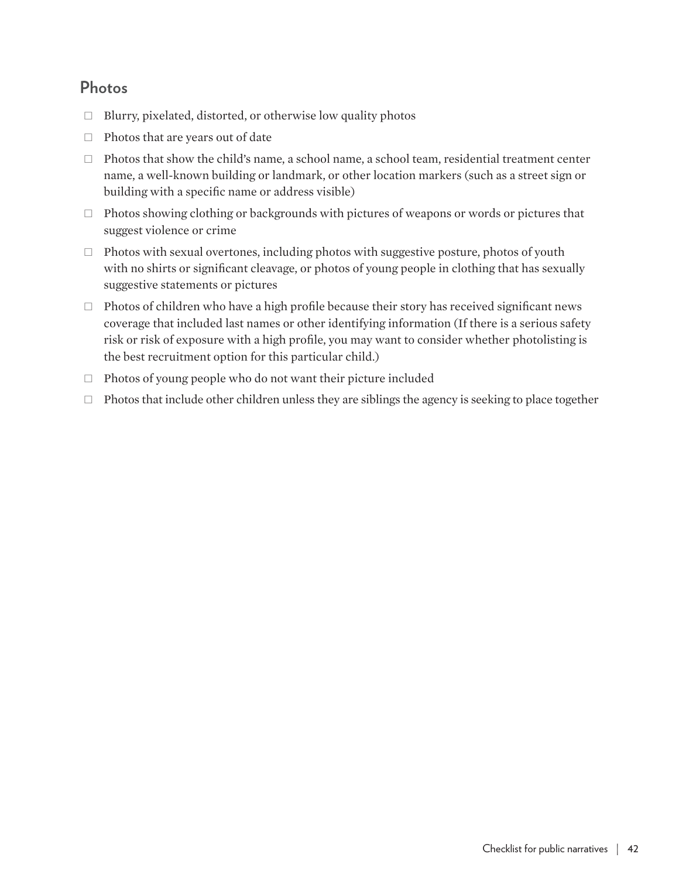## Photos

- ☐ Blurry, pixelated, distorted, or otherwise low quality photos
- ☐ Photos that are years out of date
- ☐ Photos that show the child's name, a school name, a school team, residential treatment center name, a well-known building or landmark, or other location markers (such as a street sign or building with a specific name or address visible)
- ☐ Photos showing clothing or backgrounds with pictures of weapons or words or pictures that suggest violence or crime
- ☐ Photos with sexual overtones, including photos with suggestive posture, photos of youth with no shirts or significant cleavage, or photos of young people in clothing that has sexually suggestive statements or pictures
- ☐ Photos of children who have a high profile because their story has received significant news coverage that included last names or other identifying information (If there is a serious safety risk or risk of exposure with a high profile, you may want to consider whether photolisting is the best recruitment option for this particular child.)
- ☐ Photos of young people who do not want their picture included
- ☐ Photos that include other children unless they are siblings the agency is seeking to place together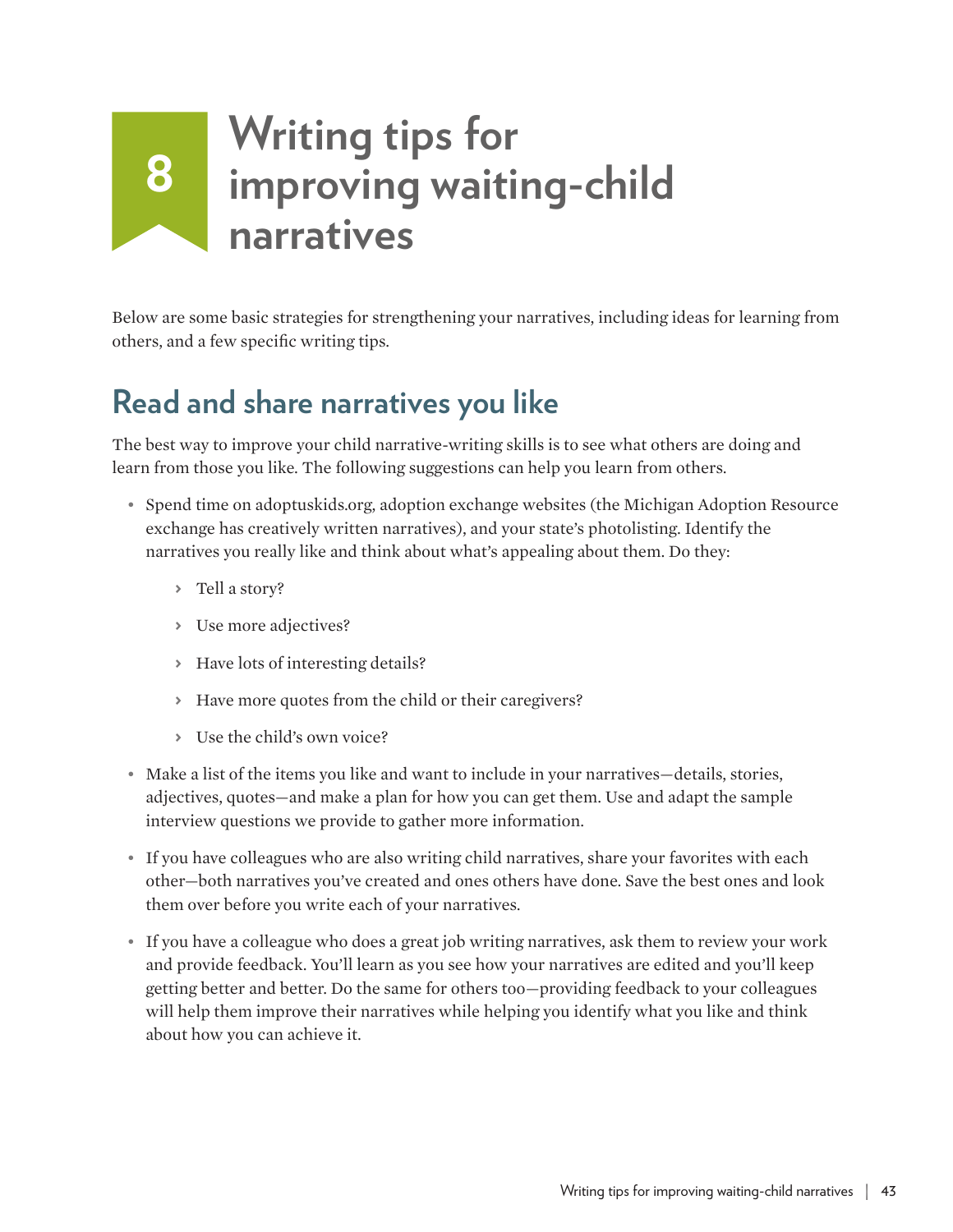# 8 Writing tips for improving waiting-child narratives

Below are some basic strategies for strengthening your narratives, including ideas for learning from others, and a few specific writing tips.

## Read and share narratives you like

The best way to improve your child narrative-writing skills is to see what others are doing and learn from those you like. The following suggestions can help you learn from others.

- Spend time on adoptuskids.org, adoption exchange websites (the Michigan Adoption Resource exchange has creatively written narratives), and your state's photolisting. Identify the narratives you really like and think about what's appealing about them. Do they:
  - Tell a story?
  - Use more adjectives?
  - Have lots of interesting details?
  - Have more quotes from the child or their caregivers?
  - Use the child's own voice?
- Make a list of the items you like and want to include in your narratives—details, stories, adjectives, quotes—and make a plan for how you can get them. Use and adapt the sample interview questions we provide to gather more information.
- If you have colleagues who are also writing child narratives, share your favorites with each other—both narratives you've created and ones others have done. Save the best ones and look them over before you write each of your narratives.
- If you have a colleague who does a great job writing narratives, ask them to review your work and provide feedback. You'll learn as you see how your narratives are edited and you'll keep getting better and better. Do the same for others too—providing feedback to your colleagues will help them improve their narratives while helping you identify what you like and think about how you can achieve it.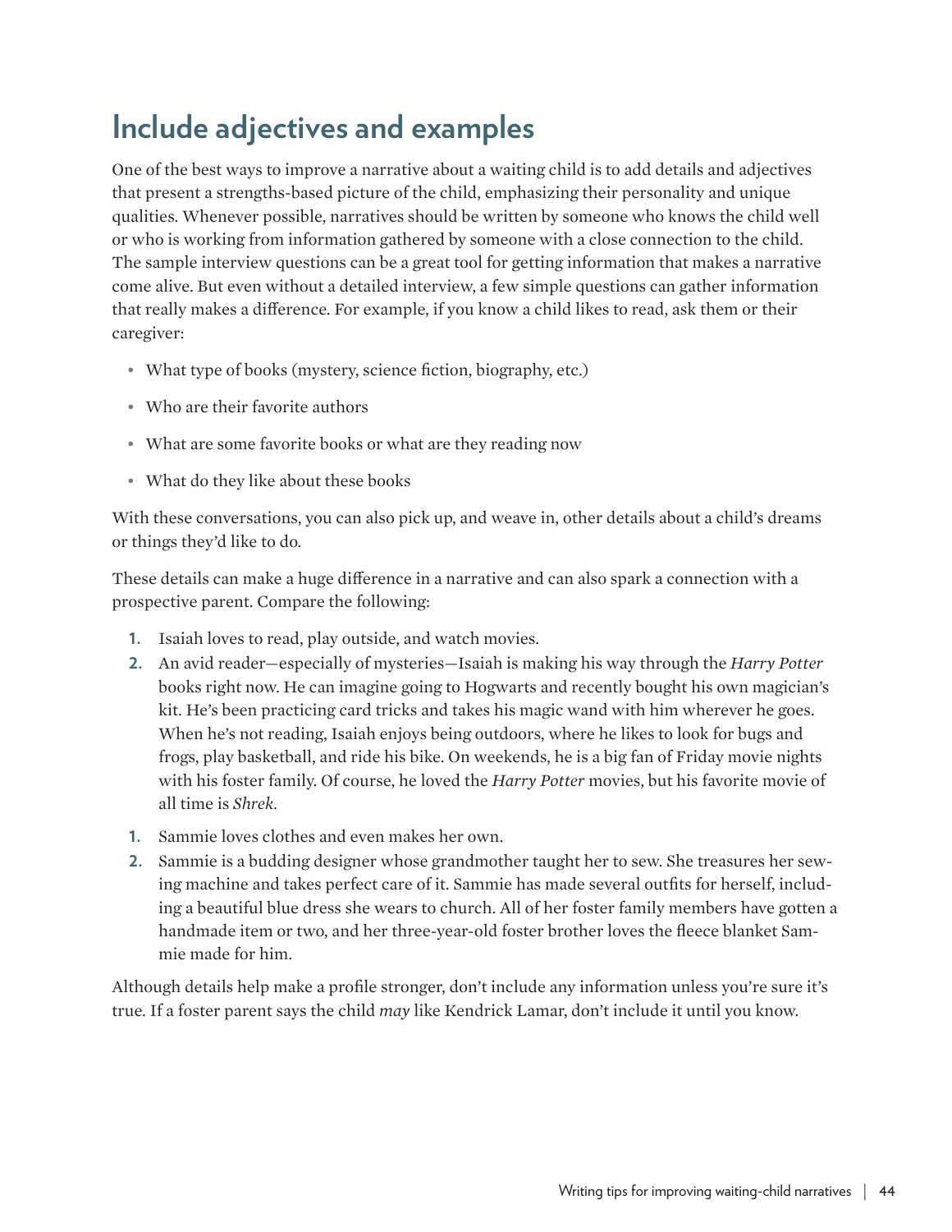## Include adjectives and examples

One of the best ways to improve a narrative about a waiting child is to add details and adjectives that present a strengths-based picture of the child, emphasizing their personality and unique qualities. Whenever possible, narratives should be written by someone who knows the child well or who is working from information gathered by someone with a close connection to the child. The sample interview questions can be a great tool for getting information that makes a narrative come alive. But even without a detailed interview, a few simple questions can gather information that really makes a difference. For example, if you know a child likes to read, ask them or their caregiver:

- What type of books (mystery, science fiction, biography, etc.)
- Who are their favorite authors
- What are some favorite books or what are they reading now
- What do they like about these books

With these conversations, you can also pick up, and weave in, other details about a child's dreams or things they'd like to do.

These details can make a huge difference in a narrative and can also spark a connection with a prospective parent. Compare the following:

1. Isaiah loves to read, play outside, and watch movies.
2. An avid reader—especially of mysteries—Isaiah is making his way through the *Harry Potter* books right now. He can imagine going to Hogwarts and recently bought his own magician's kit. He's been practicing card tricks and takes his magic wand with him wherever he goes. When he's not reading, Isaiah enjoys being outdoors, where he likes to look for bugs and frogs, play basketball, and ride his bike. On weekends, he is a big fan of Friday movie nights with his foster family. Of course, he loved the *Harry Potter* movies, but his favorite movie of all time is *Shrek*.

1. Sammie loves clothes and even makes her own.
2. Sammie is a budding designer whose grandmother taught her to sew. She treasures her sewing machine and takes perfect care of it. Sammie has made several outfits for herself, including a beautiful blue dress she wears to church. All of her foster family members have gotten a handmade item or two, and her three-year-old foster brother loves the fleece blanket Sammie made for him.

Although details help make a profile stronger, don't include any information unless you're sure it's true. If a foster parent says the child *may* like Kendrick Lamar, don't include it until you know.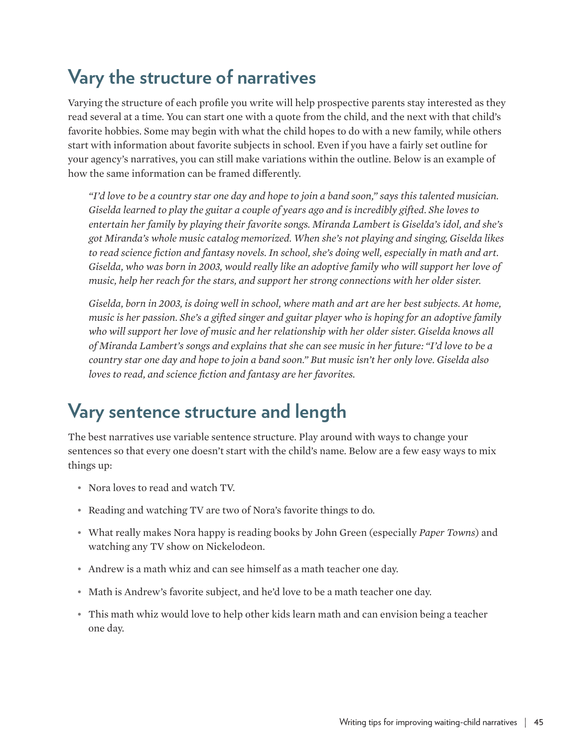## Vary the structure of narratives

Varying the structure of each profile you write will help prospective parents stay interested as they read several at a time. You can start one with a quote from the child, and the next with that child's favorite hobbies. Some may begin with what the child hopes to do with a new family, while others start with information about favorite subjects in school. Even if you have a fairly set outline for your agency's narratives, you can still make variations within the outline. Below is an example of how the same information can be framed differently.

> *"I'd love to be a country star one day and hope to join a band soon," says this talented musician. Giselda learned to play the guitar a couple of years ago and is incredibly gifted. She loves to entertain her family by playing their favorite songs. Miranda Lambert is Giselda's idol, and she's got Miranda's whole music catalog memorized. When she's not playing and singing, Giselda likes to read science fiction and fantasy novels. In school, she's doing well, especially in math and art. Giselda, who was born in 2003, would really like an adoptive family who will support her love of music, help her reach for the stars, and support her strong connections with her older sister.*
>
> *Giselda, born in 2003, is doing well in school, where math and art are her best subjects. At home, music is her passion. She's a gifted singer and guitar player who is hoping for an adoptive family who will support her love of music and her relationship with her older sister. Giselda knows all of Miranda Lambert's songs and explains that she can see music in her future: "I'd love to be a country star one day and hope to join a band soon." But music isn't her only love. Giselda also loves to read, and science fiction and fantasy are her favorites.*

## Vary sentence structure and length

The best narratives use variable sentence structure. Play around with ways to change your sentences so that every one doesn't start with the child's name. Below are a few easy ways to mix things up:

- Nora loves to read and watch TV.
- Reading and watching TV are two of Nora's favorite things to do.
- What really makes Nora happy is reading books by John Green (especially *Paper Towns*) and watching any TV show on Nickelodeon.
- Andrew is a math whiz and can see himself as a math teacher one day.
- Math is Andrew's favorite subject, and he'd love to be a math teacher one day.
- This math whiz would love to help other kids learn math and can envision being a teacher one day.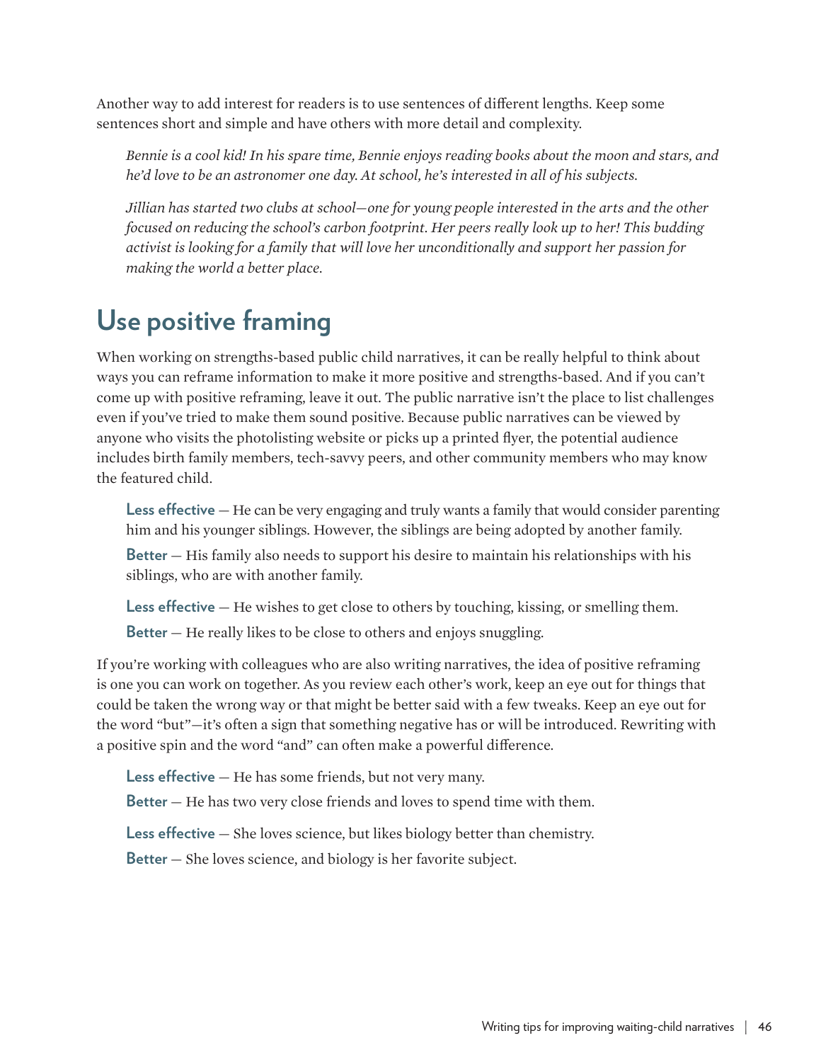Another way to add interest for readers is to use sentences of different lengths. Keep some sentences short and simple and have others with more detail and complexity.

> *Bennie is a cool kid! In his spare time, Bennie enjoys reading books about the moon and stars, and he'd love to be an astronomer one day. At school, he's interested in all of his subjects.*
>
> *Jillian has started two clubs at school—one for young people interested in the arts and the other focused on reducing the school's carbon footprint. Her peers really look up to her! This budding activist is looking for a family that will love her unconditionally and support her passion for making the world a better place.*

## Use positive framing

When working on strengths-based public child narratives, it can be really helpful to think about ways you can reframe information to make it more positive and strengths-based. And if you can't come up with positive reframing, leave it out. The public narrative isn't the place to list challenges even if you've tried to make them sound positive. Because public narratives can be viewed by anyone who visits the photolisting website or picks up a printed flyer, the potential audience includes birth family members, tech-savvy peers, and other community members who may know the featured child.

> **Less effective** — He can be very engaging and truly wants a family that would consider parenting him and his younger siblings. However, the siblings are being adopted by another family.
>
> **Better** — His family also needs to support his desire to maintain his relationships with his siblings, who are with another family.
>
> **Less effective** — He wishes to get close to others by touching, kissing, or smelling them.
>
> **Better** — He really likes to be close to others and enjoys snuggling.

If you're working with colleagues who are also writing narratives, the idea of positive reframing is one you can work on together. As you review each other's work, keep an eye out for things that could be taken the wrong way or that might be better said with a few tweaks. Keep an eye out for the word "but"—it's often a sign that something negative has or will be introduced. Rewriting with a positive spin and the word "and" can often make a powerful difference.

> **Less effective** — He has some friends, but not very many.
>
> **Better** — He has two very close friends and loves to spend time with them.
>
> **Less effective** — She loves science, but likes biology better than chemistry.
>
> **Better** — She loves science, and biology is her favorite subject.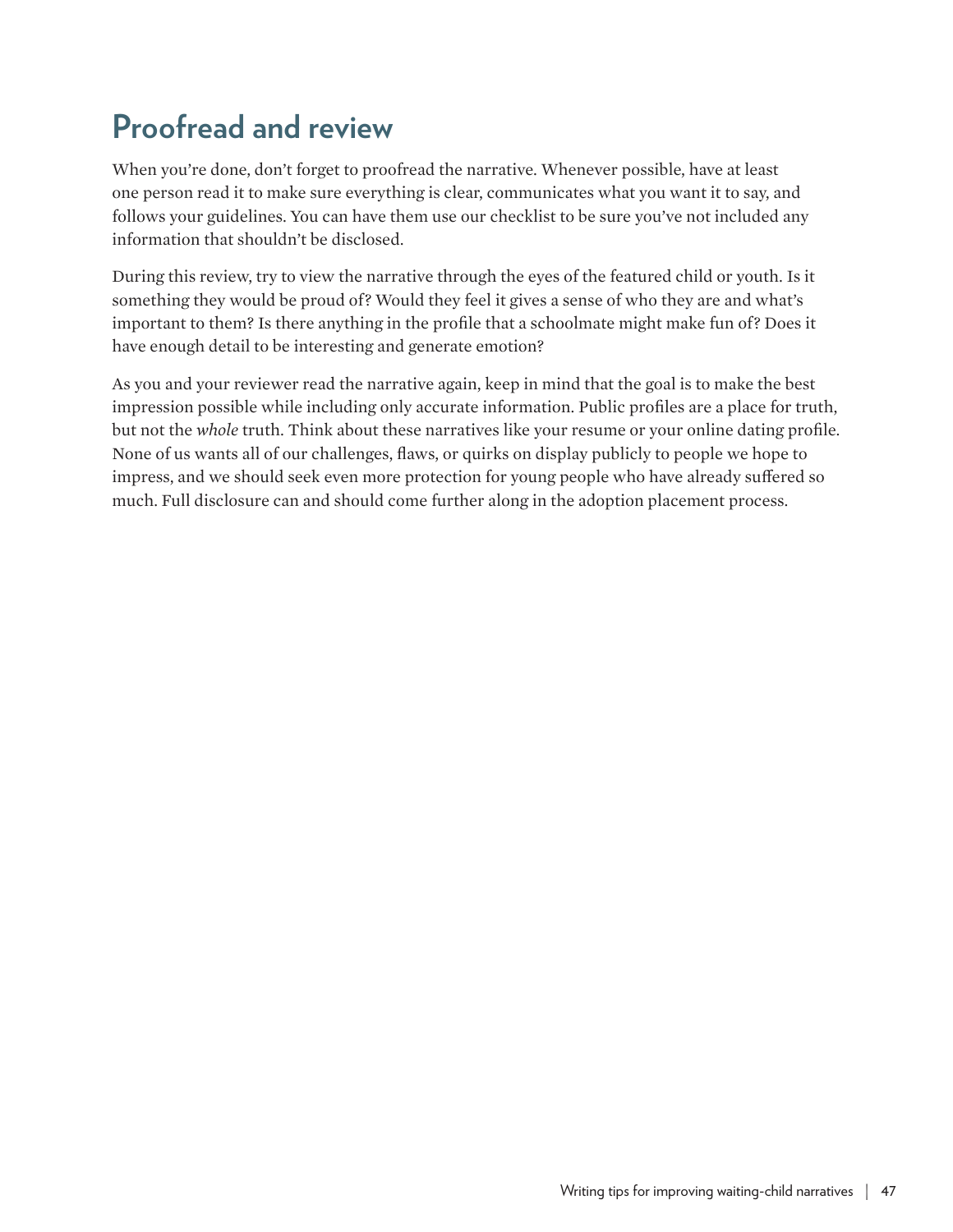## Proofread and review

When you're done, don't forget to proofread the narrative. Whenever possible, have at least one person read it to make sure everything is clear, communicates what you want it to say, and follows your guidelines. You can have them use our checklist to be sure you've not included any information that shouldn't be disclosed.

During this review, try to view the narrative through the eyes of the featured child or youth. Is it something they would be proud of? Would they feel it gives a sense of who they are and what's important to them? Is there anything in the profile that a schoolmate might make fun of? Does it have enough detail to be interesting and generate emotion?

As you and your reviewer read the narrative again, keep in mind that the goal is to make the best impression possible while including only accurate information. Public profiles are a place for truth, but not the *whole* truth. Think about these narratives like your resume or your online dating profile. None of us wants all of our challenges, flaws, or quirks on display publicly to people we hope to impress, and we should seek even more protection for young people who have already suffered so much. Full disclosure can and should come further along in the adoption placement process.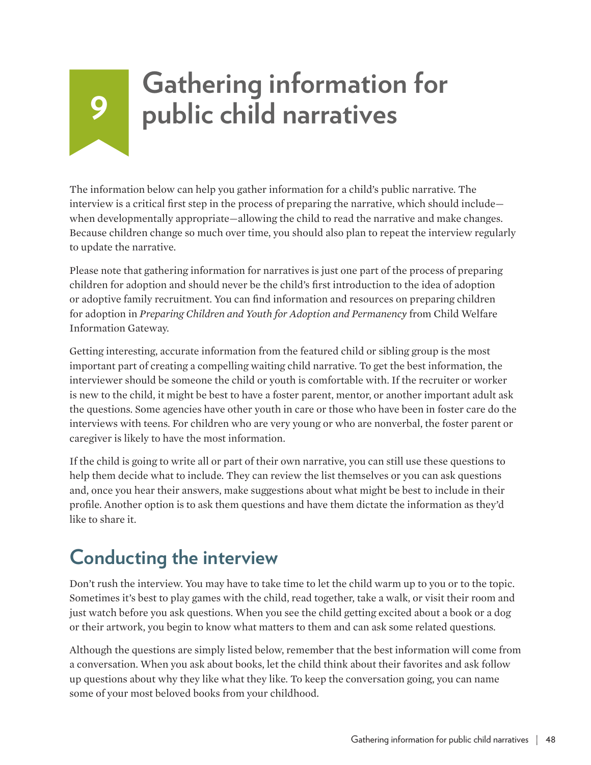# 9 Gathering information for public child narratives

The information below can help you gather information for a child's public narrative. The interview is a critical first step in the process of preparing the narrative, which should include—when developmentally appropriate—allowing the child to read the narrative and make changes. Because children change so much over time, you should also plan to repeat the interview regularly to update the narrative.

Please note that gathering information for narratives is just one part of the process of preparing children for adoption and should never be the child's first introduction to the idea of adoption or adoptive family recruitment. You can find information and resources on preparing children for adoption in *Preparing Children and Youth for Adoption and Permanency* from Child Welfare Information Gateway.

Getting interesting, accurate information from the featured child or sibling group is the most important part of creating a compelling waiting child narrative. To get the best information, the interviewer should be someone the child or youth is comfortable with. If the recruiter or worker is new to the child, it might be best to have a foster parent, mentor, or another important adult ask the questions. Some agencies have other youth in care or those who have been in foster care do the interviews with teens. For children who are very young or who are nonverbal, the foster parent or caregiver is likely to have the most information.

If the child is going to write all or part of their own narrative, you can still use these questions to help them decide what to include. They can review the list themselves or you can ask questions and, once you hear their answers, make suggestions about what might be best to include in their profile. Another option is to ask them questions and have them dictate the information as they'd like to share it.

## Conducting the interview

Don't rush the interview. You may have to take time to let the child warm up to you or to the topic. Sometimes it's best to play games with the child, read together, take a walk, or visit their room and just watch before you ask questions. When you see the child getting excited about a book or a dog or their artwork, you begin to know what matters to them and can ask some related questions.

Although the questions are simply listed below, remember that the best information will come from a conversation. When you ask about books, let the child think about their favorites and ask follow up questions about why they like what they like. To keep the conversation going, you can name some of your most beloved books from your childhood.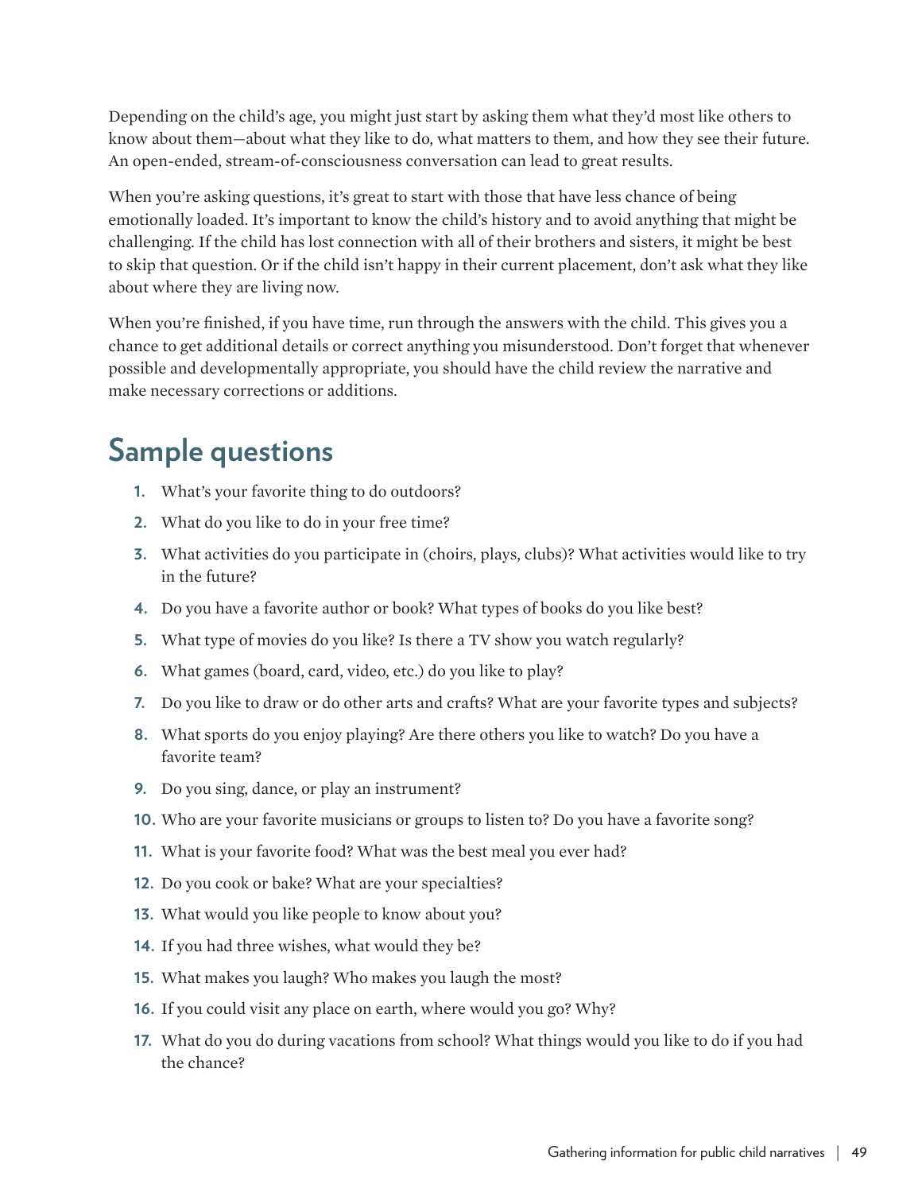Depending on the child's age, you might just start by asking them what they'd most like others to know about them—about what they like to do, what matters to them, and how they see their future. An open-ended, stream-of-consciousness conversation can lead to great results.

When you're asking questions, it's great to start with those that have less chance of being emotionally loaded. It's important to know the child's history and to avoid anything that might be challenging. If the child has lost connection with all of their brothers and sisters, it might be best to skip that question. Or if the child isn't happy in their current placement, don't ask what they like about where they are living now.

When you're finished, if you have time, run through the answers with the child. This gives you a chance to get additional details or correct anything you misunderstood. Don't forget that whenever possible and developmentally appropriate, you should have the child review the narrative and make necessary corrections or additions.

## Sample questions

1. What's your favorite thing to do outdoors?
2. What do you like to do in your free time?
3. What activities do you participate in (choirs, plays, clubs)? What activities would like to try in the future?
4. Do you have a favorite author or book? What types of books do you like best?
5. What type of movies do you like? Is there a TV show you watch regularly?
6. What games (board, card, video, etc.) do you like to play?
7. Do you like to draw or do other arts and crafts? What are your favorite types and subjects?
8. What sports do you enjoy playing? Are there others you like to watch? Do you have a favorite team?
9. Do you sing, dance, or play an instrument?
10. Who are your favorite musicians or groups to listen to? Do you have a favorite song?
11. What is your favorite food? What was the best meal you ever had?
12. Do you cook or bake? What are your specialties?
13. What would you like people to know about you?
14. If you had three wishes, what would they be?
15. What makes you laugh? Who makes you laugh the most?
16. If you could visit any place on earth, where would you go? Why?
17. What do you do during vacations from school? What things would you like to do if you had the chance?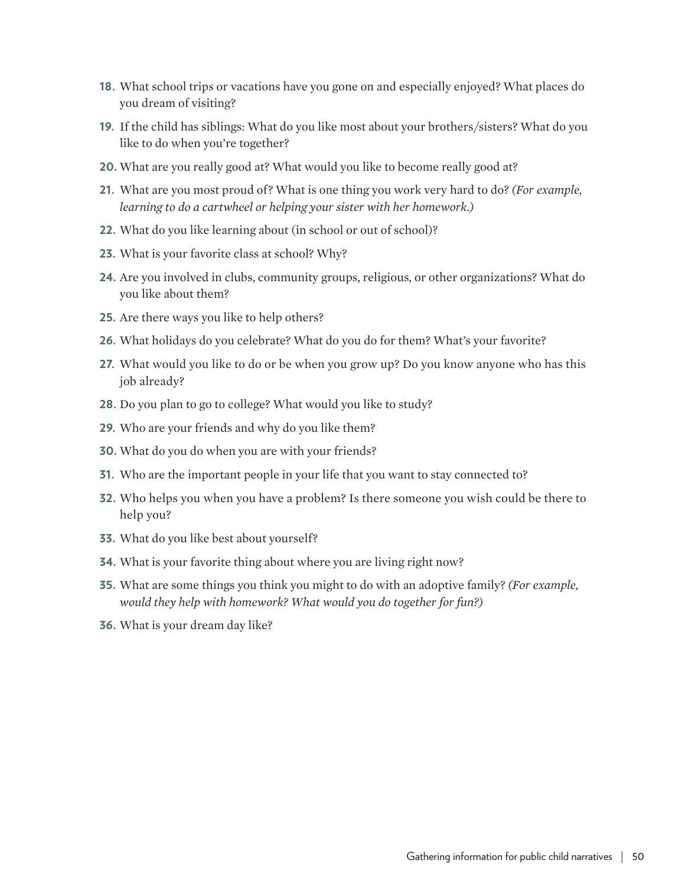18. What school trips or vacations have you gone on and especially enjoyed? What places do you dream of visiting?
19. If the child has siblings: What do you like most about your brothers/sisters? What do you like to do when you're together?
20. What are you really good at? What would you like to become really good at?
21. What are you most proud of? What is one thing you work very hard to do? *(For example, learning to do a cartwheel or helping your sister with her homework.)*
22. What do you like learning about (in school or out of school)?
23. What is your favorite class at school? Why?
24. Are you involved in clubs, community groups, religious, or other organizations? What do you like about them?
25. Are there ways you like to help others?
26. What holidays do you celebrate? What do you do for them? What's your favorite?
27. What would you like to do or be when you grow up? Do you know anyone who has this job already?
28. Do you plan to go to college? What would you like to study?
29. Who are your friends and why do you like them?
30. What do you do when you are with your friends?
31. Who are the important people in your life that you want to stay connected to?
32. Who helps you when you have a problem? Is there someone you wish could be there to help you?
33. What do you like best about yourself?
34. What is your favorite thing about where you are living right now?
35. What are some things you think you might to do with an adoptive family? *(For example, would they help with homework? What would you do together for fun?)*
36. What is your dream day like?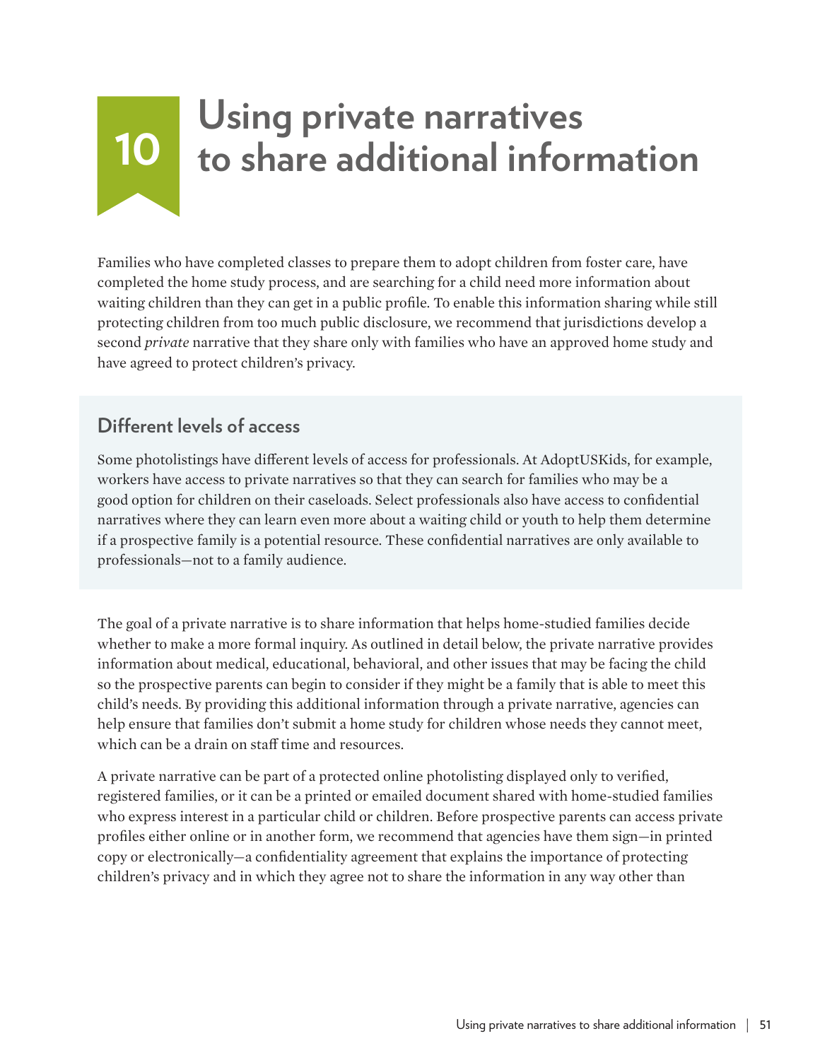# 10 Using private narratives to share additional information

Families who have completed classes to prepare them to adopt children from foster care, have completed the home study process, and are searching for a child need more information about waiting children than they can get in a public profile. To enable this information sharing while still protecting children from too much public disclosure, we recommend that jurisdictions develop a second *private* narrative that they share only with families who have an approved home study and have agreed to protect children's privacy.

## Different levels of access

Some photolistings have different levels of access for professionals. At AdoptUSKids, for example, workers have access to private narratives so that they can search for families who may be a good option for children on their caseloads. Select professionals also have access to confidential narratives where they can learn even more about a waiting child or youth to help them determine if a prospective family is a potential resource. These confidential narratives are only available to professionals—not to a family audience.

The goal of a private narrative is to share information that helps home-studied families decide whether to make a more formal inquiry. As outlined in detail below, the private narrative provides information about medical, educational, behavioral, and other issues that may be facing the child so the prospective parents can begin to consider if they might be a family that is able to meet this child's needs. By providing this additional information through a private narrative, agencies can help ensure that families don't submit a home study for children whose needs they cannot meet, which can be a drain on staff time and resources.

A private narrative can be part of a protected online photolisting displayed only to verified, registered families, or it can be a printed or emailed document shared with home-studied families who express interest in a particular child or children. Before prospective parents can access private profiles either online or in another form, we recommend that agencies have them sign—in printed copy or electronically—a confidentiality agreement that explains the importance of protecting children's privacy and in which they agree not to share the information in any way other than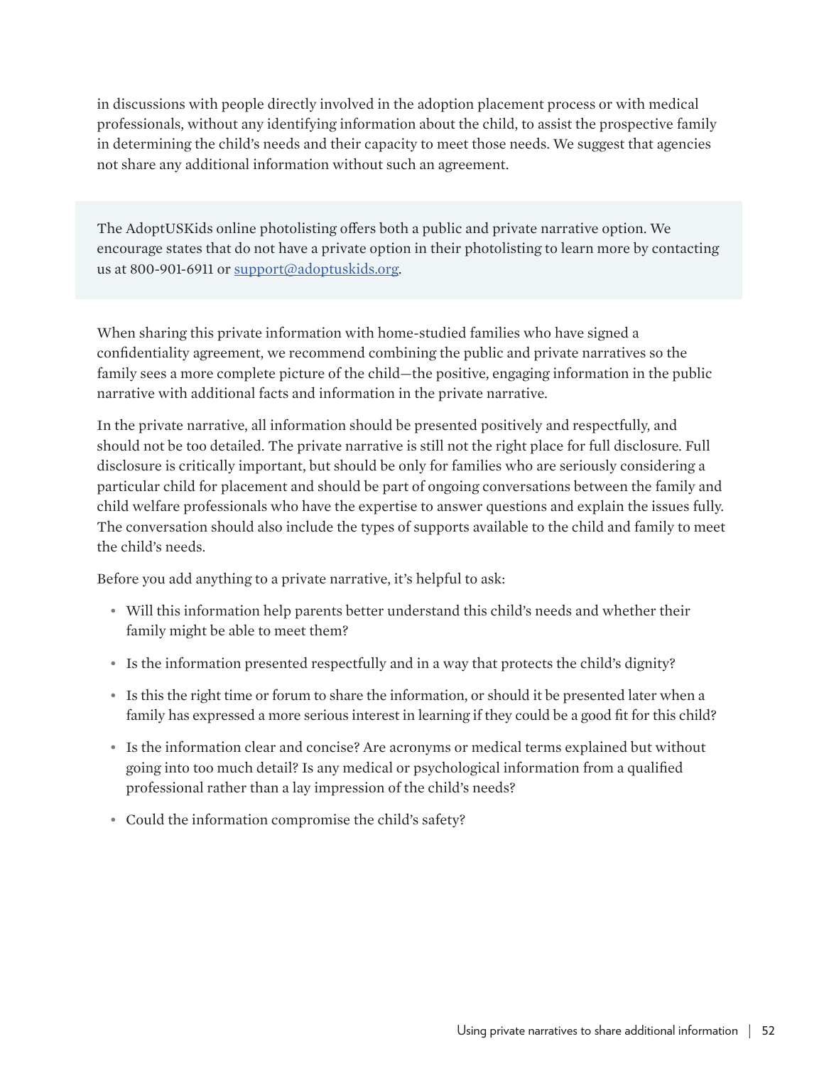in discussions with people directly involved in the adoption placement process or with medical professionals, without any identifying information about the child, to assist the prospective family in determining the child's needs and their capacity to meet those needs. We suggest that agencies not share any additional information without such an agreement.

> The AdoptUSKids online photolisting offers both a public and private narrative option. We encourage states that do not have a private option in their photolisting to learn more by contacting us at 800-901-6911 or [support@adoptuskids.org](mailto:support@adoptuskids.org).

When sharing this private information with home-studied families who have signed a confidentiality agreement, we recommend combining the public and private narratives so the family sees a more complete picture of the child—the positive, engaging information in the public narrative with additional facts and information in the private narrative.

In the private narrative, all information should be presented positively and respectfully, and should not be too detailed. The private narrative is still not the right place for full disclosure. Full disclosure is critically important, but should be only for families who are seriously considering a particular child for placement and should be part of ongoing conversations between the family and child welfare professionals who have the expertise to answer questions and explain the issues fully. The conversation should also include the types of supports available to the child and family to meet the child's needs.

Before you add anything to a private narrative, it's helpful to ask:

- Will this information help parents better understand this child's needs and whether their family might be able to meet them?
- Is the information presented respectfully and in a way that protects the child's dignity?
- Is this the right time or forum to share the information, or should it be presented later when a family has expressed a more serious interest in learning if they could be a good fit for this child?
- Is the information clear and concise? Are acronyms or medical terms explained but without going into too much detail? Is any medical or psychological information from a qualified professional rather than a lay impression of the child's needs?
- Could the information compromise the child's safety?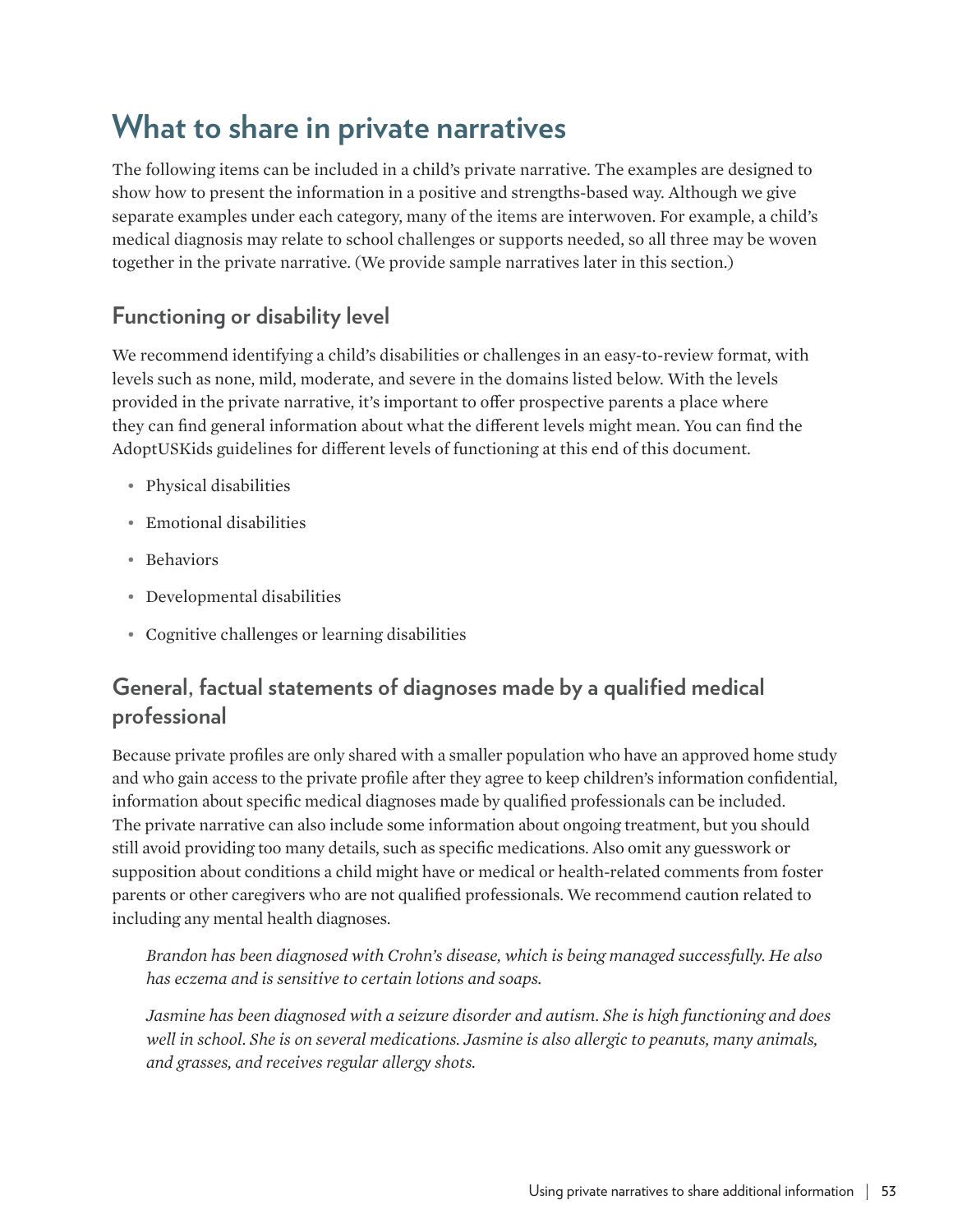# What to share in private narratives

The following items can be included in a child's private narrative. The examples are designed to show how to present the information in a positive and strengths-based way. Although we give separate examples under each category, many of the items are interwoven. For example, a child's medical diagnosis may relate to school challenges or supports needed, so all three may be woven together in the private narrative. (We provide sample narratives later in this section.)

## Functioning or disability level

We recommend identifying a child's disabilities or challenges in an easy-to-review format, with levels such as none, mild, moderate, and severe in the domains listed below. With the levels provided in the private narrative, it's important to offer prospective parents a place where they can find general information about what the different levels might mean. You can find the AdoptUSKids guidelines for different levels of functioning at this end of this document.

- Physical disabilities
- Emotional disabilities
- Behaviors
- Developmental disabilities
- Cognitive challenges or learning disabilities

## General, factual statements of diagnoses made by a qualified medical professional

Because private profiles are only shared with a smaller population who have an approved home study and who gain access to the private profile after they agree to keep children's information confidential, information about specific medical diagnoses made by qualified professionals can be included. The private narrative can also include some information about ongoing treatment, but you should still avoid providing too many details, such as specific medications. Also omit any guesswork or supposition about conditions a child might have or medical or health-related comments from foster parents or other caregivers who are not qualified professionals. We recommend caution related to including any mental health diagnoses.

*Brandon has been diagnosed with Crohn's disease, which is being managed successfully. He also has eczema and is sensitive to certain lotions and soaps.*

*Jasmine has been diagnosed with a seizure disorder and autism. She is high functioning and does well in school. She is on several medications. Jasmine is also allergic to peanuts, many animals, and grasses, and receives regular allergy shots.*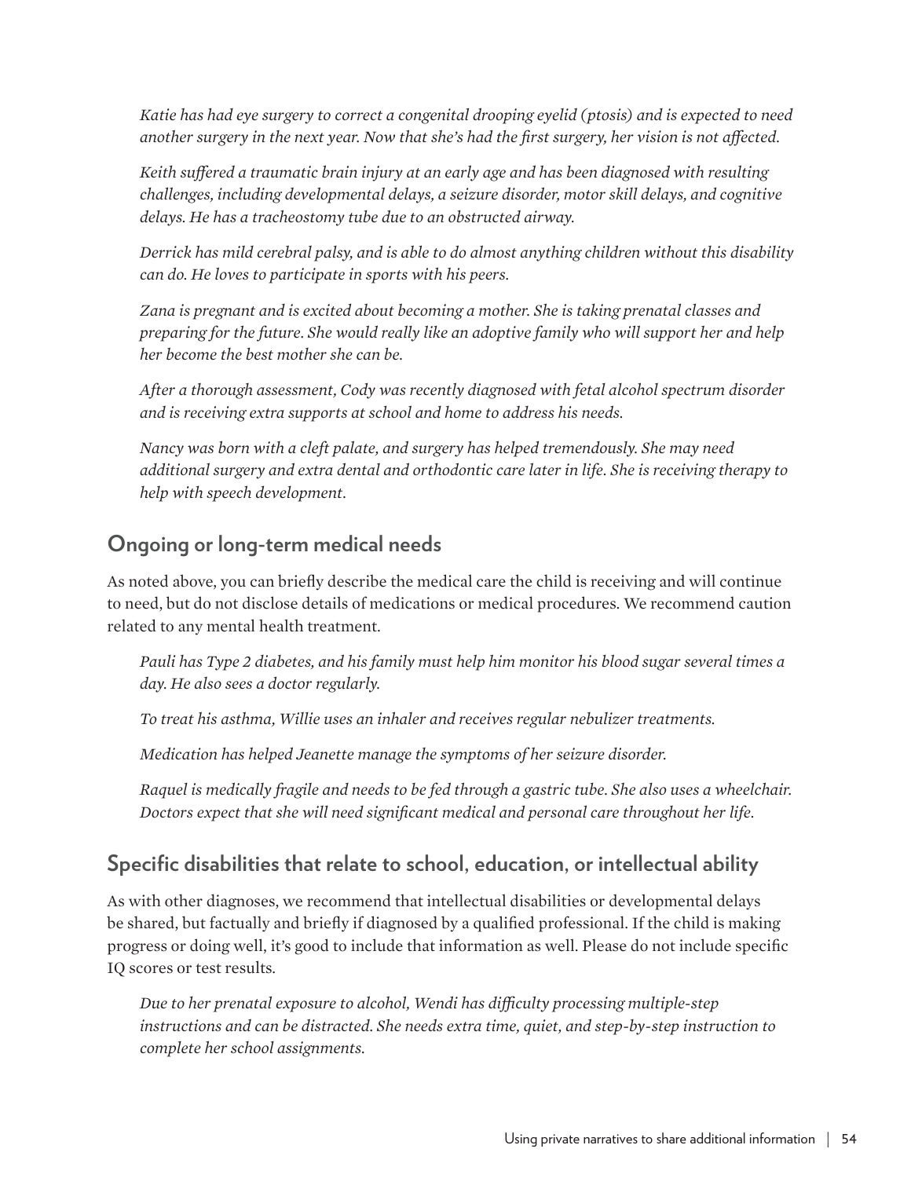*Katie has had eye surgery to correct a congenital drooping eyelid (ptosis) and is expected to need another surgery in the next year. Now that she's had the first surgery, her vision is not affected.*

*Keith suffered a traumatic brain injury at an early age and has been diagnosed with resulting challenges, including developmental delays, a seizure disorder, motor skill delays, and cognitive delays. He has a tracheostomy tube due to an obstructed airway.*

*Derrick has mild cerebral palsy, and is able to do almost anything children without this disability can do. He loves to participate in sports with his peers.*

*Zana is pregnant and is excited about becoming a mother. She is taking prenatal classes and preparing for the future. She would really like an adoptive family who will support her and help her become the best mother she can be.*

*After a thorough assessment, Cody was recently diagnosed with fetal alcohol spectrum disorder and is receiving extra supports at school and home to address his needs.*

*Nancy was born with a cleft palate, and surgery has helped tremendously. She may need additional surgery and extra dental and orthodontic care later in life. She is receiving therapy to help with speech development.*

## Ongoing or long-term medical needs

As noted above, you can briefly describe the medical care the child is receiving and will continue to need, but do not disclose details of medications or medical procedures. We recommend caution related to any mental health treatment.

*Pauli has Type 2 diabetes, and his family must help him monitor his blood sugar several times a day. He also sees a doctor regularly.*

*To treat his asthma, Willie uses an inhaler and receives regular nebulizer treatments.*

*Medication has helped Jeanette manage the symptoms of her seizure disorder.*

*Raquel is medically fragile and needs to be fed through a gastric tube. She also uses a wheelchair. Doctors expect that she will need significant medical and personal care throughout her life.*

## Specific disabilities that relate to school, education, or intellectual ability

As with other diagnoses, we recommend that intellectual disabilities or developmental delays be shared, but factually and briefly if diagnosed by a qualified professional. If the child is making progress or doing well, it's good to include that information as well. Please do not include specific IQ scores or test results.

*Due to her prenatal exposure to alcohol, Wendi has difficulty processing multiple-step instructions and can be distracted. She needs extra time, quiet, and step-by-step instruction to complete her school assignments.*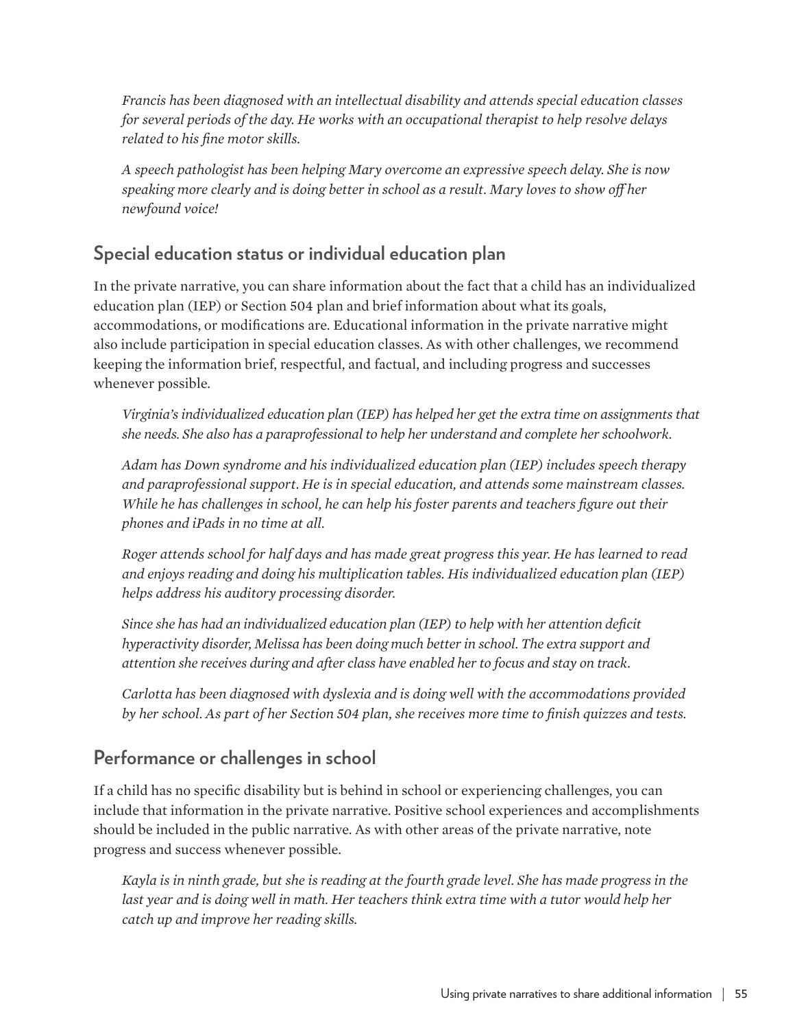*Francis has been diagnosed with an intellectual disability and attends special education classes for several periods of the day. He works with an occupational therapist to help resolve delays related to his fine motor skills.*

*A speech pathologist has been helping Mary overcome an expressive speech delay. She is now speaking more clearly and is doing better in school as a result. Mary loves to show off her newfound voice!*

## Special education status or individual education plan

In the private narrative, you can share information about the fact that a child has an individualized education plan (IEP) or Section 504 plan and brief information about what its goals, accommodations, or modifications are. Educational information in the private narrative might also include participation in special education classes. As with other challenges, we recommend keeping the information brief, respectful, and factual, and including progress and successes whenever possible.

*Virginia's individualized education plan (IEP) has helped her get the extra time on assignments that she needs. She also has a paraprofessional to help her understand and complete her schoolwork.*

*Adam has Down syndrome and his individualized education plan (IEP) includes speech therapy and paraprofessional support. He is in special education, and attends some mainstream classes. While he has challenges in school, he can help his foster parents and teachers figure out their phones and iPads in no time at all.*

*Roger attends school for half days and has made great progress this year. He has learned to read and enjoys reading and doing his multiplication tables. His individualized education plan (IEP) helps address his auditory processing disorder.*

*Since she has had an individualized education plan (IEP) to help with her attention deficit hyperactivity disorder, Melissa has been doing much better in school. The extra support and attention she receives during and after class have enabled her to focus and stay on track.*

*Carlotta has been diagnosed with dyslexia and is doing well with the accommodations provided by her school. As part of her Section 504 plan, she receives more time to finish quizzes and tests.*

## Performance or challenges in school

If a child has no specific disability but is behind in school or experiencing challenges, you can include that information in the private narrative. Positive school experiences and accomplishments should be included in the public narrative. As with other areas of the private narrative, note progress and success whenever possible.

*Kayla is in ninth grade, but she is reading at the fourth grade level. She has made progress in the last year and is doing well in math. Her teachers think extra time with a tutor would help her catch up and improve her reading skills.*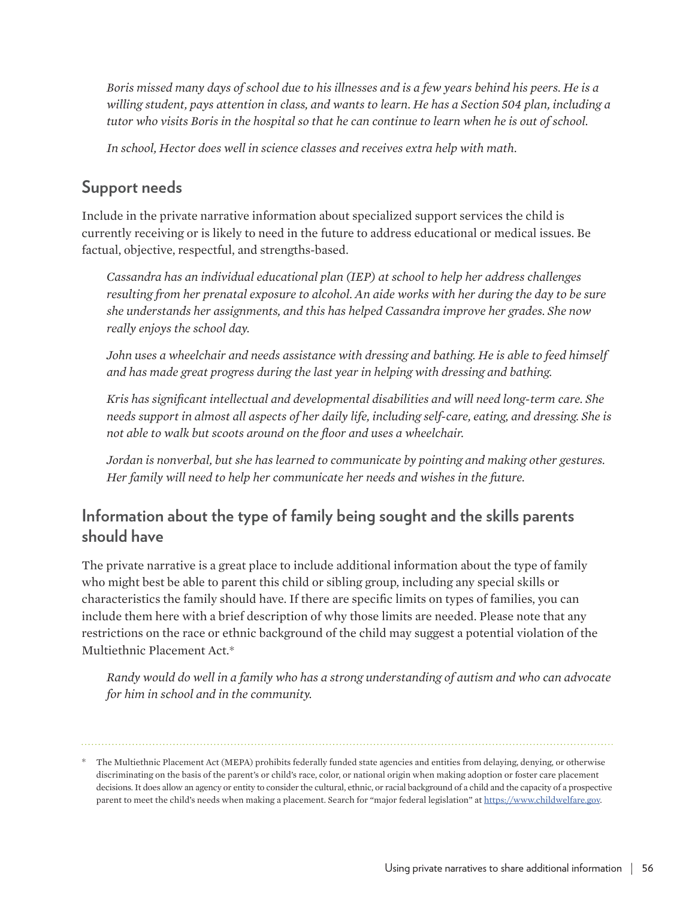*Boris missed many days of school due to his illnesses and is a few years behind his peers. He is a willing student, pays attention in class, and wants to learn. He has a Section 504 plan, including a tutor who visits Boris in the hospital so that he can continue to learn when he is out of school.*

*In school, Hector does well in science classes and receives extra help with math.*

## Support needs

Include in the private narrative information about specialized support services the child is currently receiving or is likely to need in the future to address educational or medical issues. Be factual, objective, respectful, and strengths-based.

*Cassandra has an individual educational plan (IEP) at school to help her address challenges resulting from her prenatal exposure to alcohol. An aide works with her during the day to be sure she understands her assignments, and this has helped Cassandra improve her grades. She now really enjoys the school day.*

*John uses a wheelchair and needs assistance with dressing and bathing. He is able to feed himself and has made great progress during the last year in helping with dressing and bathing.*

*Kris has significant intellectual and developmental disabilities and will need long-term care. She needs support in almost all aspects of her daily life, including self-care, eating, and dressing. She is not able to walk but scoots around on the floor and uses a wheelchair.*

*Jordan is nonverbal, but she has learned to communicate by pointing and making other gestures. Her family will need to help her communicate her needs and wishes in the future.*

## Information about the type of family being sought and the skills parents should have

The private narrative is a great place to include additional information about the type of family who might best be able to parent this child or sibling group, including any special skills or characteristics the family should have. If there are specific limits on types of families, you can include them here with a brief description of why those limits are needed. Please note that any restrictions on the race or ethnic background of the child may suggest a potential violation of the Multiethnic Placement Act.*

*Randy would do well in a family who has a strong understanding of autism and who can advocate for him in school and in the community.*

---

\* The Multiethnic Placement Act (MEPA) prohibits federally funded state agencies and entities from delaying, denying, or otherwise discriminating on the basis of the parent's or child's race, color, or national origin when making adoption or foster care placement decisions. It does allow an agency or entity to consider the cultural, ethnic, or racial background of a child and the capacity of a prospective parent to meet the child's needs when making a placement. Search for "major federal legislation" at [https://www.childwelfare.gov](https://www.childwelfare.gov).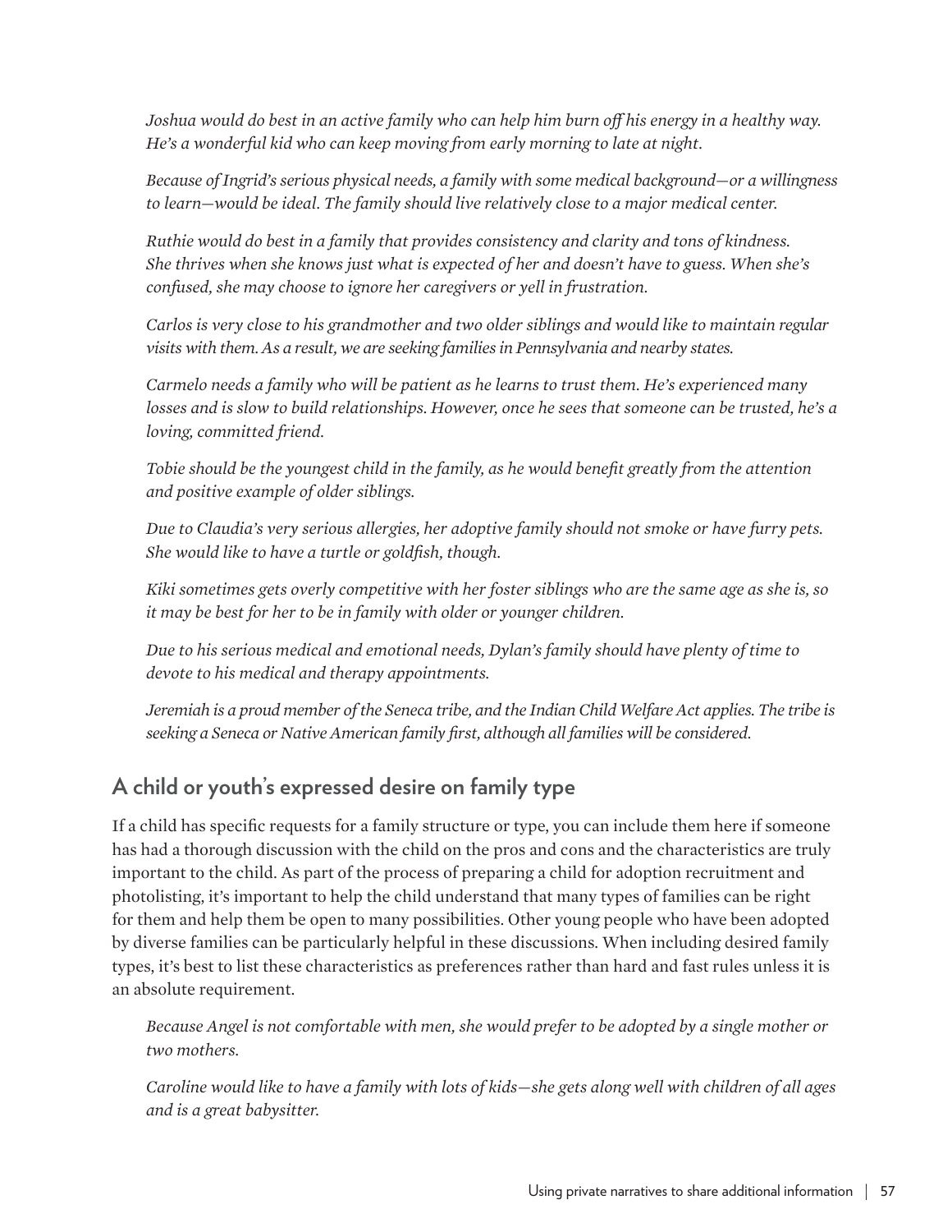*Joshua would do best in an active family who can help him burn off his energy in a healthy way. He's a wonderful kid who can keep moving from early morning to late at night.*

*Because of Ingrid's serious physical needs, a family with some medical background—or a willingness to learn—would be ideal. The family should live relatively close to a major medical center.*

*Ruthie would do best in a family that provides consistency and clarity and tons of kindness. She thrives when she knows just what is expected of her and doesn't have to guess. When she's confused, she may choose to ignore her caregivers or yell in frustration.*

*Carlos is very close to his grandmother and two older siblings and would like to maintain regular visits with them. As a result, we are seeking families in Pennsylvania and nearby states.*

*Carmelo needs a family who will be patient as he learns to trust them. He's experienced many losses and is slow to build relationships. However, once he sees that someone can be trusted, he's a loving, committed friend.*

*Tobie should be the youngest child in the family, as he would benefit greatly from the attention and positive example of older siblings.*

*Due to Claudia's very serious allergies, her adoptive family should not smoke or have furry pets. She would like to have a turtle or goldfish, though.*

*Kiki sometimes gets overly competitive with her foster siblings who are the same age as she is, so it may be best for her to be in family with older or younger children.*

*Due to his serious medical and emotional needs, Dylan's family should have plenty of time to devote to his medical and therapy appointments.*

*Jeremiah is a proud member of the Seneca tribe, and the Indian Child Welfare Act applies. The tribe is seeking a Seneca or Native American family first, although all families will be considered.*

## A child or youth's expressed desire on family type

If a child has specific requests for a family structure or type, you can include them here if someone has had a thorough discussion with the child on the pros and cons and the characteristics are truly important to the child. As part of the process of preparing a child for adoption recruitment and photolisting, it's important to help the child understand that many types of families can be right for them and help them be open to many possibilities. Other young people who have been adopted by diverse families can be particularly helpful in these discussions. When including desired family types, it's best to list these characteristics as preferences rather than hard and fast rules unless it is an absolute requirement.

*Because Angel is not comfortable with men, she would prefer to be adopted by a single mother or two mothers.*

*Caroline would like to have a family with lots of kids—she gets along well with children of all ages and is a great babysitter.*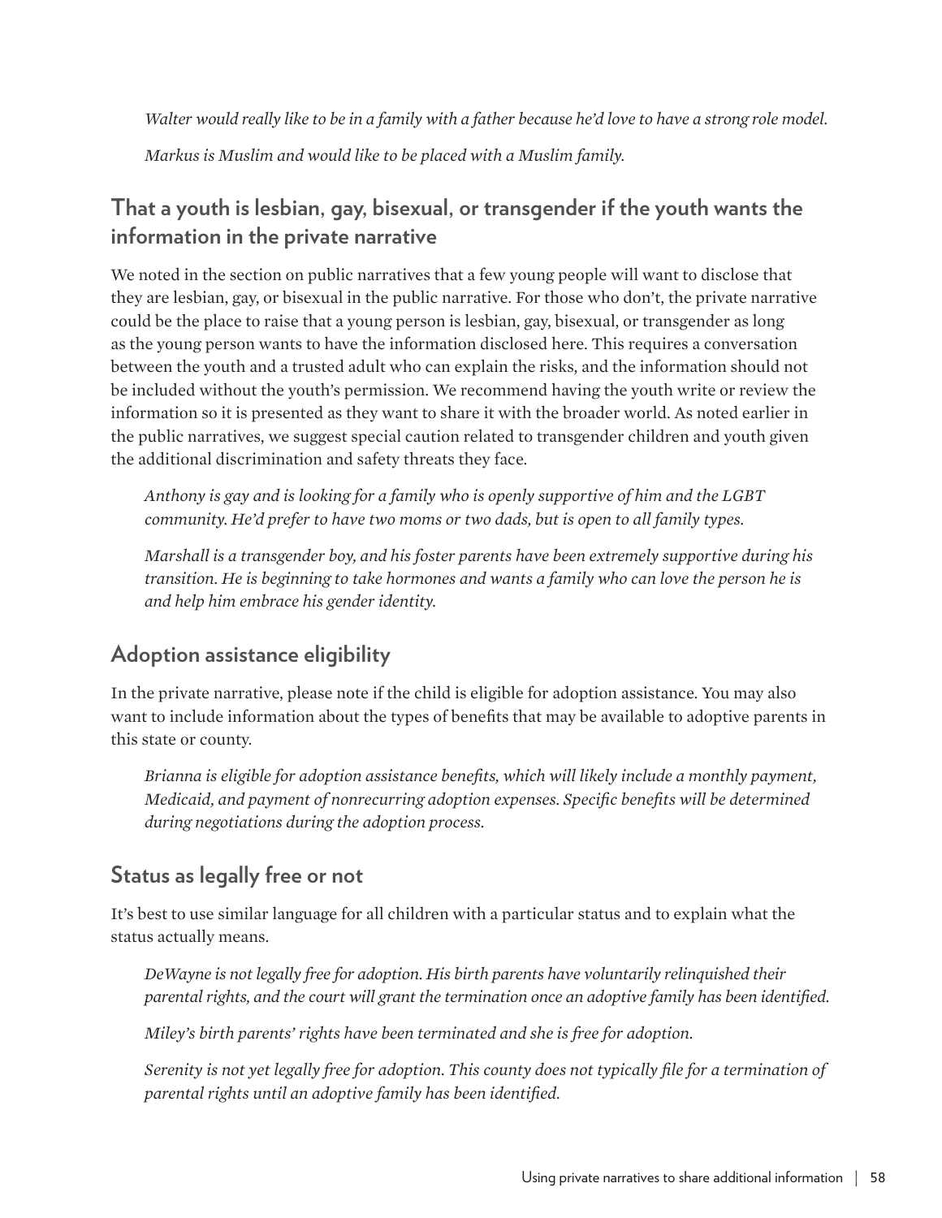*Walter would really like to be in a family with a father because he'd love to have a strong role model.*

*Markus is Muslim and would like to be placed with a Muslim family.*

## That a youth is lesbian, gay, bisexual, or transgender if the youth wants the information in the private narrative

We noted in the section on public narratives that a few young people will want to disclose that they are lesbian, gay, or bisexual in the public narrative. For those who don't, the private narrative could be the place to raise that a young person is lesbian, gay, bisexual, or transgender as long as the young person wants to have the information disclosed here. This requires a conversation between the youth and a trusted adult who can explain the risks, and the information should not be included without the youth's permission. We recommend having the youth write or review the information so it is presented as they want to share it with the broader world. As noted earlier in the public narratives, we suggest special caution related to transgender children and youth given the additional discrimination and safety threats they face.

*Anthony is gay and is looking for a family who is openly supportive of him and the LGBT community. He'd prefer to have two moms or two dads, but is open to all family types.*

*Marshall is a transgender boy, and his foster parents have been extremely supportive during his transition. He is beginning to take hormones and wants a family who can love the person he is and help him embrace his gender identity.*

## Adoption assistance eligibility

In the private narrative, please note if the child is eligible for adoption assistance. You may also want to include information about the types of benefits that may be available to adoptive parents in this state or county.

*Brianna is eligible for adoption assistance benefits, which will likely include a monthly payment, Medicaid, and payment of nonrecurring adoption expenses. Specific benefits will be determined during negotiations during the adoption process.*

## Status as legally free or not

It's best to use similar language for all children with a particular status and to explain what the status actually means.

*DeWayne is not legally free for adoption. His birth parents have voluntarily relinquished their parental rights, and the court will grant the termination once an adoptive family has been identified.*

*Miley's birth parents' rights have been terminated and she is free for adoption.*

*Serenity is not yet legally free for adoption. This county does not typically file for a termination of parental rights until an adoptive family has been identified.*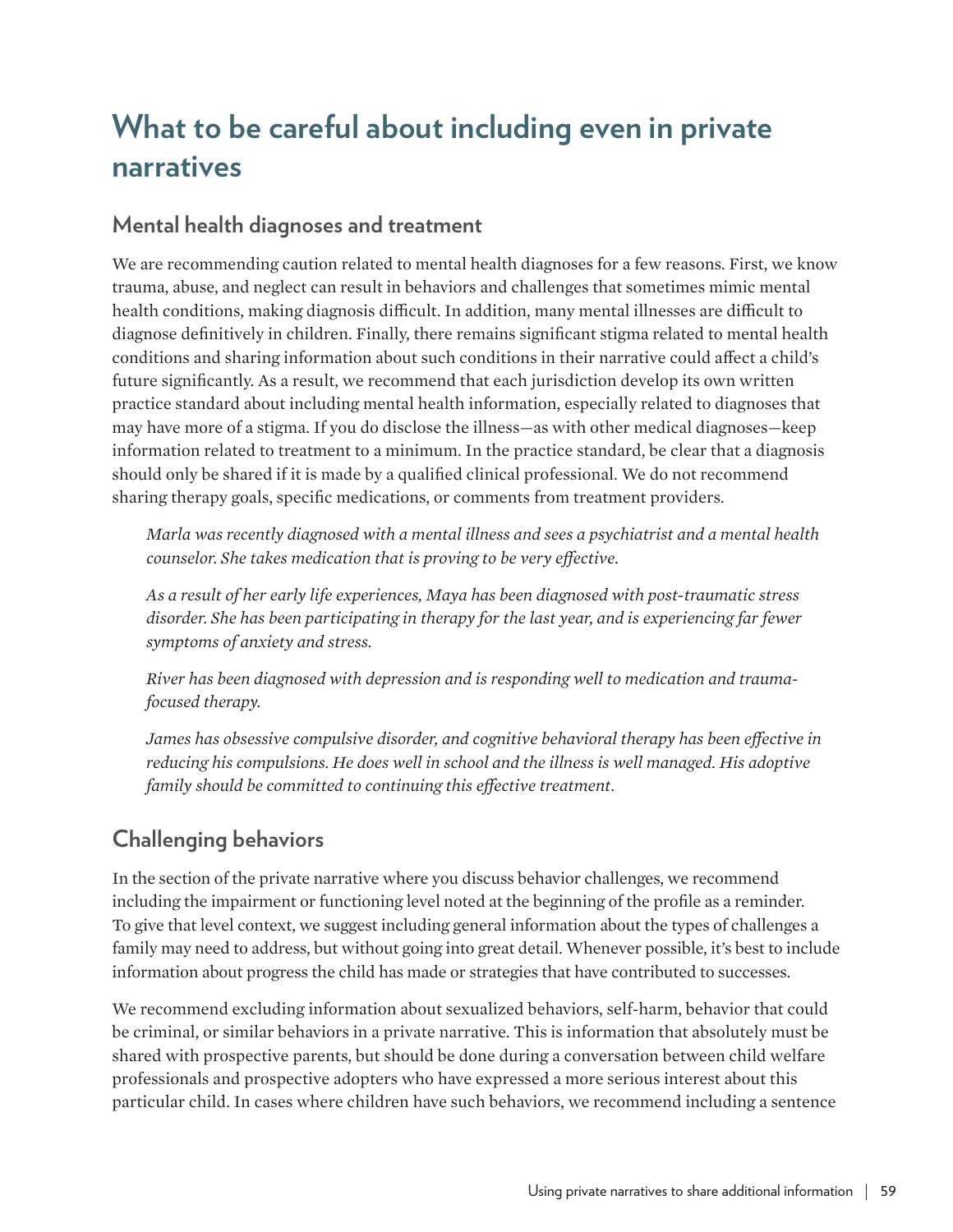# What to be careful about including even in private narratives

## Mental health diagnoses and treatment

We are recommending caution related to mental health diagnoses for a few reasons. First, we know trauma, abuse, and neglect can result in behaviors and challenges that sometimes mimic mental health conditions, making diagnosis difficult. In addition, many mental illnesses are difficult to diagnose definitively in children. Finally, there remains significant stigma related to mental health conditions and sharing information about such conditions in their narrative could affect a child's future significantly. As a result, we recommend that each jurisdiction develop its own written practice standard about including mental health information, especially related to diagnoses that may have more of a stigma. If you do disclose the illness—as with other medical diagnoses—keep information related to treatment to a minimum. In the practice standard, be clear that a diagnosis should only be shared if it is made by a qualified clinical professional. We do not recommend sharing therapy goals, specific medications, or comments from treatment providers.

> *Marla was recently diagnosed with a mental illness and sees a psychiatrist and a mental health counselor. She takes medication that is proving to be very effective.*
>
> *As a result of her early life experiences, Maya has been diagnosed with post-traumatic stress disorder. She has been participating in therapy for the last year, and is experiencing far fewer symptoms of anxiety and stress.*
>
> *River has been diagnosed with depression and is responding well to medication and trauma-focused therapy.*
>
> *James has obsessive compulsive disorder, and cognitive behavioral therapy has been effective in reducing his compulsions. He does well in school and the illness is well managed. His adoptive family should be committed to continuing this effective treatment.*

## Challenging behaviors

In the section of the private narrative where you discuss behavior challenges, we recommend including the impairment or functioning level noted at the beginning of the profile as a reminder. To give that level context, we suggest including general information about the types of challenges a family may need to address, but without going into great detail. Whenever possible, it's best to include information about progress the child has made or strategies that have contributed to successes.

We recommend excluding information about sexualized behaviors, self-harm, behavior that could be criminal, or similar behaviors in a private narrative. This is information that absolutely must be shared with prospective parents, but should be done during a conversation between child welfare professionals and prospective adopters who have expressed a more serious interest about this particular child. In cases where children have such behaviors, we recommend including a sentence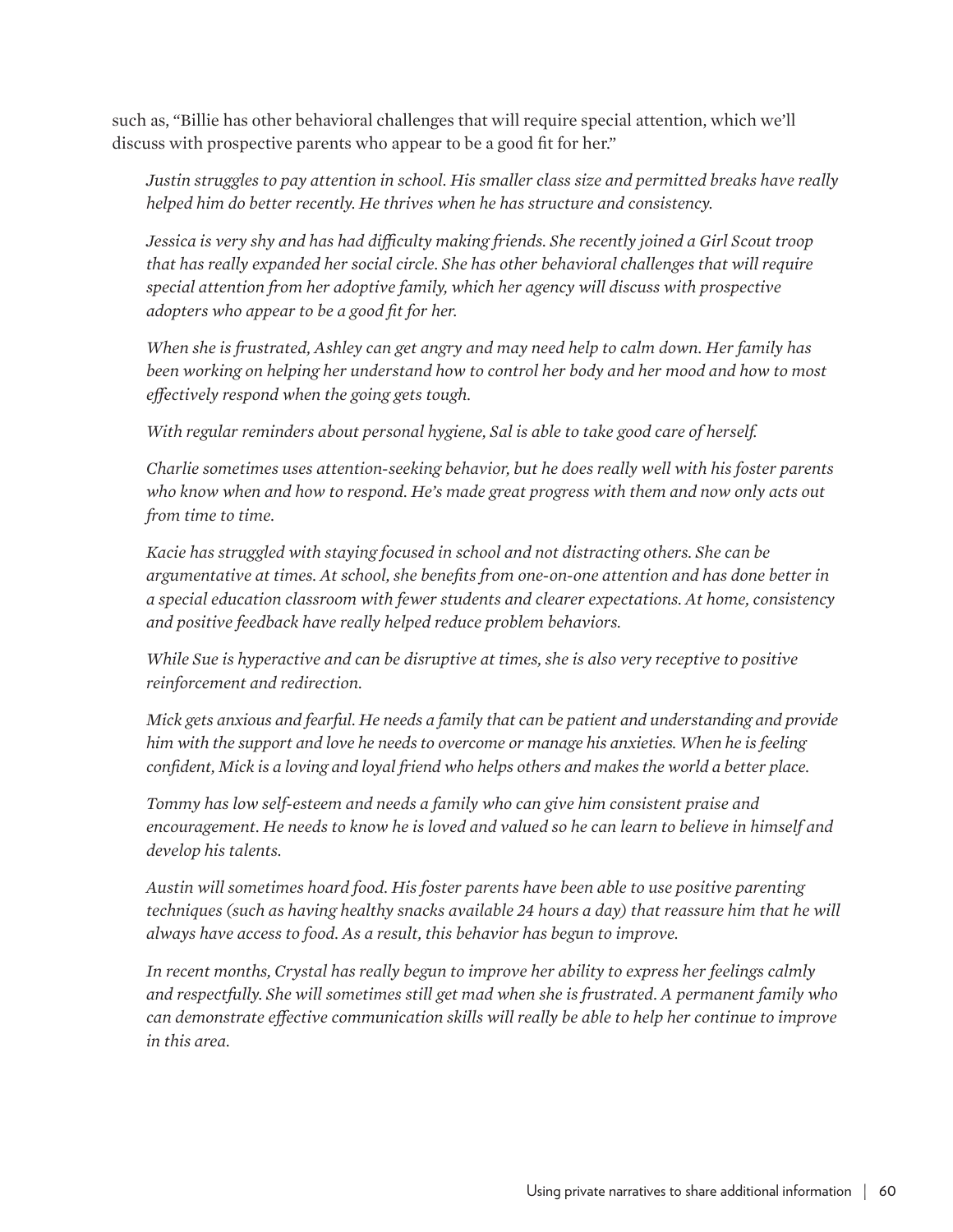such as, "Billie has other behavioral challenges that will require special attention, which we'll discuss with prospective parents who appear to be a good fit for her."

> *Justin struggles to pay attention in school. His smaller class size and permitted breaks have really helped him do better recently. He thrives when he has structure and consistency.*
>
> *Jessica is very shy and has had difficulty making friends. She recently joined a Girl Scout troop that has really expanded her social circle. She has other behavioral challenges that will require special attention from her adoptive family, which her agency will discuss with prospective adopters who appear to be a good fit for her.*
>
> *When she is frustrated, Ashley can get angry and may need help to calm down. Her family has been working on helping her understand how to control her body and her mood and how to most effectively respond when the going gets tough.*
>
> *With regular reminders about personal hygiene, Sal is able to take good care of herself.*
>
> *Charlie sometimes uses attention-seeking behavior, but he does really well with his foster parents who know when and how to respond. He's made great progress with them and now only acts out from time to time.*
>
> *Kacie has struggled with staying focused in school and not distracting others. She can be argumentative at times. At school, she benefits from one-on-one attention and has done better in a special education classroom with fewer students and clearer expectations. At home, consistency and positive feedback have really helped reduce problem behaviors.*
>
> *While Sue is hyperactive and can be disruptive at times, she is also very receptive to positive reinforcement and redirection.*
>
> *Mick gets anxious and fearful. He needs a family that can be patient and understanding and provide him with the support and love he needs to overcome or manage his anxieties. When he is feeling confident, Mick is a loving and loyal friend who helps others and makes the world a better place.*
>
> *Tommy has low self-esteem and needs a family who can give him consistent praise and encouragement. He needs to know he is loved and valued so he can learn to believe in himself and develop his talents.*
>
> *Austin will sometimes hoard food. His foster parents have been able to use positive parenting techniques (such as having healthy snacks available 24 hours a day) that reassure him that he will always have access to food. As a result, this behavior has begun to improve.*
>
> *In recent months, Crystal has really begun to improve her ability to express her feelings calmly and respectfully. She will sometimes still get mad when she is frustrated. A permanent family who can demonstrate effective communication skills will really be able to help her continue to improve in this area.*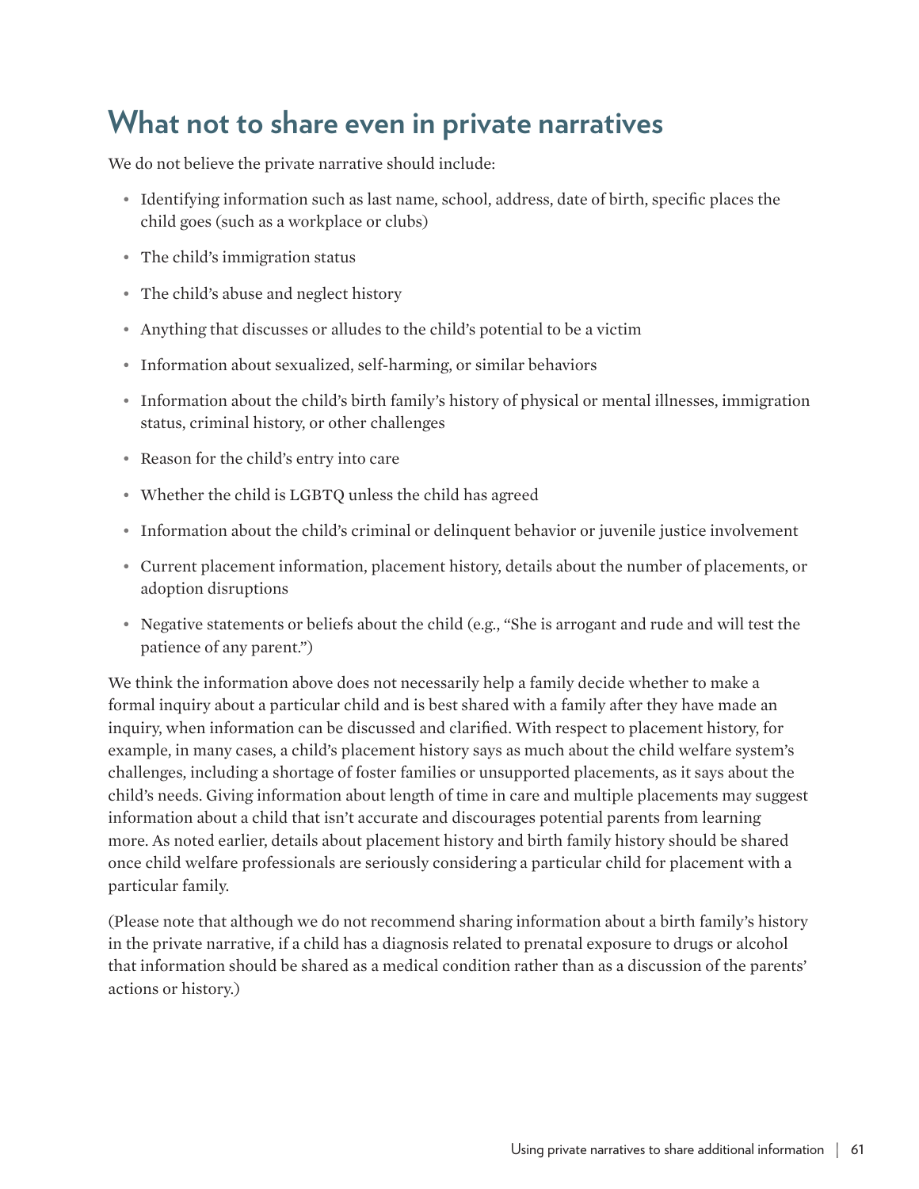## What not to share even in private narratives

We do not believe the private narrative should include:

- Identifying information such as last name, school, address, date of birth, specific places the child goes (such as a workplace or clubs)
- The child's immigration status
- The child's abuse and neglect history
- Anything that discusses or alludes to the child's potential to be a victim
- Information about sexualized, self-harming, or similar behaviors
- Information about the child's birth family's history of physical or mental illnesses, immigration status, criminal history, or other challenges
- Reason for the child's entry into care
- Whether the child is LGBTQ unless the child has agreed
- Information about the child's criminal or delinquent behavior or juvenile justice involvement
- Current placement information, placement history, details about the number of placements, or adoption disruptions
- Negative statements or beliefs about the child (e.g., "She is arrogant and rude and will test the patience of any parent.")

We think the information above does not necessarily help a family decide whether to make a formal inquiry about a particular child and is best shared with a family after they have made an inquiry, when information can be discussed and clarified. With respect to placement history, for example, in many cases, a child's placement history says as much about the child welfare system's challenges, including a shortage of foster families or unsupported placements, as it says about the child's needs. Giving information about length of time in care and multiple placements may suggest information about a child that isn't accurate and discourages potential parents from learning more. As noted earlier, details about placement history and birth family history should be shared once child welfare professionals are seriously considering a particular child for placement with a particular family.

(Please note that although we do not recommend sharing information about a birth family's history in the private narrative, if a child has a diagnosis related to prenatal exposure to drugs or alcohol that information should be shared as a medical condition rather than as a discussion of the parents' actions or history.)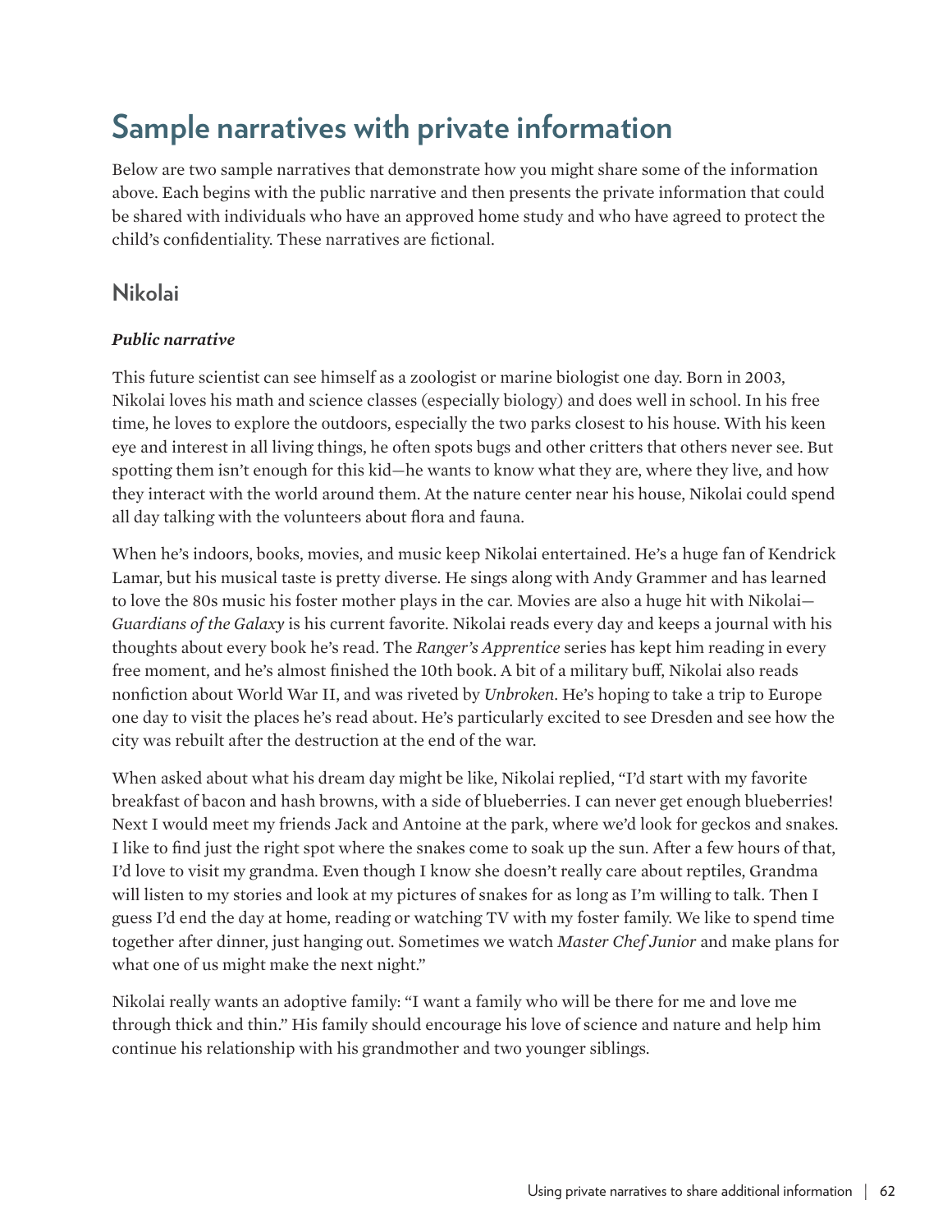# Sample narratives with private information

Below are two sample narratives that demonstrate how you might share some of the information above. Each begins with the public narrative and then presents the private information that could be shared with individuals who have an approved home study and who have agreed to protect the child's confidentiality. These narratives are fictional.

## Nikolai

***Public narrative***

This future scientist can see himself as a zoologist or marine biologist one day. Born in 2003, Nikolai loves his math and science classes (especially biology) and does well in school. In his free time, he loves to explore the outdoors, especially the two parks closest to his house. With his keen eye and interest in all living things, he often spots bugs and other critters that others never see. But spotting them isn't enough for this kid—he wants to know what they are, where they live, and how they interact with the world around them. At the nature center near his house, Nikolai could spend all day talking with the volunteers about flora and fauna.

When he's indoors, books, movies, and music keep Nikolai entertained. He's a huge fan of Kendrick Lamar, but his musical taste is pretty diverse. He sings along with Andy Grammer and has learned to love the 80s music his foster mother plays in the car. Movies are also a huge hit with Nikolai—*Guardians of the Galaxy* is his current favorite. Nikolai reads every day and keeps a journal with his thoughts about every book he's read. The *Ranger's Apprentice* series has kept him reading in every free moment, and he's almost finished the 10th book. A bit of a military buff, Nikolai also reads nonfiction about World War II, and was riveted by *Unbroken*. He's hoping to take a trip to Europe one day to visit the places he's read about. He's particularly excited to see Dresden and see how the city was rebuilt after the destruction at the end of the war.

When asked about what his dream day might be like, Nikolai replied, "I'd start with my favorite breakfast of bacon and hash browns, with a side of blueberries. I can never get enough blueberries! Next I would meet my friends Jack and Antoine at the park, where we'd look for geckos and snakes. I like to find just the right spot where the snakes come to soak up the sun. After a few hours of that, I'd love to visit my grandma. Even though I know she doesn't really care about reptiles, Grandma will listen to my stories and look at my pictures of snakes for as long as I'm willing to talk. Then I guess I'd end the day at home, reading or watching TV with my foster family. We like to spend time together after dinner, just hanging out. Sometimes we watch *Master Chef Junior* and make plans for what one of us might make the next night."

Nikolai really wants an adoptive family: "I want a family who will be there for me and love me through thick and thin." His family should encourage his love of science and nature and help him continue his relationship with his grandmother and two younger siblings.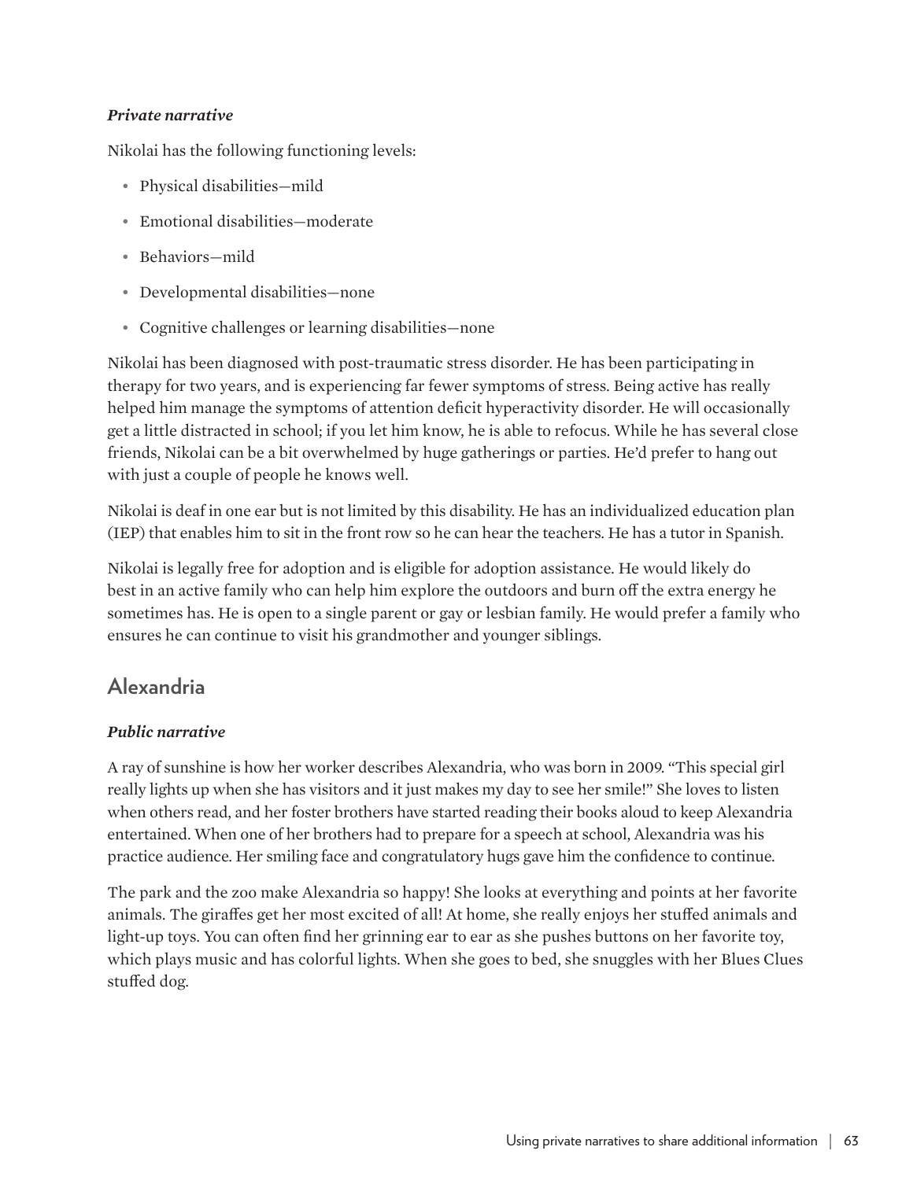***Private narrative***

Nikolai has the following functioning levels:

- Physical disabilities—mild
- Emotional disabilities—moderate
- Behaviors—mild
- Developmental disabilities—none
- Cognitive challenges or learning disabilities—none

Nikolai has been diagnosed with post-traumatic stress disorder. He has been participating in therapy for two years, and is experiencing far fewer symptoms of stress. Being active has really helped him manage the symptoms of attention deficit hyperactivity disorder. He will occasionally get a little distracted in school; if you let him know, he is able to refocus. While he has several close friends, Nikolai can be a bit overwhelmed by huge gatherings or parties. He'd prefer to hang out with just a couple of people he knows well.

Nikolai is deaf in one ear but is not limited by this disability. He has an individualized education plan (IEP) that enables him to sit in the front row so he can hear the teachers. He has a tutor in Spanish.

Nikolai is legally free for adoption and is eligible for adoption assistance. He would likely do best in an active family who can help him explore the outdoors and burn off the extra energy he sometimes has. He is open to a single parent or gay or lesbian family. He would prefer a family who ensures he can continue to visit his grandmother and younger siblings.

## Alexandria

***Public narrative***

A ray of sunshine is how her worker describes Alexandria, who was born in 2009. "This special girl really lights up when she has visitors and it just makes my day to see her smile!" She loves to listen when others read, and her foster brothers have started reading their books aloud to keep Alexandria entertained. When one of her brothers had to prepare for a speech at school, Alexandria was his practice audience. Her smiling face and congratulatory hugs gave him the confidence to continue.

The park and the zoo make Alexandria so happy! She looks at everything and points at her favorite animals. The giraffes get her most excited of all! At home, she really enjoys her stuffed animals and light-up toys. You can often find her grinning ear to ear as she pushes buttons on her favorite toy, which plays music and has colorful lights. When she goes to bed, she snuggles with her Blues Clues stuffed dog.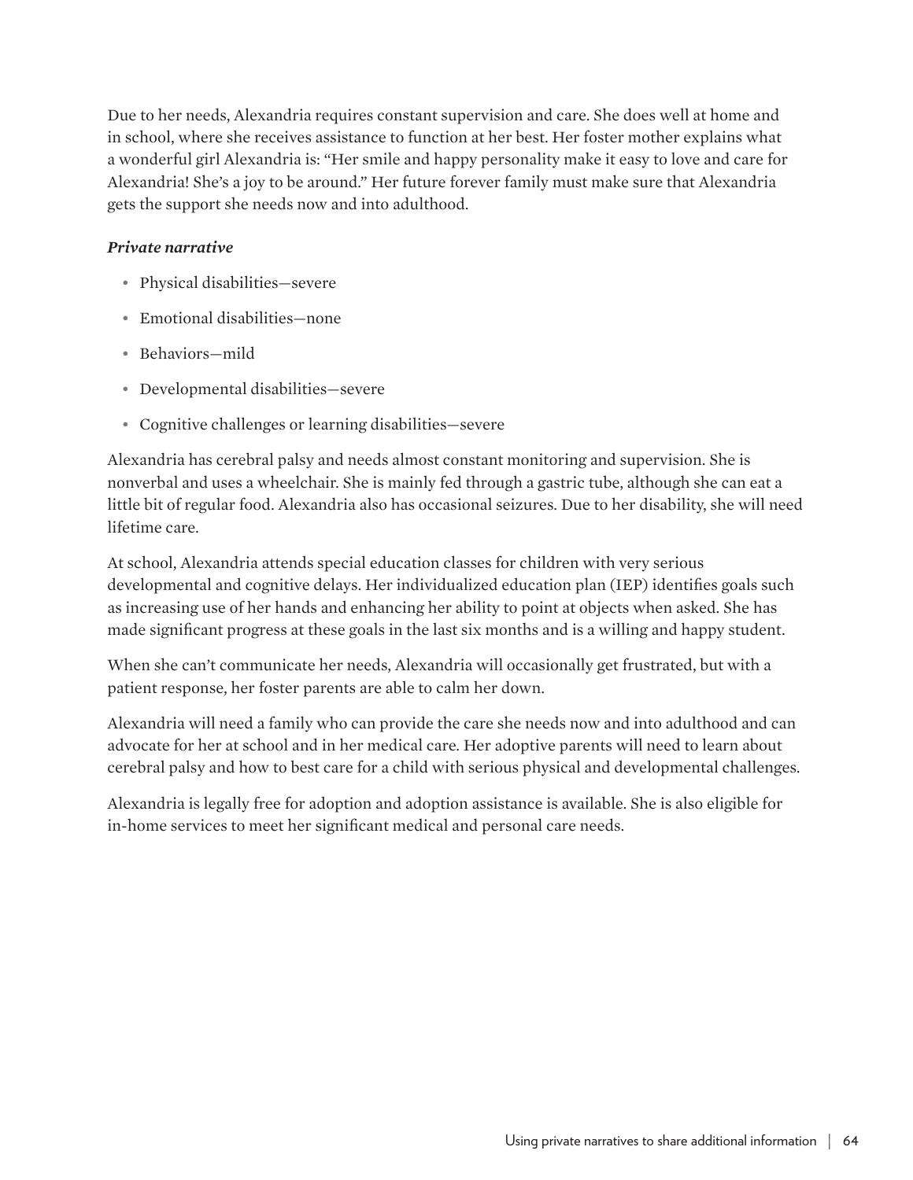Due to her needs, Alexandria requires constant supervision and care. She does well at home and in school, where she receives assistance to function at her best. Her foster mother explains what a wonderful girl Alexandria is: "Her smile and happy personality make it easy to love and care for Alexandria! She's a joy to be around." Her future forever family must make sure that Alexandria gets the support she needs now and into adulthood.

***Private narrative***

- Physical disabilities—severe
- Emotional disabilities—none
- Behaviors—mild
- Developmental disabilities—severe
- Cognitive challenges or learning disabilities—severe

Alexandria has cerebral palsy and needs almost constant monitoring and supervision. She is nonverbal and uses a wheelchair. She is mainly fed through a gastric tube, although she can eat a little bit of regular food. Alexandria also has occasional seizures. Due to her disability, she will need lifetime care.

At school, Alexandria attends special education classes for children with very serious developmental and cognitive delays. Her individualized education plan (IEP) identifies goals such as increasing use of her hands and enhancing her ability to point at objects when asked. She has made significant progress at these goals in the last six months and is a willing and happy student.

When she can't communicate her needs, Alexandria will occasionally get frustrated, but with a patient response, her foster parents are able to calm her down.

Alexandria will need a family who can provide the care she needs now and into adulthood and can advocate for her at school and in her medical care. Her adoptive parents will need to learn about cerebral palsy and how to best care for a child with serious physical and developmental challenges.

Alexandria is legally free for adoption and adoption assistance is available. She is also eligible for in-home services to meet her significant medical and personal care needs.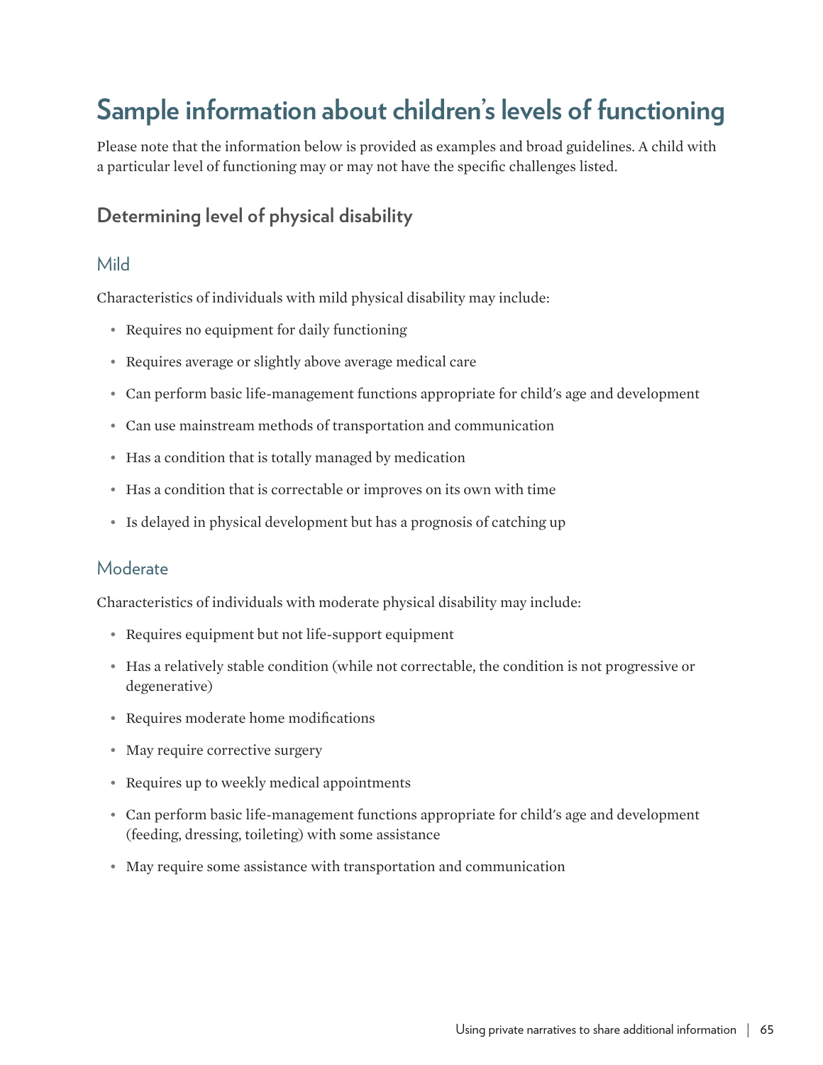# Sample information about children's levels of functioning

Please note that the information below is provided as examples and broad guidelines. A child with a particular level of functioning may or may not have the specific challenges listed.

## Determining level of physical disability

### Mild

Characteristics of individuals with mild physical disability may include:

- Requires no equipment for daily functioning
- Requires average or slightly above average medical care
- Can perform basic life-management functions appropriate for child's age and development
- Can use mainstream methods of transportation and communication
- Has a condition that is totally managed by medication
- Has a condition that is correctable or improves on its own with time
- Is delayed in physical development but has a prognosis of catching up

### Moderate

Characteristics of individuals with moderate physical disability may include:

- Requires equipment but not life-support equipment
- Has a relatively stable condition (while not correctable, the condition is not progressive or degenerative)
- Requires moderate home modifications
- May require corrective surgery
- Requires up to weekly medical appointments
- Can perform basic life-management functions appropriate for child's age and development (feeding, dressing, toileting) with some assistance
- May require some assistance with transportation and communication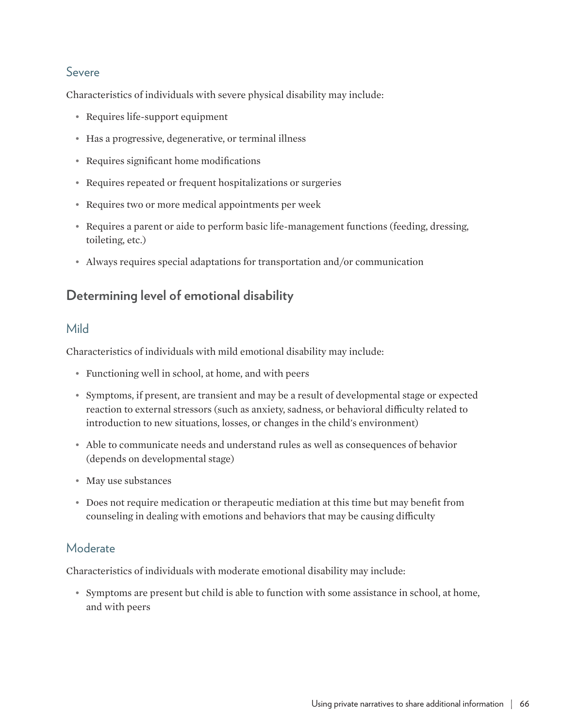### Severe

Characteristics of individuals with severe physical disability may include:

- Requires life-support equipment
- Has a progressive, degenerative, or terminal illness
- Requires significant home modifications
- Requires repeated or frequent hospitalizations or surgeries
- Requires two or more medical appointments per week
- Requires a parent or aide to perform basic life-management functions (feeding, dressing, toileting, etc.)
- Always requires special adaptations for transportation and/or communication

## Determining level of emotional disability

### Mild

Characteristics of individuals with mild emotional disability may include:

- Functioning well in school, at home, and with peers
- Symptoms, if present, are transient and may be a result of developmental stage or expected reaction to external stressors (such as anxiety, sadness, or behavioral difficulty related to introduction to new situations, losses, or changes in the child's environment)
- Able to communicate needs and understand rules as well as consequences of behavior (depends on developmental stage)
- May use substances
- Does not require medication or therapeutic mediation at this time but may benefit from counseling in dealing with emotions and behaviors that may be causing difficulty

### Moderate

Characteristics of individuals with moderate emotional disability may include:

- Symptoms are present but child is able to function with some assistance in school, at home, and with peers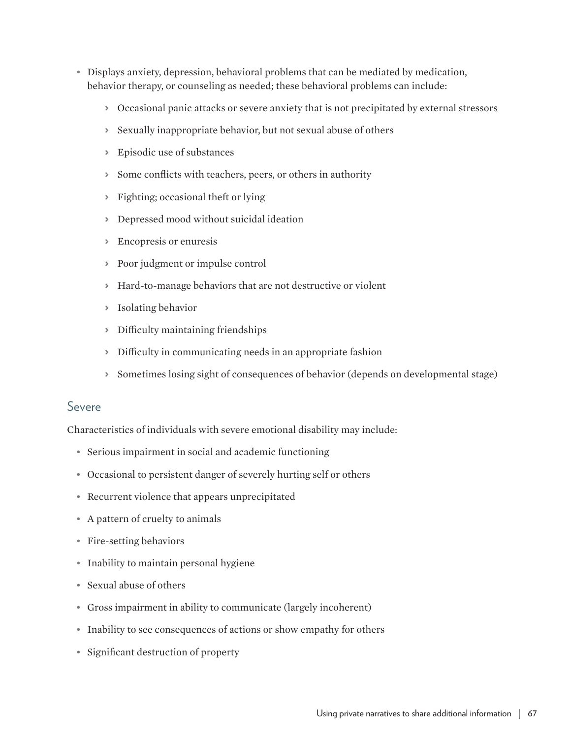- Displays anxiety, depression, behavioral problems that can be mediated by medication, behavior therapy, or counseling as needed; these behavioral problems can include:
  - Occasional panic attacks or severe anxiety that is not precipitated by external stressors
  - Sexually inappropriate behavior, but not sexual abuse of others
  - Episodic use of substances
  - Some conflicts with teachers, peers, or others in authority
  - Fighting; occasional theft or lying
  - Depressed mood without suicidal ideation
  - Encopresis or enuresis
  - Poor judgment or impulse control
  - Hard-to-manage behaviors that are not destructive or violent
  - Isolating behavior
  - Difficulty maintaining friendships
  - Difficulty in communicating needs in an appropriate fashion
  - Sometimes losing sight of consequences of behavior (depends on developmental stage)

## Severe

Characteristics of individuals with severe emotional disability may include:

- Serious impairment in social and academic functioning
- Occasional to persistent danger of severely hurting self or others
- Recurrent violence that appears unprecipitated
- A pattern of cruelty to animals
- Fire-setting behaviors
- Inability to maintain personal hygiene
- Sexual abuse of others
- Gross impairment in ability to communicate (largely incoherent)
- Inability to see consequences of actions or show empathy for others
- Significant destruction of property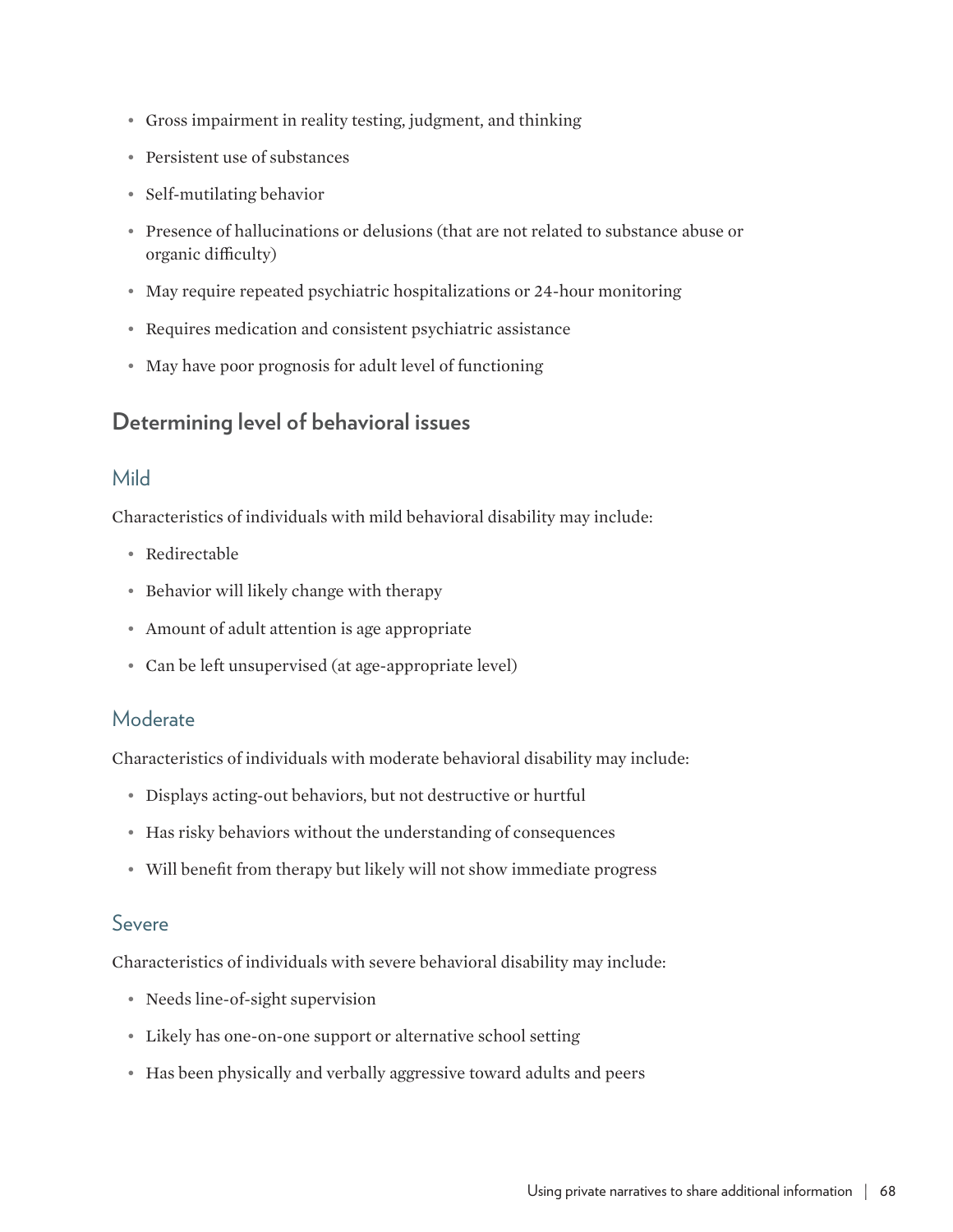- Gross impairment in reality testing, judgment, and thinking
- Persistent use of substances
- Self-mutilating behavior
- Presence of hallucinations or delusions (that are not related to substance abuse or organic difficulty)
- May require repeated psychiatric hospitalizations or 24-hour monitoring
- Requires medication and consistent psychiatric assistance
- May have poor prognosis for adult level of functioning

## Determining level of behavioral issues

### Mild

Characteristics of individuals with mild behavioral disability may include:

- Redirectable
- Behavior will likely change with therapy
- Amount of adult attention is age appropriate
- Can be left unsupervised (at age-appropriate level)

### Moderate

Characteristics of individuals with moderate behavioral disability may include:

- Displays acting-out behaviors, but not destructive or hurtful
- Has risky behaviors without the understanding of consequences
- Will benefit from therapy but likely will not show immediate progress

### Severe

Characteristics of individuals with severe behavioral disability may include:

- Needs line-of-sight supervision
- Likely has one-on-one support or alternative school setting
- Has been physically and verbally aggressive toward adults and peers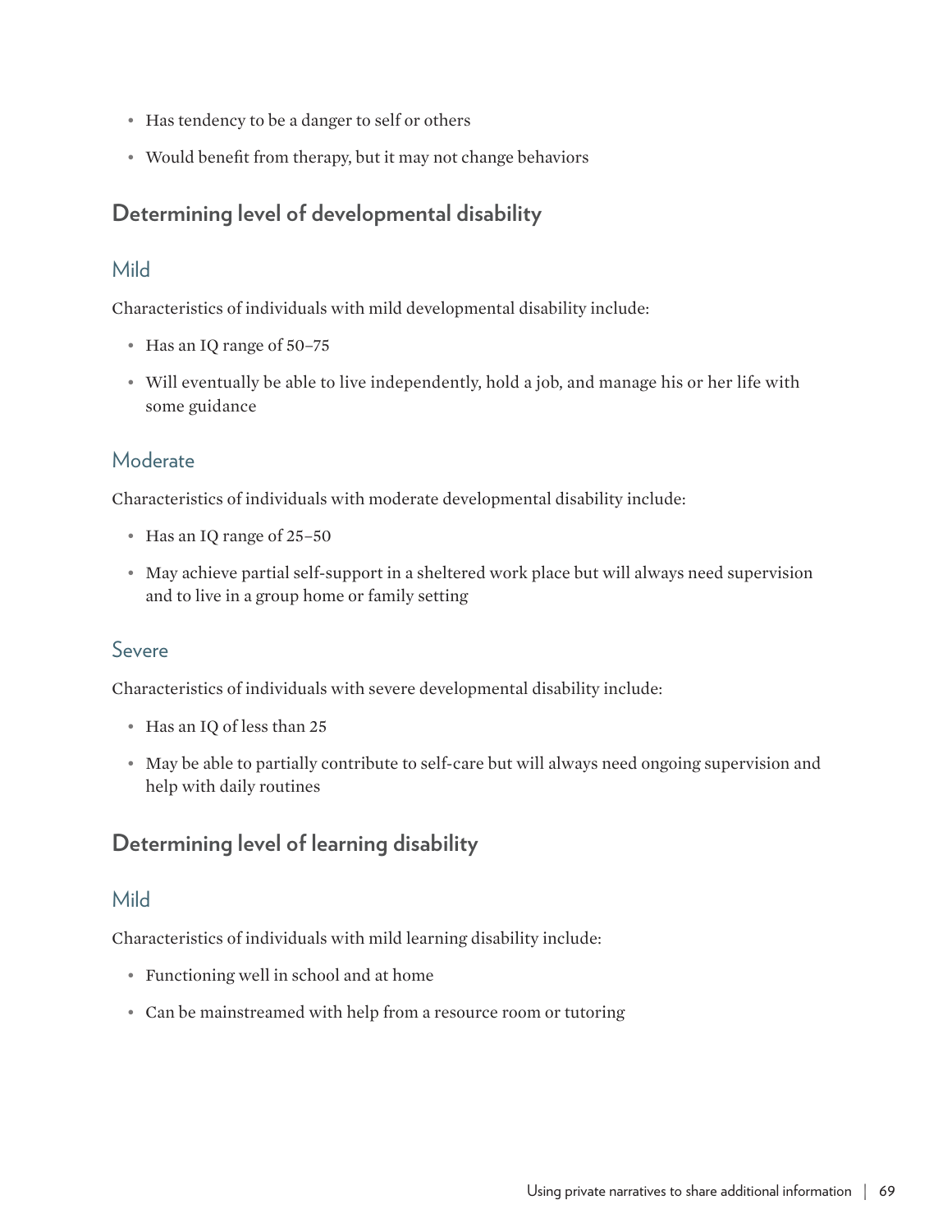- Has tendency to be a danger to self or others
- Would benefit from therapy, but it may not change behaviors

## Determining level of developmental disability

### Mild

Characteristics of individuals with mild developmental disability include:

- Has an IQ range of 50–75
- Will eventually be able to live independently, hold a job, and manage his or her life with some guidance

### Moderate

Characteristics of individuals with moderate developmental disability include:

- Has an IQ range of 25–50
- May achieve partial self-support in a sheltered work place but will always need supervision and to live in a group home or family setting

### Severe

Characteristics of individuals with severe developmental disability include:

- Has an IQ of less than 25
- May be able to partially contribute to self-care but will always need ongoing supervision and help with daily routines

## Determining level of learning disability

### Mild

Characteristics of individuals with mild learning disability include:

- Functioning well in school and at home
- Can be mainstreamed with help from a resource room or tutoring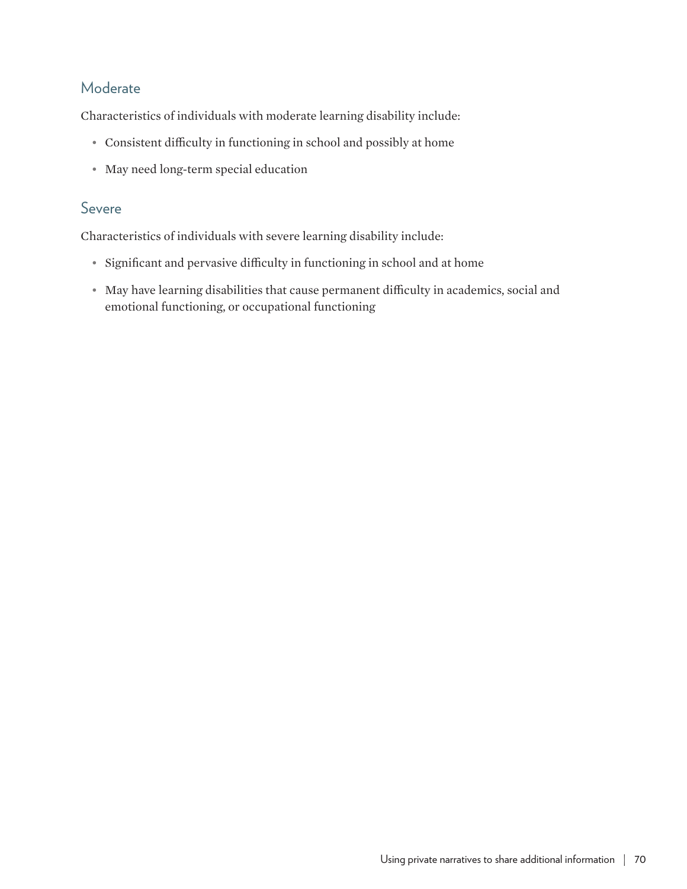## Moderate

Characteristics of individuals with moderate learning disability include:

- Consistent difficulty in functioning in school and possibly at home
- May need long-term special education

## Severe

Characteristics of individuals with severe learning disability include:

- Significant and pervasive difficulty in functioning in school and at home
- May have learning disabilities that cause permanent difficulty in academics, social and emotional functioning, or occupational functioning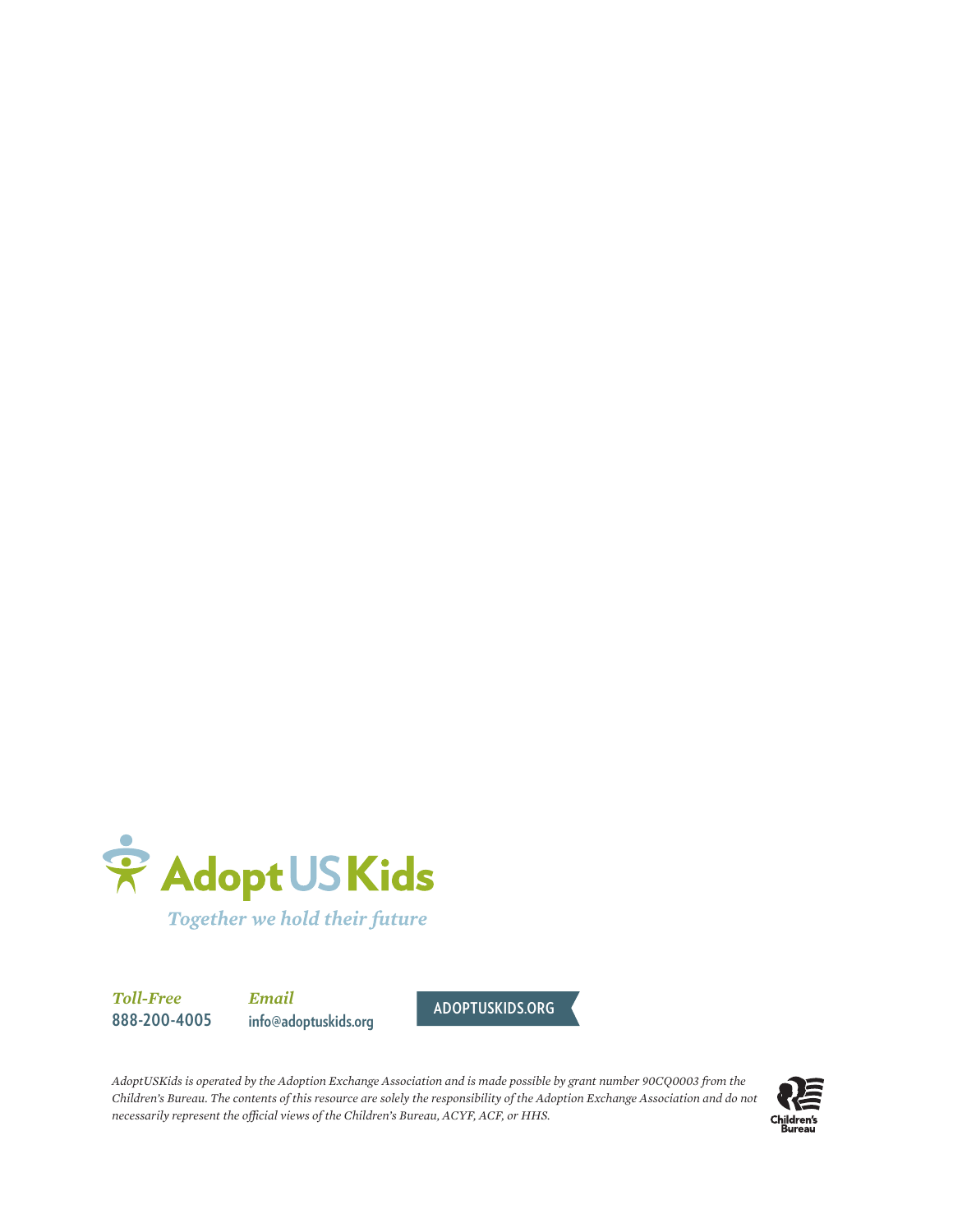Adopt US Kids

*Together we hold their future*

*Toll-Free*
888-200-4005

*Email*
info@adoptuskids.org

ADOPTUSKIDS.ORG

*AdoptUSKids is operated by the Adoption Exchange Association and is made possible by grant number 90CQ0003 from the Children's Bureau. The contents of this resource are solely the responsibility of the Adoption Exchange Association and do not necessarily represent the official views of the Children's Bureau, ACYF, ACF, or HHS.*

Children's Bureau